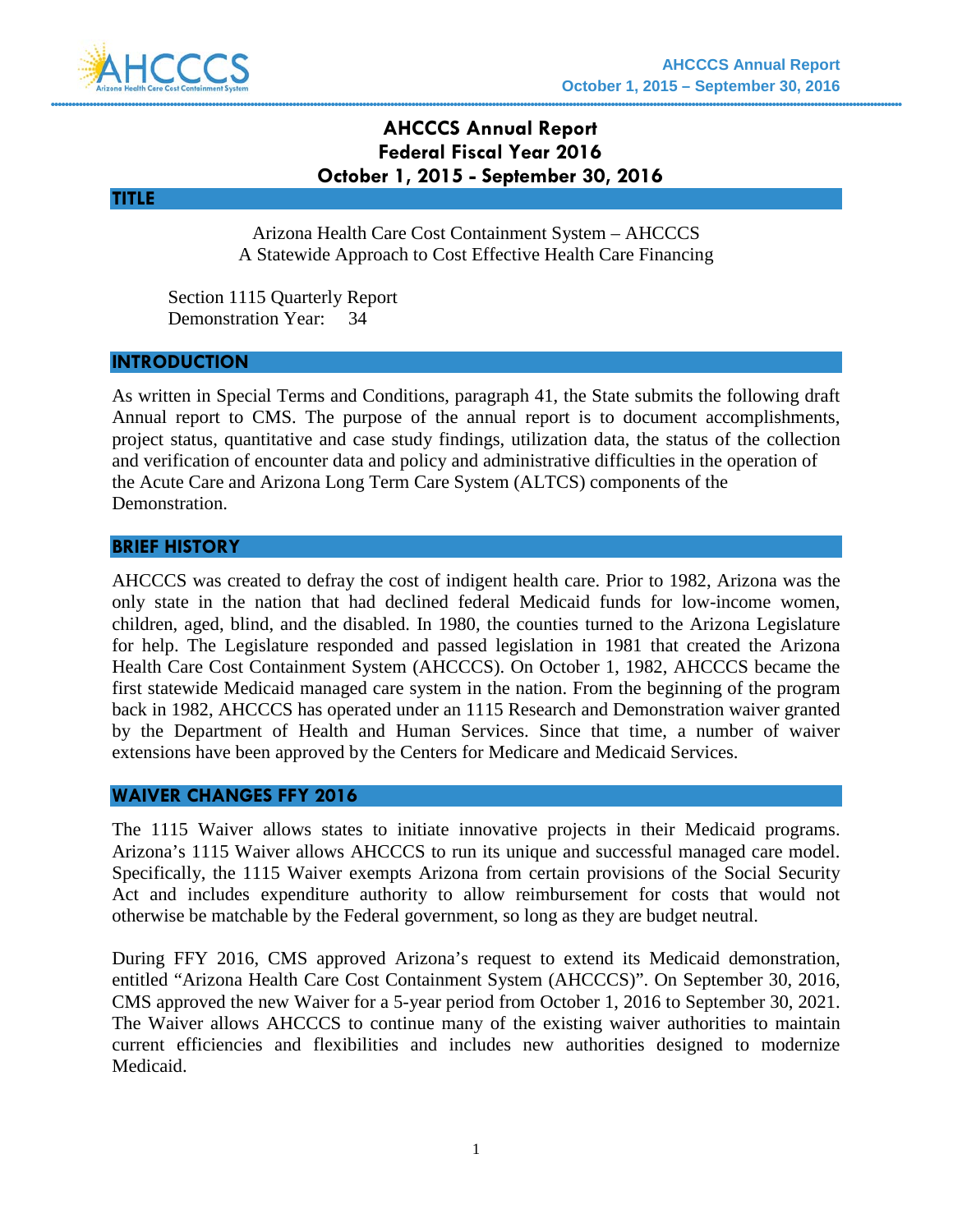# AHCCCS Annual Report
# Federal Fiscal Year 2016
# October 1, 2015 - September 30, 2016

## TITLE

Arizona Health Care Cost Containment System – AHCCCS
A Statewide Approach to Cost Effective Health Care Financing

Section 1115 Quarterly Report
Demonstration Year: 34

## INTRODUCTION

As written in Special Terms and Conditions, paragraph 41, the State submits the following draft Annual report to CMS. The purpose of the annual report is to document accomplishments, project status, quantitative and case study findings, utilization data, the status of the collection and verification of encounter data and policy and administrative difficulties in the operation of the Acute Care and Arizona Long Term Care System (ALTCS) components of the Demonstration.

## BRIEF HISTORY

AHCCCS was created to defray the cost of indigent health care. Prior to 1982, Arizona was the only state in the nation that had declined federal Medicaid funds for low-income women, children, aged, blind, and the disabled. In 1980, the counties turned to the Arizona Legislature for help. The Legislature responded and passed legislation in 1981 that created the Arizona Health Care Cost Containment System (AHCCCS). On October 1, 1982, AHCCCS became the first statewide Medicaid managed care system in the nation. From the beginning of the program back in 1982, AHCCCS has operated under an 1115 Research and Demonstration waiver granted by the Department of Health and Human Services. Since that time, a number of waiver extensions have been approved by the Centers for Medicare and Medicaid Services.

## WAIVER CHANGES FFY 2016

The 1115 Waiver allows states to initiate innovative projects in their Medicaid programs. Arizona's 1115 Waiver allows AHCCCS to run its unique and successful managed care model. Specifically, the 1115 Waiver exempts Arizona from certain provisions of the Social Security Act and includes expenditure authority to allow reimbursement for costs that would not otherwise be matchable by the Federal government, so long as they are budget neutral.

During FFY 2016, CMS approved Arizona's request to extend its Medicaid demonstration, entitled "Arizona Health Care Cost Containment System (AHCCCS)". On September 30, 2016, CMS approved the new Waiver for a 5-year period from October 1, 2016 to September 30, 2021. The Waiver allows AHCCCS to continue many of the existing waiver authorities to maintain current efficiencies and flexibilities and includes new authorities designed to modernize Medicaid.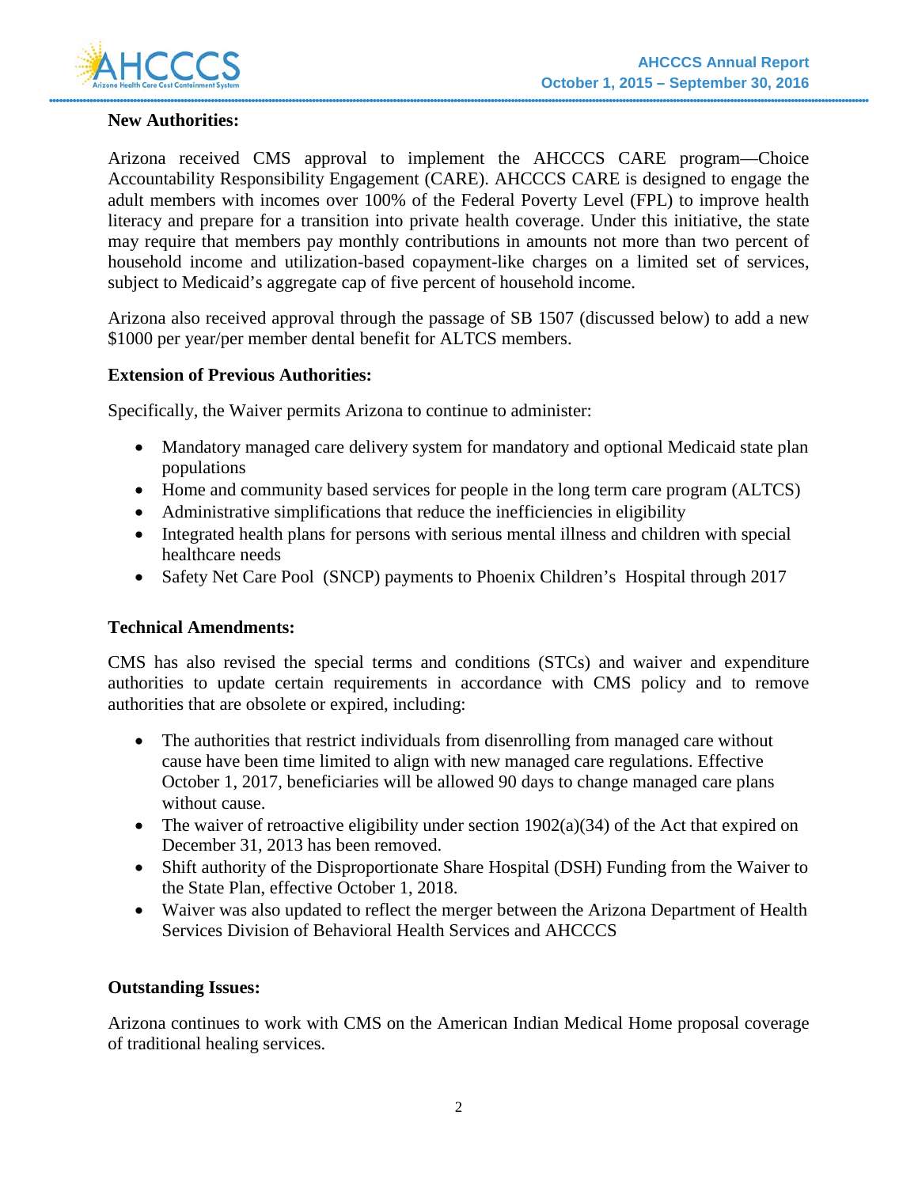**New Authorities:**

Arizona received CMS approval to implement the AHCCCS CARE program—Choice Accountability Responsibility Engagement (CARE). AHCCCS CARE is designed to engage the adult members with incomes over 100% of the Federal Poverty Level (FPL) to improve health literacy and prepare for a transition into private health coverage. Under this initiative, the state may require that members pay monthly contributions in amounts not more than two percent of household income and utilization-based copayment-like charges on a limited set of services, subject to Medicaid's aggregate cap of five percent of household income.

Arizona also received approval through the passage of SB 1507 (discussed below) to add a new $1000 per year/per member dental benefit for ALTCS members.

**Extension of Previous Authorities:**

Specifically, the Waiver permits Arizona to continue to administer:

- Mandatory managed care delivery system for mandatory and optional Medicaid state plan populations
- Home and community based services for people in the long term care program (ALTCS)
- Administrative simplifications that reduce the inefficiencies in eligibility
- Integrated health plans for persons with serious mental illness and children with special healthcare needs
- Safety Net Care Pool (SNCP) payments to Phoenix Children's Hospital through 2017

**Technical Amendments:**

CMS has also revised the special terms and conditions (STCs) and waiver and expenditure authorities to update certain requirements in accordance with CMS policy and to remove authorities that are obsolete or expired, including:

- The authorities that restrict individuals from disenrolling from managed care without cause have been time limited to align with new managed care regulations. Effective October 1, 2017, beneficiaries will be allowed 90 days to change managed care plans without cause.
- The waiver of retroactive eligibility under section 1902(a)(34) of the Act that expired on December 31, 2013 has been removed.
- Shift authority of the Disproportionate Share Hospital (DSH) Funding from the Waiver to the State Plan, effective October 1, 2018.
- Waiver was also updated to reflect the merger between the Arizona Department of Health Services Division of Behavioral Health Services and AHCCCS

**Outstanding Issues:**

Arizona continues to work with CMS on the American Indian Medical Home proposal coverage of traditional healing services.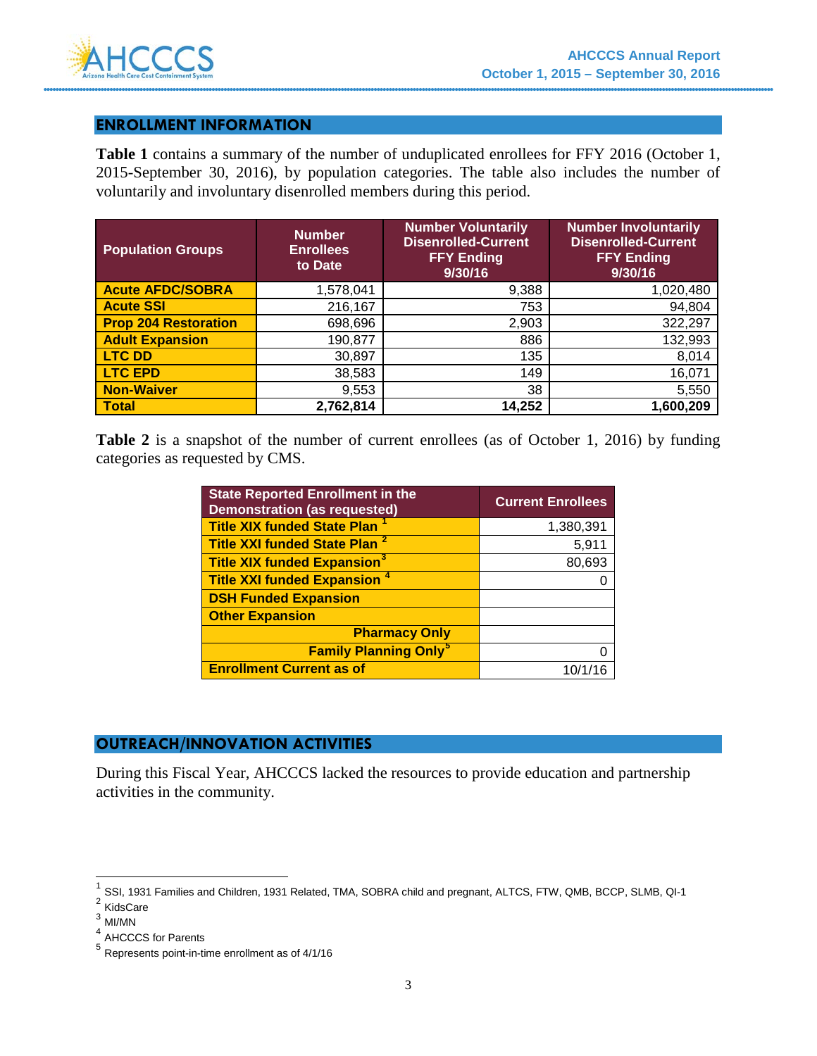## ENROLLMENT INFORMATION

**Table 1** contains a summary of the number of unduplicated enrollees for FFY 2016 (October 1, 2015-September 30, 2016), by population categories. The table also includes the number of voluntarily and involuntary disenrolled members during this period.

| Population Groups | Number Enrollees to Date | Number Voluntarily Disenrolled-Current FFY Ending 9/30/16 | Number Involuntarily Disenrolled-Current FFY Ending 9/30/16 |
|---|---|---|---|
| **Acute AFDC/SOBRA** | 1,578,041 | 9,388 | 1,020,480 |
| **Acute SSI** | 216,167 | 753 | 94,804 |
| **Prop 204 Restoration** | 698,696 | 2,903 | 322,297 |
| **Adult Expansion** | 190,877 | 886 | 132,993 |
| **LTC DD** | 30,897 | 135 | 8,014 |
| **LTC EPD** | 38,583 | 149 | 16,071 |
| **Non-Waiver** | 9,553 | 38 | 5,550 |
| **Total** | **2,762,814** | **14,252** | **1,600,209** |

**Table 2** is a snapshot of the number of current enrollees (as of October 1, 2016) by funding categories as requested by CMS.

| State Reported Enrollment in the Demonstration (as requested) | Current Enrollees |
|---|---|
| **Title XIX funded State Plan** [1] | 1,380,391 |
| **Title XXI funded State Plan** [2] | 5,911 |
| **Title XIX funded Expansion** [3] | 80,693 |
| **Title XXI funded Expansion** [4] | 0 |
| **DSH Funded Expansion** | |
| **Other Expansion** | |
| **Pharmacy Only** | |
| **Family Planning Only** [5] | 0 |
| **Enrollment Current as of** | 10/1/16 |

## OUTREACH/INNOVATION ACTIVITIES

During this Fiscal Year, AHCCCS lacked the resources to provide education and partnership activities in the community.

---

[1] SSI, 1931 Families and Children, 1931 Related, TMA, SOBRA child and pregnant, ALTCS, FTW, QMB, BCCP, SLMB, QI-1

[2] KidsCare

[3] MI/MN

[4] AHCCCS for Parents

[5] Represents point-in-time enrollment as of 4/1/16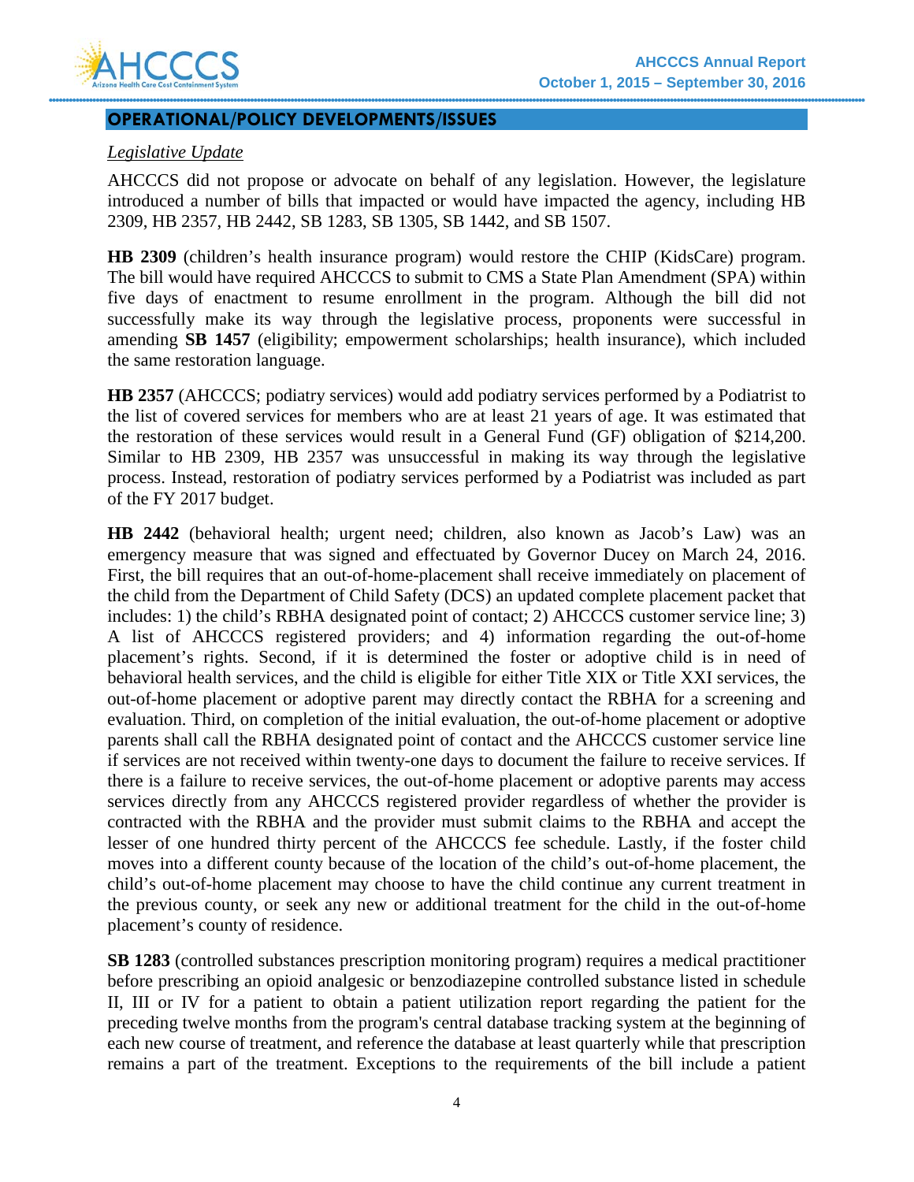## OPERATIONAL/POLICY DEVELOPMENTS/ISSUES

*Legislative Update*

AHCCCS did not propose or advocate on behalf of any legislation. However, the legislature introduced a number of bills that impacted or would have impacted the agency, including HB 2309, HB 2357, HB 2442, SB 1283, SB 1305, SB 1442, and SB 1507.

**HB 2309** (children's health insurance program) would restore the CHIP (KidsCare) program. The bill would have required AHCCCS to submit to CMS a State Plan Amendment (SPA) within five days of enactment to resume enrollment in the program. Although the bill did not successfully make its way through the legislative process, proponents were successful in amending **SB 1457** (eligibility; empowerment scholarships; health insurance), which included the same restoration language.

**HB 2357** (AHCCCS; podiatry services) would add podiatry services performed by a Podiatrist to the list of covered services for members who are at least 21 years of age. It was estimated that the restoration of these services would result in a General Fund (GF) obligation of $214,200. Similar to HB 2309, HB 2357 was unsuccessful in making its way through the legislative process. Instead, restoration of podiatry services performed by a Podiatrist was included as part of the FY 2017 budget.

**HB 2442** (behavioral health; urgent need; children, also known as Jacob's Law) was an emergency measure that was signed and effectuated by Governor Ducey on March 24, 2016. First, the bill requires that an out-of-home-placement shall receive immediately on placement of the child from the Department of Child Safety (DCS) an updated complete placement packet that includes: 1) the child's RBHA designated point of contact; 2) AHCCCS customer service line; 3) A list of AHCCCS registered providers; and 4) information regarding the out-of-home placement's rights. Second, if it is determined the foster or adoptive child is in need of behavioral health services, and the child is eligible for either Title XIX or Title XXI services, the out-of-home placement or adoptive parent may directly contact the RBHA for a screening and evaluation. Third, on completion of the initial evaluation, the out-of-home placement or adoptive parents shall call the RBHA designated point of contact and the AHCCCS customer service line if services are not received within twenty-one days to document the failure to receive services. If there is a failure to receive services, the out-of-home placement or adoptive parents may access services directly from any AHCCCS registered provider regardless of whether the provider is contracted with the RBHA and the provider must submit claims to the RBHA and accept the lesser of one hundred thirty percent of the AHCCCS fee schedule. Lastly, if the foster child moves into a different county because of the location of the child's out-of-home placement, the child's out-of-home placement may choose to have the child continue any current treatment in the previous county, or seek any new or additional treatment for the child in the out-of-home placement's county of residence.

**SB 1283** (controlled substances prescription monitoring program) requires a medical practitioner before prescribing an opioid analgesic or benzodiazepine controlled substance listed in schedule II, III or IV for a patient to obtain a patient utilization report regarding the patient for the preceding twelve months from the program's central database tracking system at the beginning of each new course of treatment, and reference the database at least quarterly while that prescription remains a part of the treatment. Exceptions to the requirements of the bill include a patient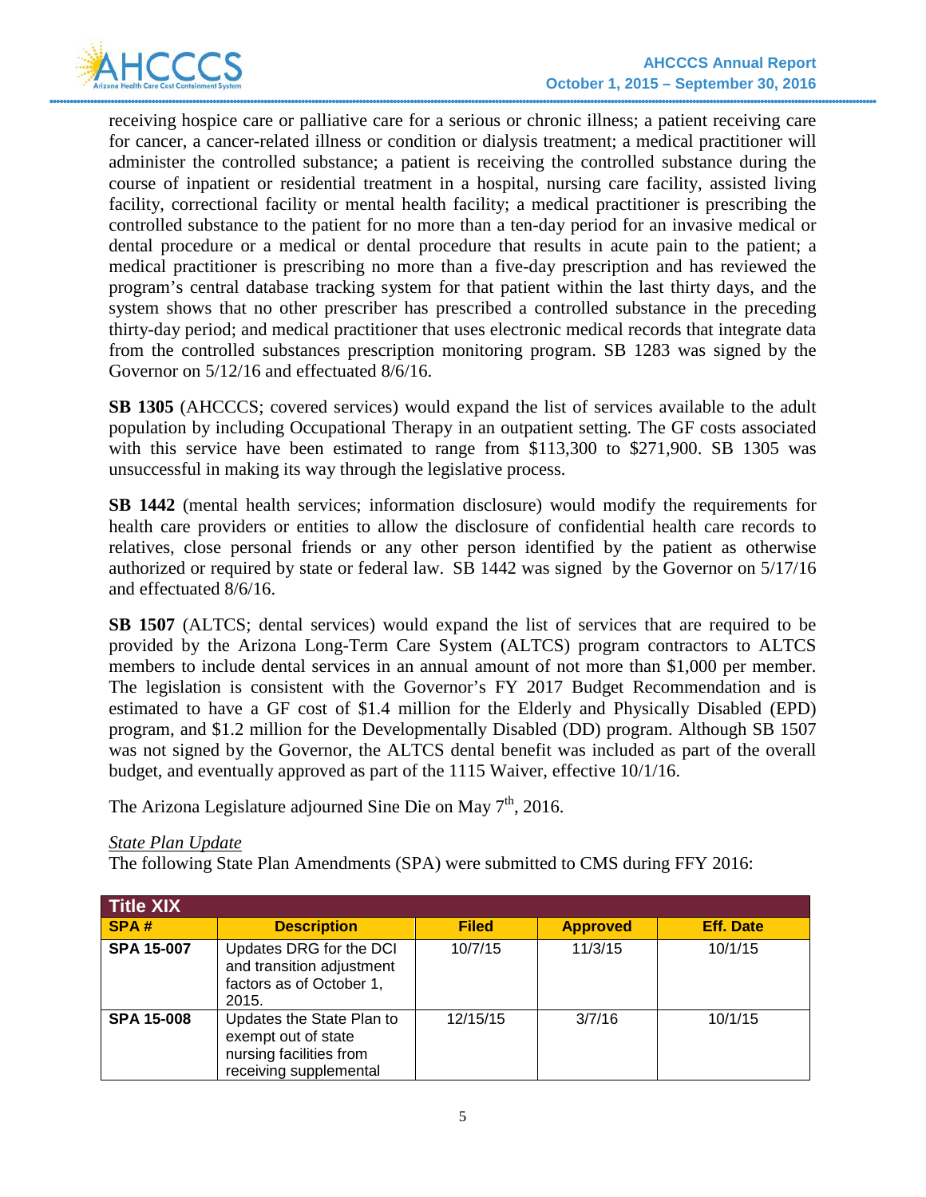receiving hospice care or palliative care for a serious or chronic illness; a patient receiving care for cancer, a cancer-related illness or condition or dialysis treatment; a medical practitioner will administer the controlled substance; a patient is receiving the controlled substance during the course of inpatient or residential treatment in a hospital, nursing care facility, assisted living facility, correctional facility or mental health facility; a medical practitioner is prescribing the controlled substance to the patient for no more than a ten-day period for an invasive medical or dental procedure or a medical or dental procedure that results in acute pain to the patient; a medical practitioner is prescribing no more than a five-day prescription and has reviewed the program's central database tracking system for that patient within the last thirty days, and the system shows that no other prescriber has prescribed a controlled substance in the preceding thirty-day period; and medical practitioner that uses electronic medical records that integrate data from the controlled substances prescription monitoring program. SB 1283 was signed by the Governor on 5/12/16 and effectuated 8/6/16.

**SB 1305** (AHCCCS; covered services) would expand the list of services available to the adult population by including Occupational Therapy in an outpatient setting. The GF costs associated with this service have been estimated to range from $113,300 to $271,900. SB 1305 was unsuccessful in making its way through the legislative process.

**SB 1442** (mental health services; information disclosure) would modify the requirements for health care providers or entities to allow the disclosure of confidential health care records to relatives, close personal friends or any other person identified by the patient as otherwise authorized or required by state or federal law. SB 1442 was signed by the Governor on 5/17/16 and effectuated 8/6/16.

**SB 1507** (ALTCS; dental services) would expand the list of services that are required to be provided by the Arizona Long-Term Care System (ALTCS) program contractors to ALTCS members to include dental services in an annual amount of not more than $1,000 per member. The legislation is consistent with the Governor's FY 2017 Budget Recommendation and is estimated to have a GF cost of $1.4 million for the Elderly and Physically Disabled (EPD) program, and $1.2 million for the Developmentally Disabled (DD) program. Although SB 1507 was not signed by the Governor, the ALTCS dental benefit was included as part of the overall budget, and eventually approved as part of the 1115 Waiver, effective 10/1/16.

The Arizona Legislature adjourned Sine Die on May 7th, 2016.

*State Plan Update*

The following State Plan Amendments (SPA) were submitted to CMS during FFY 2016:

| **Title XIX** | | | | |
|---|---|---|---|---|
| **SPA #** | **Description** | **Filed** | **Approved** | **Eff. Date** |
| **SPA 15-007** | Updates DRG for the DCI and transition adjustment factors as of October 1, 2015. | 10/7/15 | 11/3/15 | 10/1/15 |
| **SPA 15-008** | Updates the State Plan to exempt out of state nursing facilities from receiving supplemental | 12/15/15 | 3/7/16 | 10/1/15 |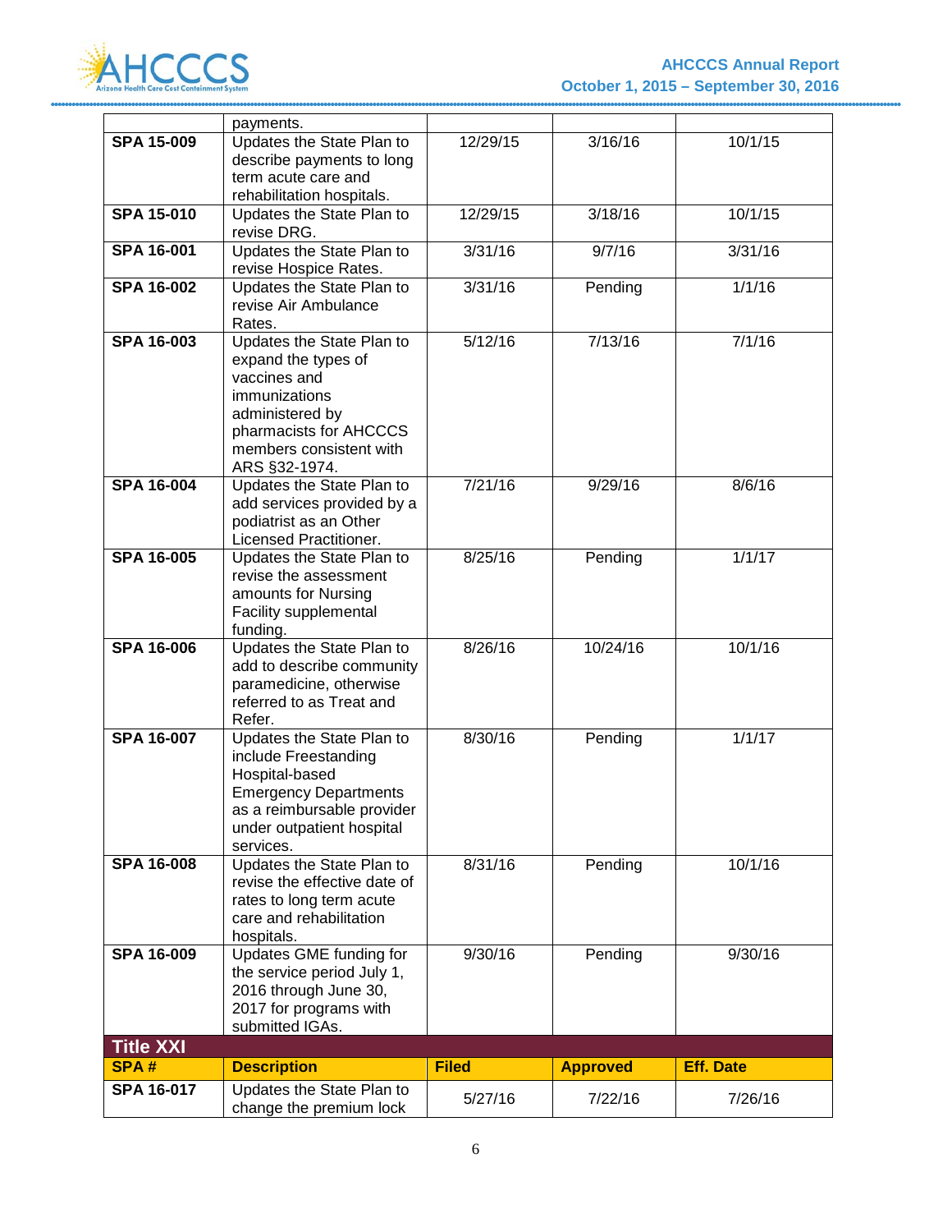| | | | | |
|---|---|---|---|---|
| | payments. | | | |
| **SPA 15-009** | Updates the State Plan to describe payments to long term acute care and rehabilitation hospitals. | 12/29/15 | 3/16/16 | 10/1/15 |
| **SPA 15-010** | Updates the State Plan to revise DRG. | 12/29/15 | 3/18/16 | 10/1/15 |
| **SPA 16-001** | Updates the State Plan to revise Hospice Rates. | 3/31/16 | 9/7/16 | 3/31/16 |
| **SPA 16-002** | Updates the State Plan to revise Air Ambulance Rates. | 3/31/16 | Pending | 1/1/16 |
| **SPA 16-003** | Updates the State Plan to expand the types of vaccines and immunizations administered by pharmacists for AHCCCS members consistent with ARS §32-1974. | 5/12/16 | 7/13/16 | 7/1/16 |
| **SPA 16-004** | Updates the State Plan to add services provided by a podiatrist as an Other Licensed Practitioner. | 7/21/16 | 9/29/16 | 8/6/16 |
| **SPA 16-005** | Updates the State Plan to revise the assessment amounts for Nursing Facility supplemental funding. | 8/25/16 | Pending | 1/1/17 |
| **SPA 16-006** | Updates the State Plan to add to describe community paramedicine, otherwise referred to as Treat and Refer. | 8/26/16 | 10/24/16 | 10/1/16 |
| **SPA 16-007** | Updates the State Plan to include Freestanding Hospital-based Emergency Departments as a reimbursable provider under outpatient hospital services. | 8/30/16 | Pending | 1/1/17 |
| **SPA 16-008** | Updates the State Plan to revise the effective date of rates to long term acute care and rehabilitation hospitals. | 8/31/16 | Pending | 10/1/16 |
| **SPA 16-009** | Updates GME funding for the service period July 1, 2016 through June 30, 2017 for programs with submitted IGAs. | 9/30/16 | Pending | 9/30/16 |

**Title XXI**

| SPA # | Description | Filed | Approved | Eff. Date |
|---|---|---|---|---|
| **SPA 16-017** | Updates the State Plan to change the premium lock | 5/27/16 | 7/22/16 | 7/26/16 |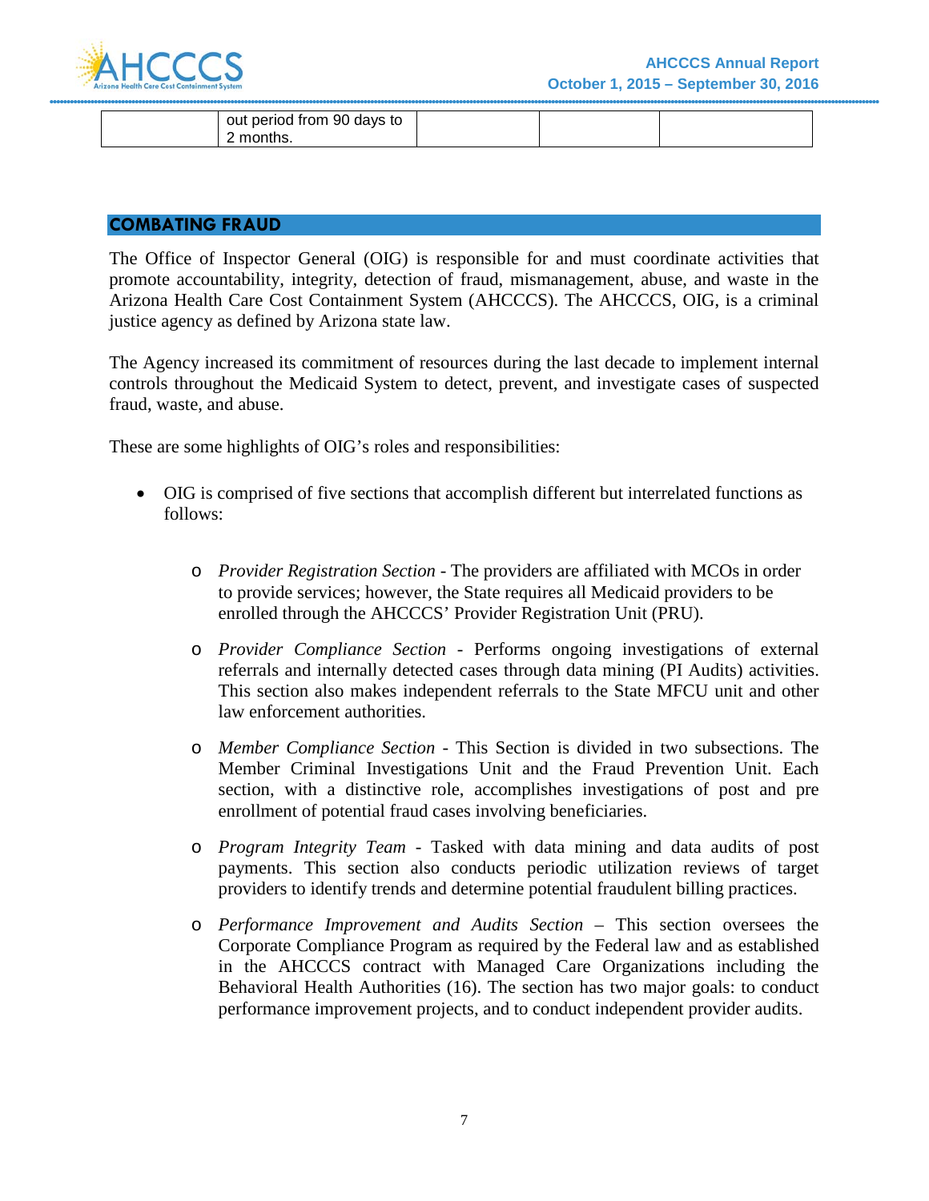|  | out period from 90 days to 2 months. |  |  |  |
|---|---|---|---|---|

## COMBATING FRAUD

The Office of Inspector General (OIG) is responsible for and must coordinate activities that promote accountability, integrity, detection of fraud, mismanagement, abuse, and waste in the Arizona Health Care Cost Containment System (AHCCCS). The AHCCCS, OIG, is a criminal justice agency as defined by Arizona state law.

The Agency increased its commitment of resources during the last decade to implement internal controls throughout the Medicaid System to detect, prevent, and investigate cases of suspected fraud, waste, and abuse.

These are some highlights of OIG's roles and responsibilities:

- OIG is comprised of five sections that accomplish different but interrelated functions as follows:
  - *Provider Registration Section* - The providers are affiliated with MCOs in order to provide services; however, the State requires all Medicaid providers to be enrolled through the AHCCCS' Provider Registration Unit (PRU).
  - *Provider Compliance Section* - Performs ongoing investigations of external referrals and internally detected cases through data mining (PI Audits) activities. This section also makes independent referrals to the State MFCU unit and other law enforcement authorities.
  - *Member Compliance Section* - This Section is divided in two subsections. The Member Criminal Investigations Unit and the Fraud Prevention Unit. Each section, with a distinctive role, accomplishes investigations of post and pre enrollment of potential fraud cases involving beneficiaries.
  - *Program Integrity Team* - Tasked with data mining and data audits of post payments. This section also conducts periodic utilization reviews of target providers to identify trends and determine potential fraudulent billing practices.
  - *Performance Improvement and Audits Section* – This section oversees the Corporate Compliance Program as required by the Federal law and as established in the AHCCCS contract with Managed Care Organizations including the Behavioral Health Authorities (16). The section has two major goals: to conduct performance improvement projects, and to conduct independent provider audits.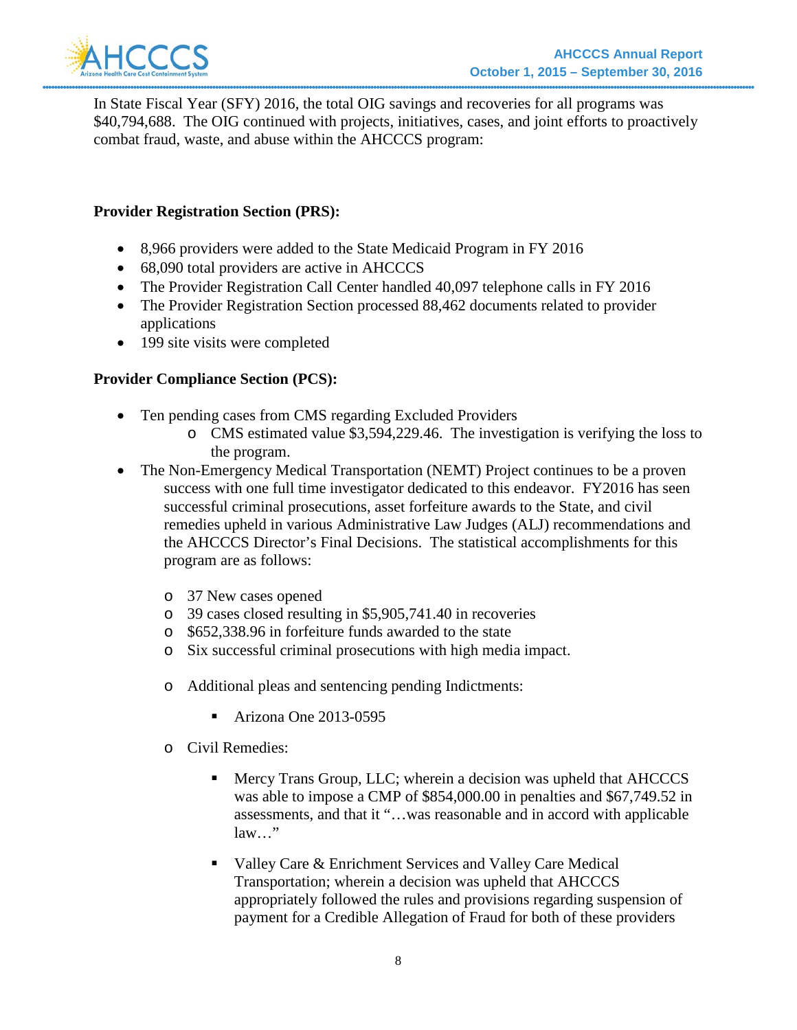In State Fiscal Year (SFY) 2016, the total OIG savings and recoveries for all programs was $40,794,688. The OIG continued with projects, initiatives, cases, and joint efforts to proactively combat fraud, waste, and abuse within the AHCCCS program:

**Provider Registration Section (PRS):**

- 8,966 providers were added to the State Medicaid Program in FY 2016
- 68,090 total providers are active in AHCCCS
- The Provider Registration Call Center handled 40,097 telephone calls in FY 2016
- The Provider Registration Section processed 88,462 documents related to provider applications
- 199 site visits were completed

**Provider Compliance Section (PCS):**

- Ten pending cases from CMS regarding Excluded Providers
    - CMS estimated value $3,594,229.46. The investigation is verifying the loss to the program.
- The Non-Emergency Medical Transportation (NEMT) Project continues to be a proven success with one full time investigator dedicated to this endeavor. FY2016 has seen successful criminal prosecutions, asset forfeiture awards to the State, and civil remedies upheld in various Administrative Law Judges (ALJ) recommendations and the AHCCCS Director's Final Decisions. The statistical accomplishments for this program are as follows:
    - 37 New cases opened
    - 39 cases closed resulting in $5,905,741.40 in recoveries
    - $652,338.96 in forfeiture funds awarded to the state
    - Six successful criminal prosecutions with high media impact.
    - Additional pleas and sentencing pending Indictments:
        - Arizona One 2013-0595
    - Civil Remedies:
        - Mercy Trans Group, LLC; wherein a decision was upheld that AHCCCS was able to impose a CMP of $854,000.00 in penalties and $67,749.52 in assessments, and that it "…was reasonable and in accord with applicable law…"
        - Valley Care & Enrichment Services and Valley Care Medical Transportation; wherein a decision was upheld that AHCCCS appropriately followed the rules and provisions regarding suspension of payment for a Credible Allegation of Fraud for both of these providers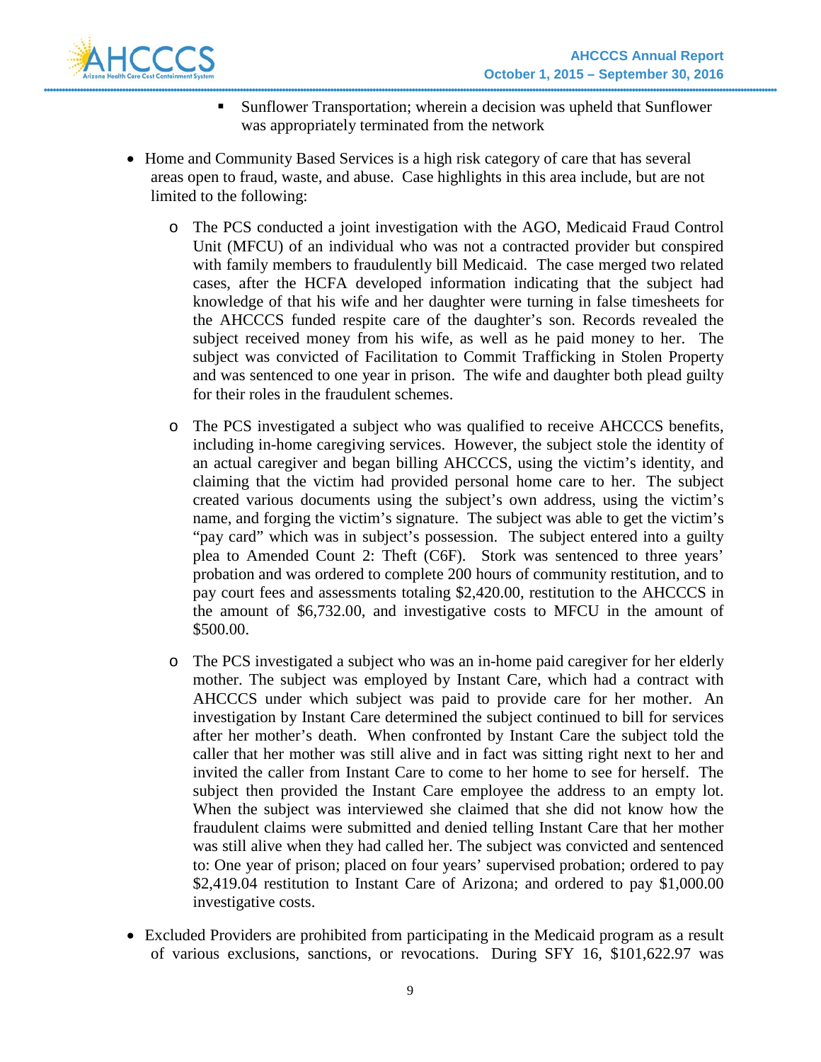- Sunflower Transportation; wherein a decision was upheld that Sunflower was appropriately terminated from the network

- Home and Community Based Services is a high risk category of care that has several areas open to fraud, waste, and abuse. Case highlights in this area include, but are not limited to the following:

    - The PCS conducted a joint investigation with the AGO, Medicaid Fraud Control Unit (MFCU) of an individual who was not a contracted provider but conspired with family members to fraudulently bill Medicaid. The case merged two related cases, after the HCFA developed information indicating that the subject had knowledge of that his wife and her daughter were turning in false timesheets for the AHCCCS funded respite care of the daughter's son. Records revealed the subject received money from his wife, as well as he paid money to her. The subject was convicted of Facilitation to Commit Trafficking in Stolen Property and was sentenced to one year in prison. The wife and daughter both plead guilty for their roles in the fraudulent schemes.

    - The PCS investigated a subject who was qualified to receive AHCCCS benefits, including in-home caregiving services. However, the subject stole the identity of an actual caregiver and began billing AHCCCS, using the victim's identity, and claiming that the victim had provided personal home care to her. The subject created various documents using the subject's own address, using the victim's name, and forging the victim's signature. The subject was able to get the victim's "pay card" which was in subject's possession. The subject entered into a guilty plea to Amended Count 2: Theft (C6F). Stork was sentenced to three years' probation and was ordered to complete 200 hours of community restitution, and to pay court fees and assessments totaling $2,420.00, restitution to the AHCCCS in the amount of $6,732.00, and investigative costs to MFCU in the amount of $500.00.

    - The PCS investigated a subject who was an in-home paid caregiver for her elderly mother. The subject was employed by Instant Care, which had a contract with AHCCCS under which subject was paid to provide care for her mother. An investigation by Instant Care determined the subject continued to bill for services after her mother's death. When confronted by Instant Care the subject told the caller that her mother was still alive and in fact was sitting right next to her and invited the caller from Instant Care to come to her home to see for herself. The subject then provided the Instant Care employee the address to an empty lot. When the subject was interviewed she claimed that she did not know how the fraudulent claims were submitted and denied telling Instant Care that her mother was still alive when they had called her. The subject was convicted and sentenced to: One year of prison; placed on four years' supervised probation; ordered to pay $2,419.04 restitution to Instant Care of Arizona; and ordered to pay $1,000.00 investigative costs.

- Excluded Providers are prohibited from participating in the Medicaid program as a result of various exclusions, sanctions, or revocations. During SFY 16, $101,622.97 was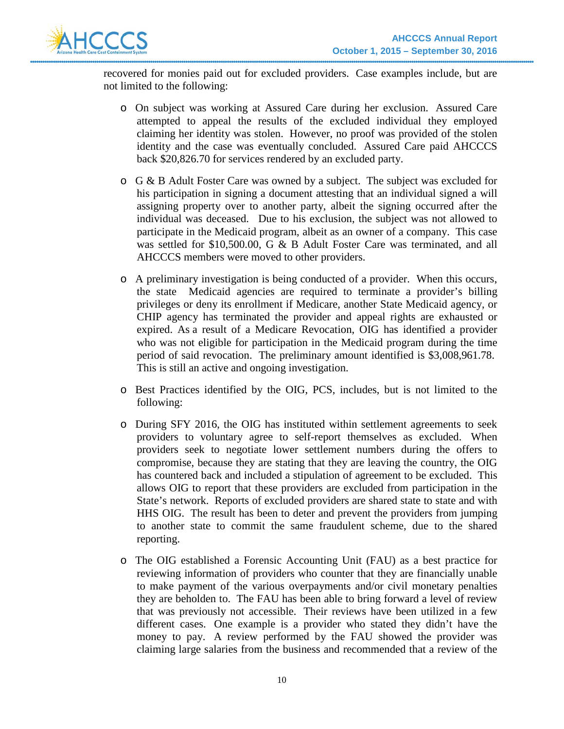recovered for monies paid out for excluded providers. Case examples include, but are not limited to the following:

- On subject was working at Assured Care during her exclusion. Assured Care attempted to appeal the results of the excluded individual they employed claiming her identity was stolen. However, no proof was provided of the stolen identity and the case was eventually concluded. Assured Care paid AHCCCS back $20,826.70 for services rendered by an excluded party.

- G & B Adult Foster Care was owned by a subject. The subject was excluded for his participation in signing a document attesting that an individual signed a will assigning property over to another party, albeit the signing occurred after the individual was deceased. Due to his exclusion, the subject was not allowed to participate in the Medicaid program, albeit as an owner of a company. This case was settled for $10,500.00, G & B Adult Foster Care was terminated, and all AHCCCS members were moved to other providers.

- A preliminary investigation is being conducted of a provider. When this occurs, the state Medicaid agencies are required to terminate a provider's billing privileges or deny its enrollment if Medicare, another State Medicaid agency, or CHIP agency has terminated the provider and appeal rights are exhausted or expired. As a result of a Medicare Revocation, OIG has identified a provider who was not eligible for participation in the Medicaid program during the time period of said revocation. The preliminary amount identified is $3,008,961.78. This is still an active and ongoing investigation.

- Best Practices identified by the OIG, PCS, includes, but is not limited to the following:

- During SFY 2016, the OIG has instituted within settlement agreements to seek providers to voluntary agree to self-report themselves as excluded. When providers seek to negotiate lower settlement numbers during the offers to compromise, because they are stating that they are leaving the country, the OIG has countered back and included a stipulation of agreement to be excluded. This allows OIG to report that these providers are excluded from participation in the State's network. Reports of excluded providers are shared state to state and with HHS OIG. The result has been to deter and prevent the providers from jumping to another state to commit the same fraudulent scheme, due to the shared reporting.

- The OIG established a Forensic Accounting Unit (FAU) as a best practice for reviewing information of providers who counter that they are financially unable to make payment of the various overpayments and/or civil monetary penalties they are beholden to. The FAU has been able to bring forward a level of review that was previously not accessible. Their reviews have been utilized in a few different cases. One example is a provider who stated they didn't have the money to pay. A review performed by the FAU showed the provider was claiming large salaries from the business and recommended that a review of the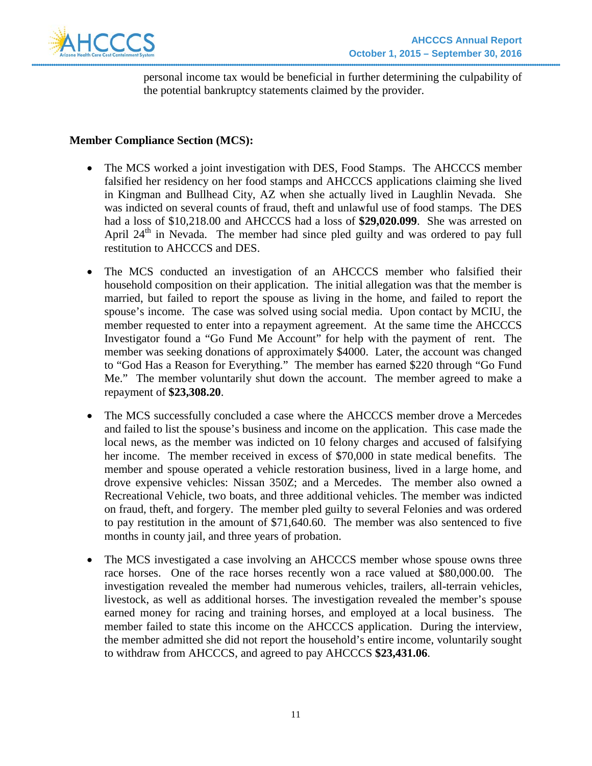personal income tax would be beneficial in further determining the culpability of the potential bankruptcy statements claimed by the provider.

**Member Compliance Section (MCS):**

- The MCS worked a joint investigation with DES, Food Stamps. The AHCCCS member falsified her residency on her food stamps and AHCCCS applications claiming she lived in Kingman and Bullhead City, AZ when she actually lived in Laughlin Nevada. She was indicted on several counts of fraud, theft and unlawful use of food stamps. The DES had a loss of $10,218.00 and AHCCCS had a loss of **$29,020.099**. She was arrested on April 24th in Nevada. The member had since pled guilty and was ordered to pay full restitution to AHCCCS and DES.

- The MCS conducted an investigation of an AHCCCS member who falsified their household composition on their application. The initial allegation was that the member is married, but failed to report the spouse as living in the home, and failed to report the spouse's income. The case was solved using social media. Upon contact by MCIU, the member requested to enter into a repayment agreement. At the same time the AHCCCS Investigator found a "Go Fund Me Account" for help with the payment of rent. The member was seeking donations of approximately $4000. Later, the account was changed to "God Has a Reason for Everything." The member has earned $220 through "Go Fund Me." The member voluntarily shut down the account. The member agreed to make a repayment of **$23,308.20**.

- The MCS successfully concluded a case where the AHCCCS member drove a Mercedes and failed to list the spouse's business and income on the application. This case made the local news, as the member was indicted on 10 felony charges and accused of falsifying her income. The member received in excess of $70,000 in state medical benefits. The member and spouse operated a vehicle restoration business, lived in a large home, and drove expensive vehicles: Nissan 350Z; and a Mercedes. The member also owned a Recreational Vehicle, two boats, and three additional vehicles. The member was indicted on fraud, theft, and forgery. The member pled guilty to several Felonies and was ordered to pay restitution in the amount of $71,640.60. The member was also sentenced to five months in county jail, and three years of probation.

- The MCS investigated a case involving an AHCCCS member whose spouse owns three race horses. One of the race horses recently won a race valued at $80,000.00. The investigation revealed the member had numerous vehicles, trailers, all-terrain vehicles, livestock, as well as additional horses. The investigation revealed the member's spouse earned money for racing and training horses, and employed at a local business. The member failed to state this income on the AHCCCS application. During the interview, the member admitted she did not report the household's entire income, voluntarily sought to withdraw from AHCCCS, and agreed to pay AHCCCS **$23,431.06**.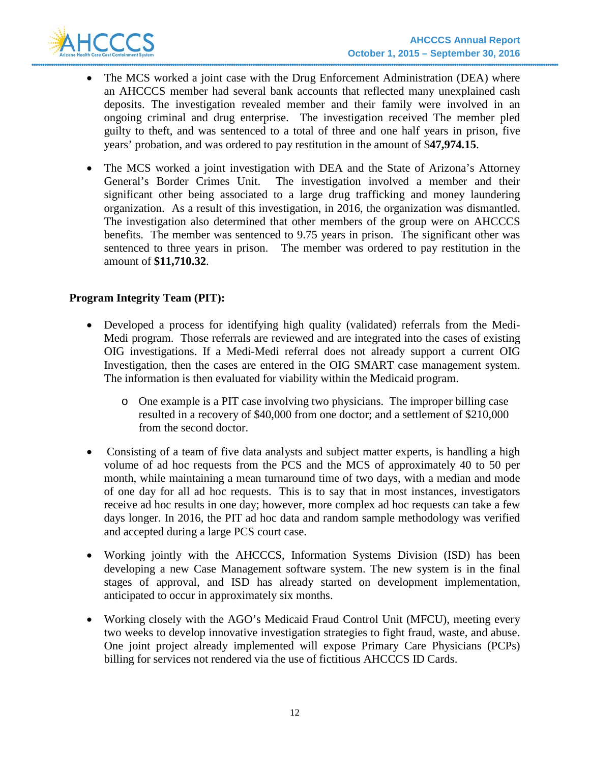- The MCS worked a joint case with the Drug Enforcement Administration (DEA) where an AHCCCS member had several bank accounts that reflected many unexplained cash deposits. The investigation revealed member and their family were involved in an ongoing criminal and drug enterprise. The investigation received The member pled guilty to theft, and was sentenced to a total of three and one half years in prison, five years' probation, and was ordered to pay restitution in the amount of $**47,974.15**.

- The MCS worked a joint investigation with DEA and the State of Arizona's Attorney General's Border Crimes Unit. The investigation involved a member and their significant other being associated to a large drug trafficking and money laundering organization. As a result of this investigation, in 2016, the organization was dismantled. The investigation also determined that other members of the group were on AHCCCS benefits. The member was sentenced to 9.75 years in prison. The significant other was sentenced to three years in prison. The member was ordered to pay restitution in the amount of **$11,710.32**.

**Program Integrity Team (PIT):**

- Developed a process for identifying high quality (validated) referrals from the Medi-Medi program. Those referrals are reviewed and are integrated into the cases of existing OIG investigations. If a Medi-Medi referral does not already support a current OIG Investigation, then the cases are entered in the OIG SMART case management system. The information is then evaluated for viability within the Medicaid program.
    - One example is a PIT case involving two physicians. The improper billing case resulted in a recovery of $40,000 from one doctor; and a settlement of $210,000 from the second doctor.

- Consisting of a team of five data analysts and subject matter experts, is handling a high volume of ad hoc requests from the PCS and the MCS of approximately 40 to 50 per month, while maintaining a mean turnaround time of two days, with a median and mode of one day for all ad hoc requests. This is to say that in most instances, investigators receive ad hoc results in one day; however, more complex ad hoc requests can take a few days longer. In 2016, the PIT ad hoc data and random sample methodology was verified and accepted during a large PCS court case.

- Working jointly with the AHCCCS, Information Systems Division (ISD) has been developing a new Case Management software system. The new system is in the final stages of approval, and ISD has already started on development implementation, anticipated to occur in approximately six months.

- Working closely with the AGO's Medicaid Fraud Control Unit (MFCU), meeting every two weeks to develop innovative investigation strategies to fight fraud, waste, and abuse. One joint project already implemented will expose Primary Care Physicians (PCPs) billing for services not rendered via the use of fictitious AHCCCS ID Cards.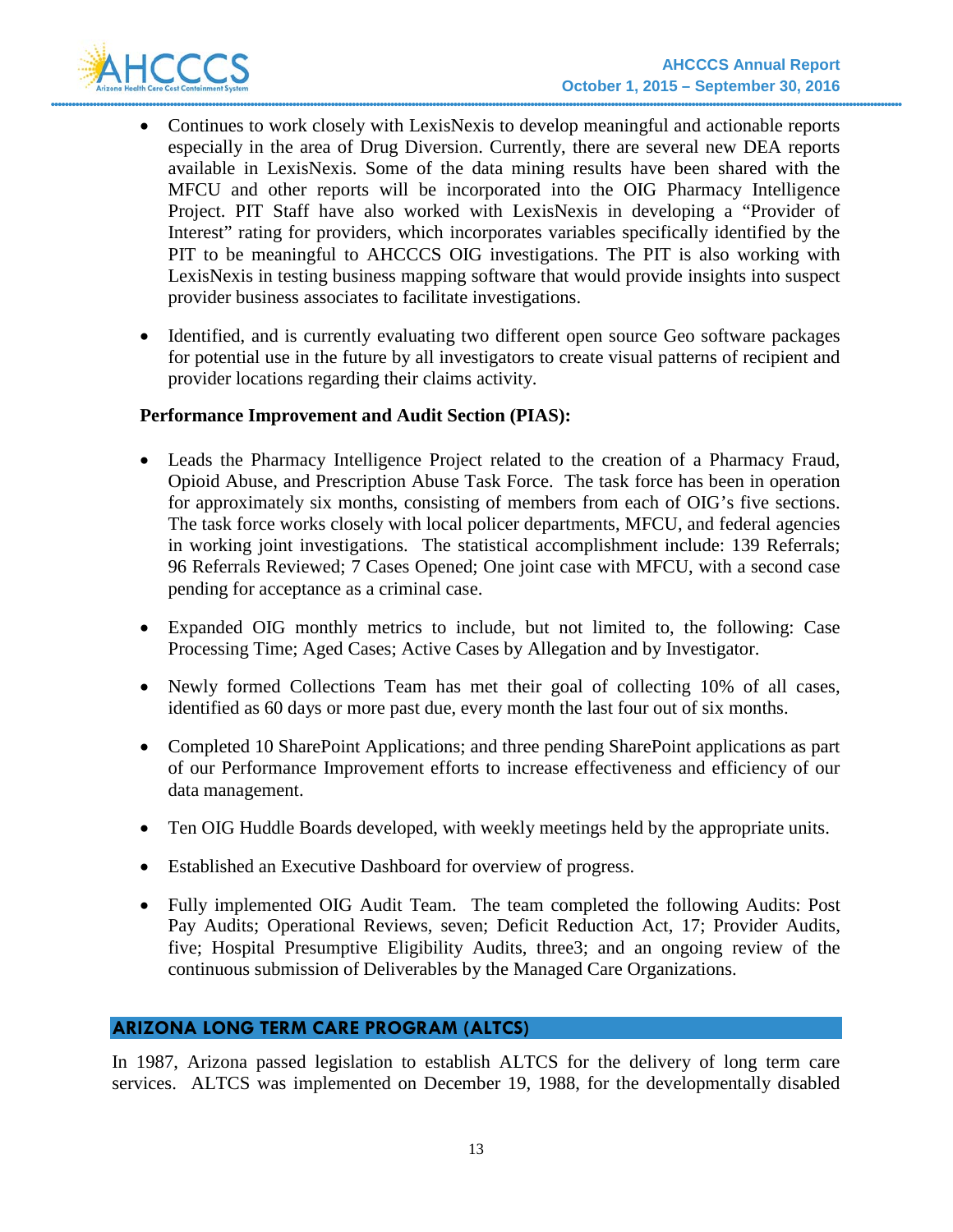- Continues to work closely with LexisNexis to develop meaningful and actionable reports especially in the area of Drug Diversion. Currently, there are several new DEA reports available in LexisNexis. Some of the data mining results have been shared with the MFCU and other reports will be incorporated into the OIG Pharmacy Intelligence Project. PIT Staff have also worked with LexisNexis in developing a "Provider of Interest" rating for providers, which incorporates variables specifically identified by the PIT to be meaningful to AHCCCS OIG investigations. The PIT is also working with LexisNexis in testing business mapping software that would provide insights into suspect provider business associates to facilitate investigations.

- Identified, and is currently evaluating two different open source Geo software packages for potential use in the future by all investigators to create visual patterns of recipient and provider locations regarding their claims activity.

**Performance Improvement and Audit Section (PIAS):**

- Leads the Pharmacy Intelligence Project related to the creation of a Pharmacy Fraud, Opioid Abuse, and Prescription Abuse Task Force. The task force has been in operation for approximately six months, consisting of members from each of OIG's five sections. The task force works closely with local policer departments, MFCU, and federal agencies in working joint investigations. The statistical accomplishment include: 139 Referrals; 96 Referrals Reviewed; 7 Cases Opened; One joint case with MFCU, with a second case pending for acceptance as a criminal case.

- Expanded OIG monthly metrics to include, but not limited to, the following: Case Processing Time; Aged Cases; Active Cases by Allegation and by Investigator.

- Newly formed Collections Team has met their goal of collecting 10% of all cases, identified as 60 days or more past due, every month the last four out of six months.

- Completed 10 SharePoint Applications; and three pending SharePoint applications as part of our Performance Improvement efforts to increase effectiveness and efficiency of our data management.

- Ten OIG Huddle Boards developed, with weekly meetings held by the appropriate units.

- Established an Executive Dashboard for overview of progress.

- Fully implemented OIG Audit Team. The team completed the following Audits: Post Pay Audits; Operational Reviews, seven; Deficit Reduction Act, 17; Provider Audits, five; Hospital Presumptive Eligibility Audits, three3; and an ongoing review of the continuous submission of Deliverables by the Managed Care Organizations.

## ARIZONA LONG TERM CARE PROGRAM (ALTCS)

In 1987, Arizona passed legislation to establish ALTCS for the delivery of long term care services. ALTCS was implemented on December 19, 1988, for the developmentally disabled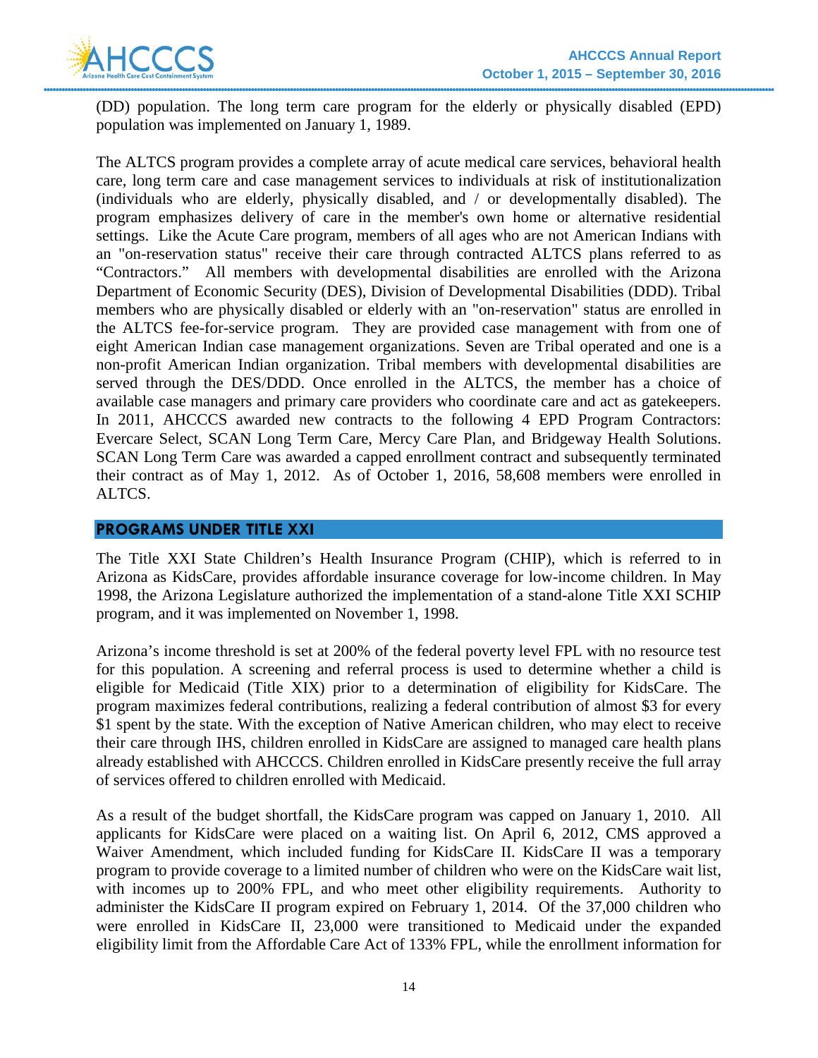(DD) population. The long term care program for the elderly or physically disabled (EPD) population was implemented on January 1, 1989.

The ALTCS program provides a complete array of acute medical care services, behavioral health care, long term care and case management services to individuals at risk of institutionalization (individuals who are elderly, physically disabled, and / or developmentally disabled). The program emphasizes delivery of care in the member's own home or alternative residential settings. Like the Acute Care program, members of all ages who are not American Indians with an "on-reservation status" receive their care through contracted ALTCS plans referred to as "Contractors." All members with developmental disabilities are enrolled with the Arizona Department of Economic Security (DES), Division of Developmental Disabilities (DDD). Tribal members who are physically disabled or elderly with an "on-reservation" status are enrolled in the ALTCS fee-for-service program. They are provided case management with from one of eight American Indian case management organizations. Seven are Tribal operated and one is a non-profit American Indian organization. Tribal members with developmental disabilities are served through the DES/DDD. Once enrolled in the ALTCS, the member has a choice of available case managers and primary care providers who coordinate care and act as gatekeepers. In 2011, AHCCCS awarded new contracts to the following 4 EPD Program Contractors: Evercare Select, SCAN Long Term Care, Mercy Care Plan, and Bridgeway Health Solutions. SCAN Long Term Care was awarded a capped enrollment contract and subsequently terminated their contract as of May 1, 2012. As of October 1, 2016, 58,608 members were enrolled in ALTCS.

## PROGRAMS UNDER TITLE XXI

The Title XXI State Children's Health Insurance Program (CHIP), which is referred to in Arizona as KidsCare, provides affordable insurance coverage for low-income children. In May 1998, the Arizona Legislature authorized the implementation of a stand-alone Title XXI SCHIP program, and it was implemented on November 1, 1998.

Arizona's income threshold is set at 200% of the federal poverty level FPL with no resource test for this population. A screening and referral process is used to determine whether a child is eligible for Medicaid (Title XIX) prior to a determination of eligibility for KidsCare. The program maximizes federal contributions, realizing a federal contribution of almost $3 for every $1 spent by the state. With the exception of Native American children, who may elect to receive their care through IHS, children enrolled in KidsCare are assigned to managed care health plans already established with AHCCCS. Children enrolled in KidsCare presently receive the full array of services offered to children enrolled with Medicaid.

As a result of the budget shortfall, the KidsCare program was capped on January 1, 2010. All applicants for KidsCare were placed on a waiting list. On April 6, 2012, CMS approved a Waiver Amendment, which included funding for KidsCare II. KidsCare II was a temporary program to provide coverage to a limited number of children who were on the KidsCare wait list, with incomes up to 200% FPL, and who meet other eligibility requirements. Authority to administer the KidsCare II program expired on February 1, 2014. Of the 37,000 children who were enrolled in KidsCare II, 23,000 were transitioned to Medicaid under the expanded eligibility limit from the Affordable Care Act of 133% FPL, while the enrollment information for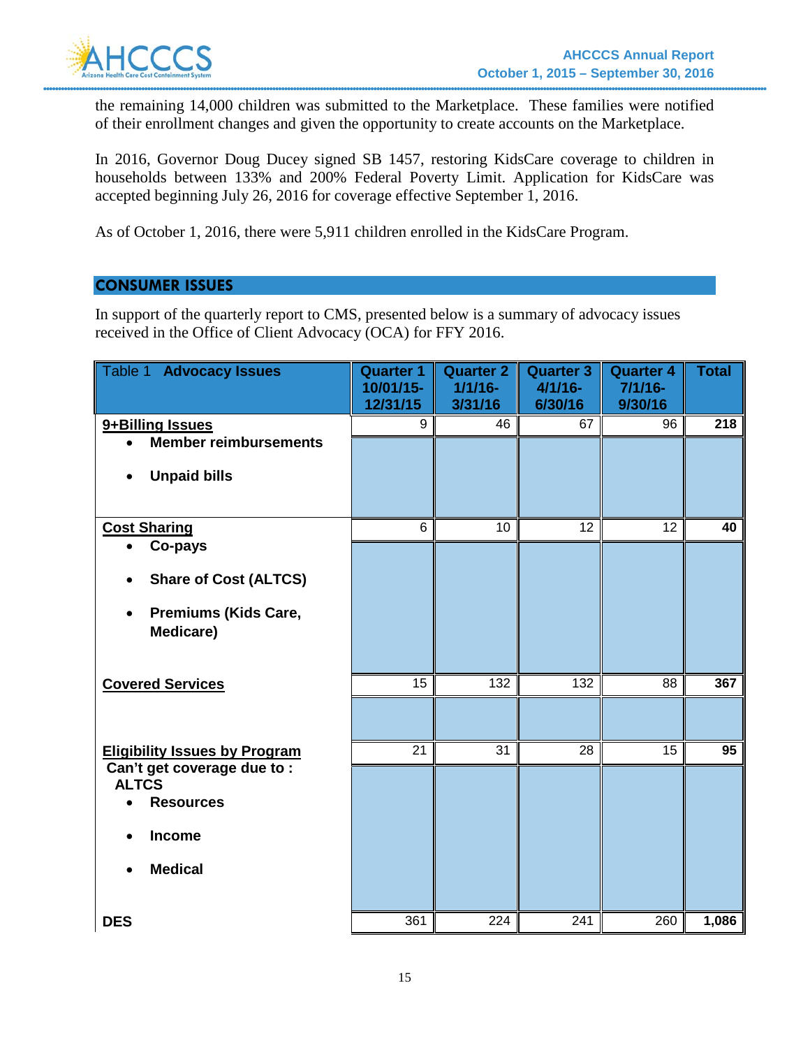the remaining 14,000 children was submitted to the Marketplace. These families were notified of their enrollment changes and given the opportunity to create accounts on the Marketplace.

In 2016, Governor Doug Ducey signed SB 1457, restoring KidsCare coverage to children in households between 133% and 200% Federal Poverty Limit. Application for KidsCare was accepted beginning July 26, 2016 for coverage effective September 1, 2016.

As of October 1, 2016, there were 5,911 children enrolled in the KidsCare Program.

## CONSUMER ISSUES

In support of the quarterly report to CMS, presented below is a summary of advocacy issues received in the Office of Client Advocacy (OCA) for FFY 2016.

| Table 1 **Advocacy Issues** | Quarter 1 10/01/15-12/31/15 | Quarter 2 1/1/16-3/31/16 | Quarter 3 4/1/16-6/30/16 | Quarter 4 7/1/16-9/30/16 | Total |
|---|---|---|---|---|---|
| **9+Billing Issues**<br>• **Member reimbursements**<br>• **Unpaid bills** | 9 | 46 | 67 | 96 | **218** |
| **Cost Sharing**<br>• **Co-pays**<br>• **Share of Cost (ALTCS)**<br>• **Premiums (Kids Care, Medicare)** | 6 | 10 | 12 | 12 | **40** |
| **Covered Services** | 15 | 132 | 132 | 88 | **367** |
| **Eligibility Issues by Program**<br>**Can't get coverage due to :**<br>**ALTCS**<br>• **Resources**<br>• **Income**<br>• **Medical** | 21 | 31 | 28 | 15 | **95** |
| **DES** | 361 | 224 | 241 | 260 | **1,086** |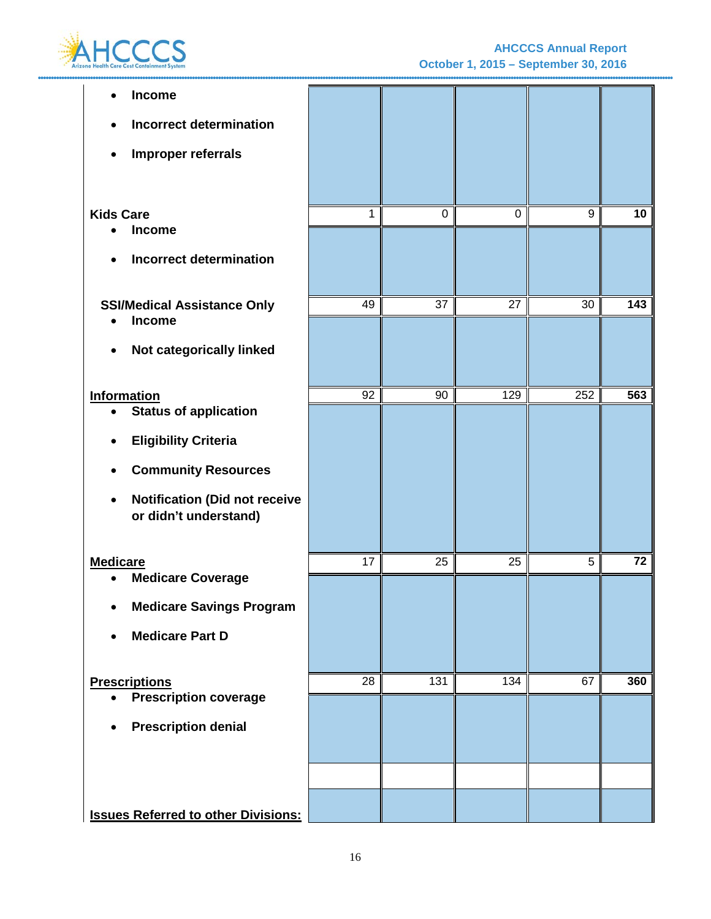| | | | | | |
|---|---|---|---|---|---|
| • Income<br>• Incorrect determination<br>• Improper referrals | | | | | |
| **Kids Care** | 1 | 0 | 0 | 9 | **10** |
| • Income<br>• Incorrect determination | | | | | |
| **SSI/Medical Assistance Only** | 49 | 37 | 27 | 30 | **143** |
| • Income<br>• Not categorically linked | | | | | |
| **Information** | 92 | 90 | 129 | 252 | **563** |
| • Status of application<br>• Eligibility Criteria<br>• Community Resources<br>• Notification (Did not receive or didn't understand) | | | | | |
| **Medicare** | 17 | 25 | 25 | 5 | **72** |
| • Medicare Coverage<br>• Medicare Savings Program<br>• Medicare Part D | | | | | |
| **Prescriptions** | 28 | 131 | 134 | 67 | **360** |
| • Prescription coverage<br>• Prescription denial | | | | | |
| | | | | | |
| **Issues Referred to other Divisions:** | | | | | |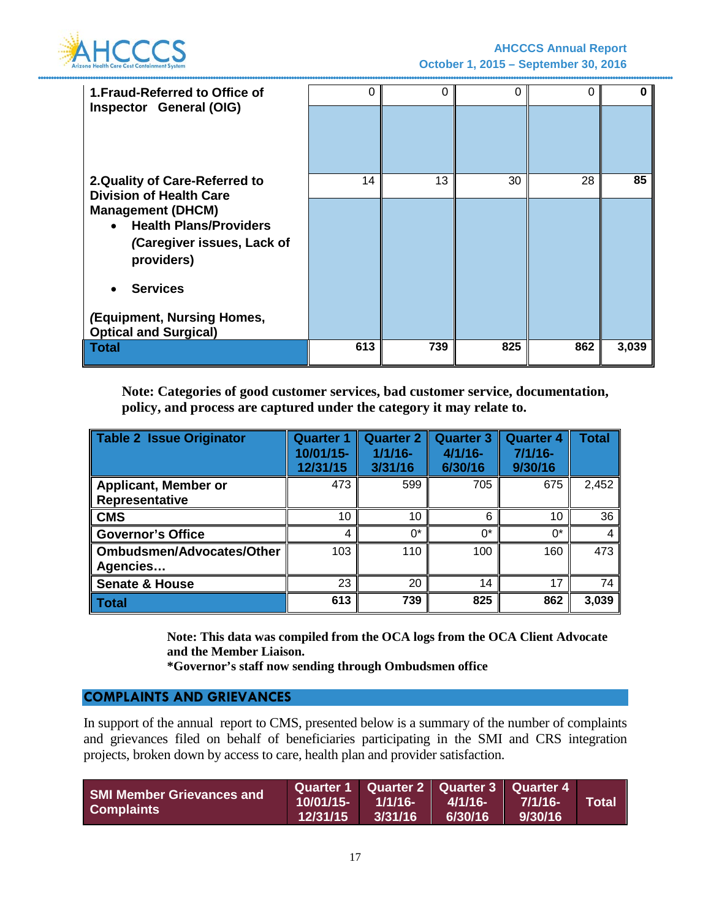| | | | | | |
|---|---|---|---|---|---|
| **1.Fraud-Referred to Office of Inspector General (OIG)** | 0 | 0 | 0 | 0 | **0** |
| **2.Quality of Care-Referred to Division of Health Care Management (DHCM)**<br>• **Health Plans/Providers *(Caregiver issues, Lack of providers)***<br>• **Services**<br>***(Equipment, Nursing Homes, Optical and Surgical)*** | 14 | 13 | 30 | 28 | **85** |
| **Total** | **613** | **739** | **825** | **862** | **3,039** |

**Note: Categories of good customer services, bad customer service, documentation, policy, and process are captured under the category it may relate to.**

| Table 2 Issue Originator | Quarter 1 10/01/15-12/31/15 | Quarter 2 1/1/16-3/31/16 | Quarter 3 4/1/16-6/30/16 | Quarter 4 7/1/16-9/30/16 | Total |
|---|---|---|---|---|---|
| **Applicant, Member or Representative** | 473 | 599 | 705 | 675 | 2,452 |
| **CMS** | 10 | 10 | 6 | 10 | 36 |
| **Governor's Office** | 4 | 0* | 0* | 0* | 4 |
| **Ombudsmen/Advocates/Other Agencies…** | 103 | 110 | 100 | 160 | 473 |
| **Senate & House** | 23 | 20 | 14 | 17 | 74 |
| **Total** | **613** | **739** | **825** | **862** | **3,039** |

**Note: This data was compiled from the OCA logs from the OCA Client Advocate and the Member Liaison.**
***Governor's staff now sending through Ombudsmen office**

## COMPLAINTS AND GRIEVANCES

In support of the annual report to CMS, presented below is a summary of the number of complaints and grievances filed on behalf of beneficiaries participating in the SMI and CRS integration projects, broken down by access to care, health plan and provider satisfaction.

| SMI Member Grievances and Complaints | Quarter 1 10/01/15-12/31/15 | Quarter 2 1/1/16-3/31/16 | Quarter 3 4/1/16-6/30/16 | Quarter 4 7/1/16-9/30/16 | Total |
|---|---|---|---|---|---|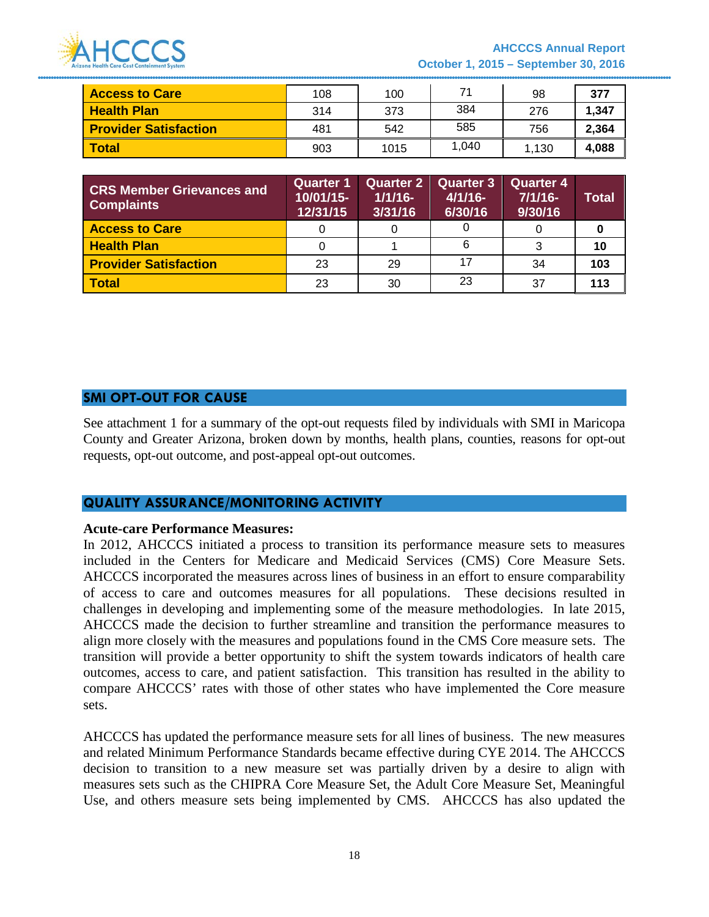| | | | | | |
|---|---|---|---|---|---|
| **Access to Care** | 108 | 100 | 71 | 98 | **377** |
| **Health Plan** | 314 | 373 | 384 | 276 | **1,347** |
| **Provider Satisfaction** | 481 | 542 | 585 | 756 | **2,364** |
| **Total** | 903 | 1015 | 1,040 | 1,130 | **4,088** |

| CRS Member Grievances and Complaints | Quarter 1 10/01/15-12/31/15 | Quarter 2 1/1/16-3/31/16 | Quarter 3 4/1/16-6/30/16 | Quarter 4 7/1/16-9/30/16 | Total |
|---|---|---|---|---|---|
| **Access to Care** | 0 | 0 | 0 | 0 | **0** |
| **Health Plan** | 0 | 1 | 6 | 3 | **10** |
| **Provider Satisfaction** | 23 | 29 | 17 | 34 | **103** |
| **Total** | 23 | 30 | 23 | 37 | **113** |

## SMI OPT-OUT FOR CAUSE

See attachment 1 for a summary of the opt-out requests filed by individuals with SMI in Maricopa County and Greater Arizona, broken down by months, health plans, counties, reasons for opt-out requests, opt-out outcome, and post-appeal opt-out outcomes.

## QUALITY ASSURANCE/MONITORING ACTIVITY

**Acute-care Performance Measures:**
In 2012, AHCCCS initiated a process to transition its performance measure sets to measures included in the Centers for Medicare and Medicaid Services (CMS) Core Measure Sets. AHCCCS incorporated the measures across lines of business in an effort to ensure comparability of access to care and outcomes measures for all populations. These decisions resulted in challenges in developing and implementing some of the measure methodologies. In late 2015, AHCCCS made the decision to further streamline and transition the performance measures to align more closely with the measures and populations found in the CMS Core measure sets. The transition will provide a better opportunity to shift the system towards indicators of health care outcomes, access to care, and patient satisfaction. This transition has resulted in the ability to compare AHCCCS' rates with those of other states who have implemented the Core measure sets.

AHCCCS has updated the performance measure sets for all lines of business. The new measures and related Minimum Performance Standards became effective during CYE 2014. The AHCCCS decision to transition to a new measure set was partially driven by a desire to align with measures sets such as the CHIPRA Core Measure Set, the Adult Core Measure Set, Meaningful Use, and others measure sets being implemented by CMS. AHCCCS has also updated the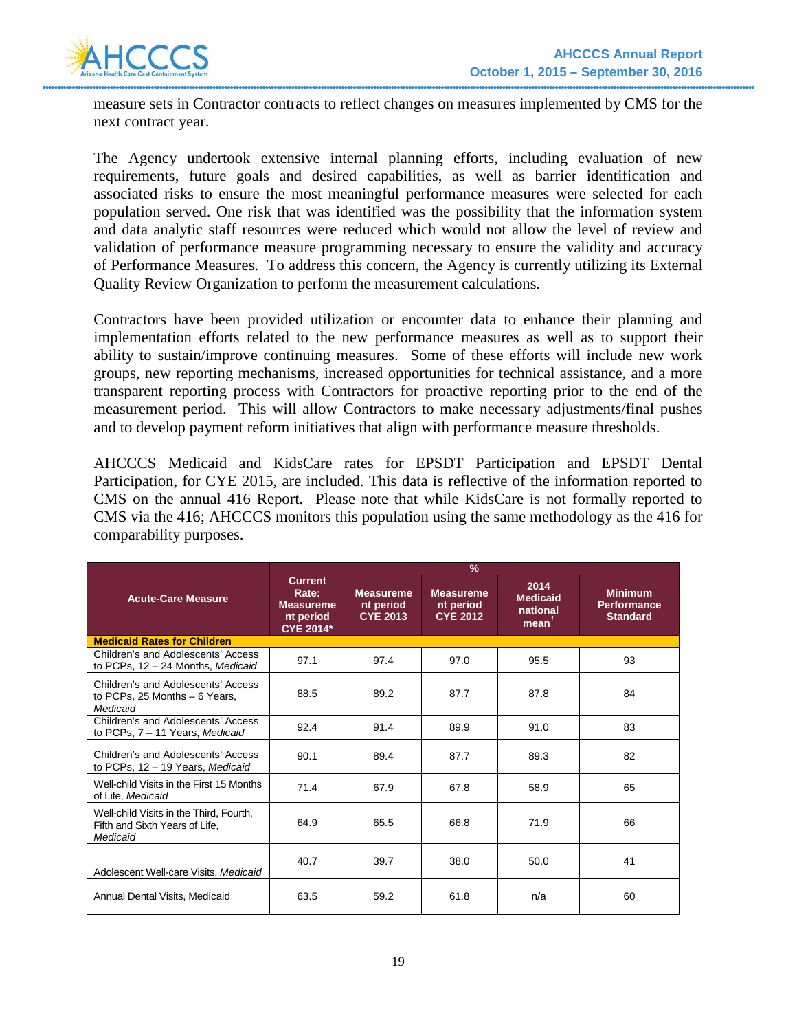measure sets in Contractor contracts to reflect changes on measures implemented by CMS for the next contract year.

The Agency undertook extensive internal planning efforts, including evaluation of new requirements, future goals and desired capabilities, as well as barrier identification and associated risks to ensure the most meaningful performance measures were selected for each population served. One risk that was identified was the possibility that the information system and data analytic staff resources were reduced which would not allow the level of review and validation of performance measure programming necessary to ensure the validity and accuracy of Performance Measures. To address this concern, the Agency is currently utilizing its External Quality Review Organization to perform the measurement calculations.

Contractors have been provided utilization or encounter data to enhance their planning and implementation efforts related to the new performance measures as well as to support their ability to sustain/improve continuing measures. Some of these efforts will include new work groups, new reporting mechanisms, increased opportunities for technical assistance, and a more transparent reporting process with Contractors for proactive reporting prior to the end of the measurement period. This will allow Contractors to make necessary adjustments/final pushes and to develop payment reform initiatives that align with performance measure thresholds.

AHCCCS Medicaid and KidsCare rates for EPSDT Participation and EPSDT Dental Participation, for CYE 2015, are included. This data is reflective of the information reported to CMS on the annual 416 Report. Please note that while KidsCare is not formally reported to CMS via the 416; AHCCCS monitors this population using the same methodology as the 416 for comparability purposes.

| Acute-Care Measure | % | | | | |
|---|---|---|---|---|---|
| | Current Rate: Measurement period CYE 2014* | Measurement period CYE 2013 | Measurement period CYE 2012 | 2014 Medicaid national mean[1] | Minimum Performance Standard |
| **Medicaid Rates for Children** | | | | | |
| Children's and Adolescents' Access to PCPs, 12 – 24 Months, *Medicaid* | 97.1 | 97.4 | 97.0 | 95.5 | 93 |
| Children's and Adolescents' Access to PCPs, 25 Months – 6 Years, *Medicaid* | 88.5 | 89.2 | 87.7 | 87.8 | 84 |
| Children's and Adolescents' Access to PCPs, 7 – 11 Years, *Medicaid* | 92.4 | 91.4 | 89.9 | 91.0 | 83 |
| Children's and Adolescents' Access to PCPs, 12 – 19 Years, *Medicaid* | 90.1 | 89.4 | 87.7 | 89.3 | 82 |
| Well-child Visits in the First 15 Months of Life, *Medicaid* | 71.4 | 67.9 | 67.8 | 58.9 | 65 |
| Well-child Visits in the Third, Fourth, Fifth and Sixth Years of Life, *Medicaid* | 64.9 | 65.5 | 66.8 | 71.9 | 66 |
| Adolescent Well-care Visits, *Medicaid* | 40.7 | 39.7 | 38.0 | 50.0 | 41 |
| Annual Dental Visits, Medicaid | 63.5 | 59.2 | 61.8 | n/a | 60 |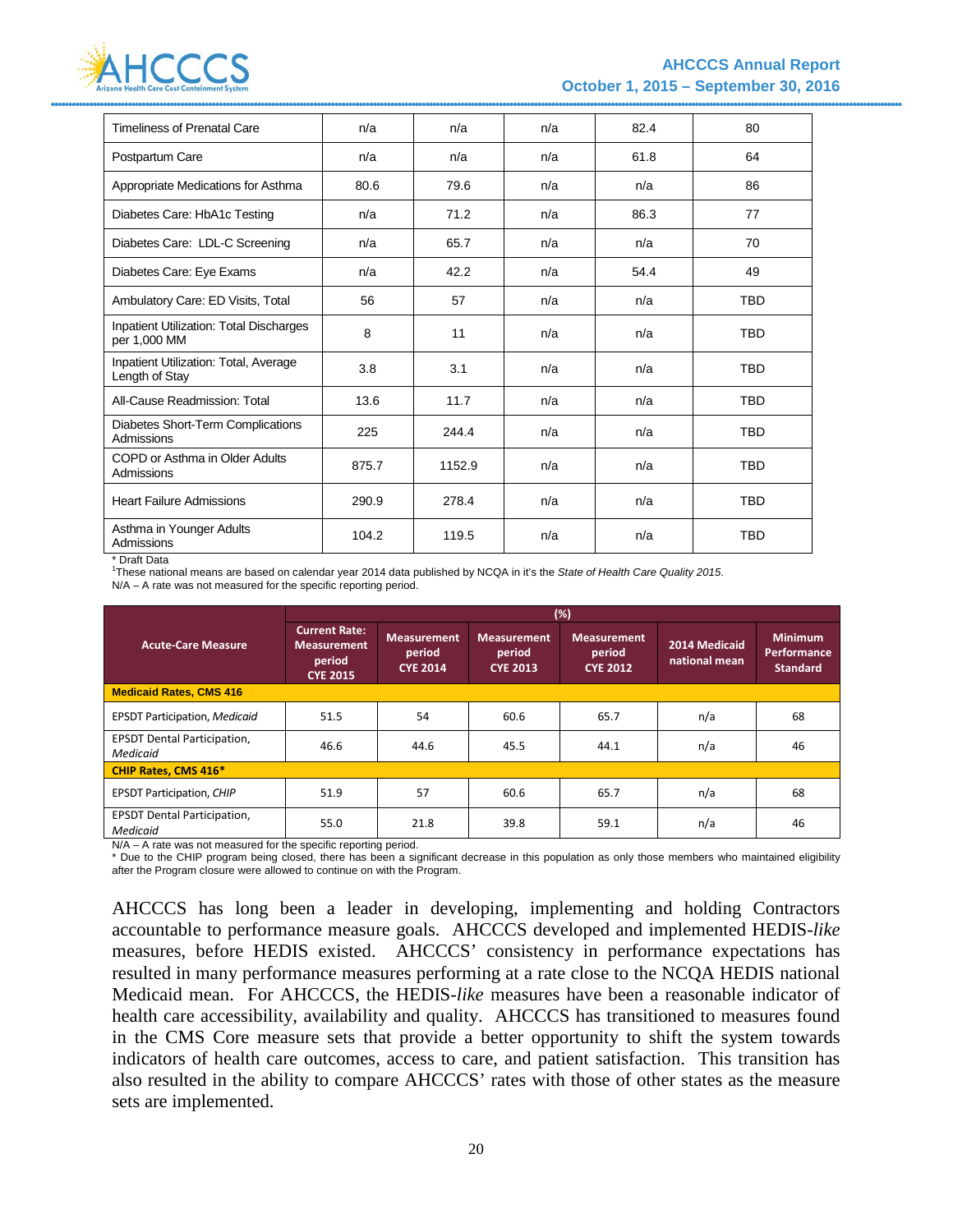| | | | | | |
|---|---|---|---|---|---|
| Timeliness of Prenatal Care | n/a | n/a | n/a | 82.4 | 80 |
| Postpartum Care | n/a | n/a | n/a | 61.8 | 64 |
| Appropriate Medications for Asthma | 80.6 | 79.6 | n/a | n/a | 86 |
| Diabetes Care: HbA1c Testing | n/a | 71.2 | n/a | 86.3 | 77 |
| Diabetes Care: LDL-C Screening | n/a | 65.7 | n/a | n/a | 70 |
| Diabetes Care: Eye Exams | n/a | 42.2 | n/a | 54.4 | 49 |
| Ambulatory Care: ED Visits, Total | 56 | 57 | n/a | n/a | TBD |
| Inpatient Utilization: Total Discharges per 1,000 MM | 8 | 11 | n/a | n/a | TBD |
| Inpatient Utilization: Total, Average Length of Stay | 3.8 | 3.1 | n/a | n/a | TBD |
| All-Cause Readmission: Total | 13.6 | 11.7 | n/a | n/a | TBD |
| Diabetes Short-Term Complications Admissions | 225 | 244.4 | n/a | n/a | TBD |
| COPD or Asthma in Older Adults Admissions | 875.7 | 1152.9 | n/a | n/a | TBD |
| Heart Failure Admissions | 290.9 | 278.4 | n/a | n/a | TBD |
| Asthma in Younger Adults Admissions | 104.2 | 119.5 | n/a | n/a | TBD |

\* Draft Data
[1]These national means are based on calendar year 2014 data published by NCQA in it's the *State of Health Care Quality 2015*.
N/A – A rate was not measured for the specific reporting period.

| Acute-Care Measure | (%) | | | | | |
|---|---|---|---|---|---|---|
| | Current Rate: Measurement period CYE 2015 | Measurement period CYE 2014 | Measurement period CYE 2013 | Measurement period CYE 2012 | 2014 Medicaid national mean | Minimum Performance Standard |
| **Medicaid Rates, CMS 416** | | | | | | |
| EPSDT Participation, *Medicaid* | 51.5 | 54 | 60.6 | 65.7 | n/a | 68 |
| EPSDT Dental Participation, *Medicaid* | 46.6 | 44.6 | 45.5 | 44.1 | n/a | 46 |
| **CHIP Rates, CMS 416*** | | | | | | |
| EPSDT Participation, *CHIP* | 51.9 | 57 | 60.6 | 65.7 | n/a | 68 |
| EPSDT Dental Participation, *Medicaid* | 55.0 | 21.8 | 39.8 | 59.1 | n/a | 46 |

N/A – A rate was not measured for the specific reporting period.
\* Due to the CHIP program being closed, there has been a significant decrease in this population as only those members who maintained eligibility after the Program closure were allowed to continue on with the Program.

AHCCCS has long been a leader in developing, implementing and holding Contractors accountable to performance measure goals. AHCCCS developed and implemented HEDIS-*like* measures, before HEDIS existed. AHCCCS' consistency in performance expectations has resulted in many performance measures performing at a rate close to the NCQA HEDIS national Medicaid mean. For AHCCCS, the HEDIS-*like* measures have been a reasonable indicator of health care accessibility, availability and quality. AHCCCS has transitioned to measures found in the CMS Core measure sets that provide a better opportunity to shift the system towards indicators of health care outcomes, access to care, and patient satisfaction. This transition has also resulted in the ability to compare AHCCCS' rates with those of other states as the measure sets are implemented.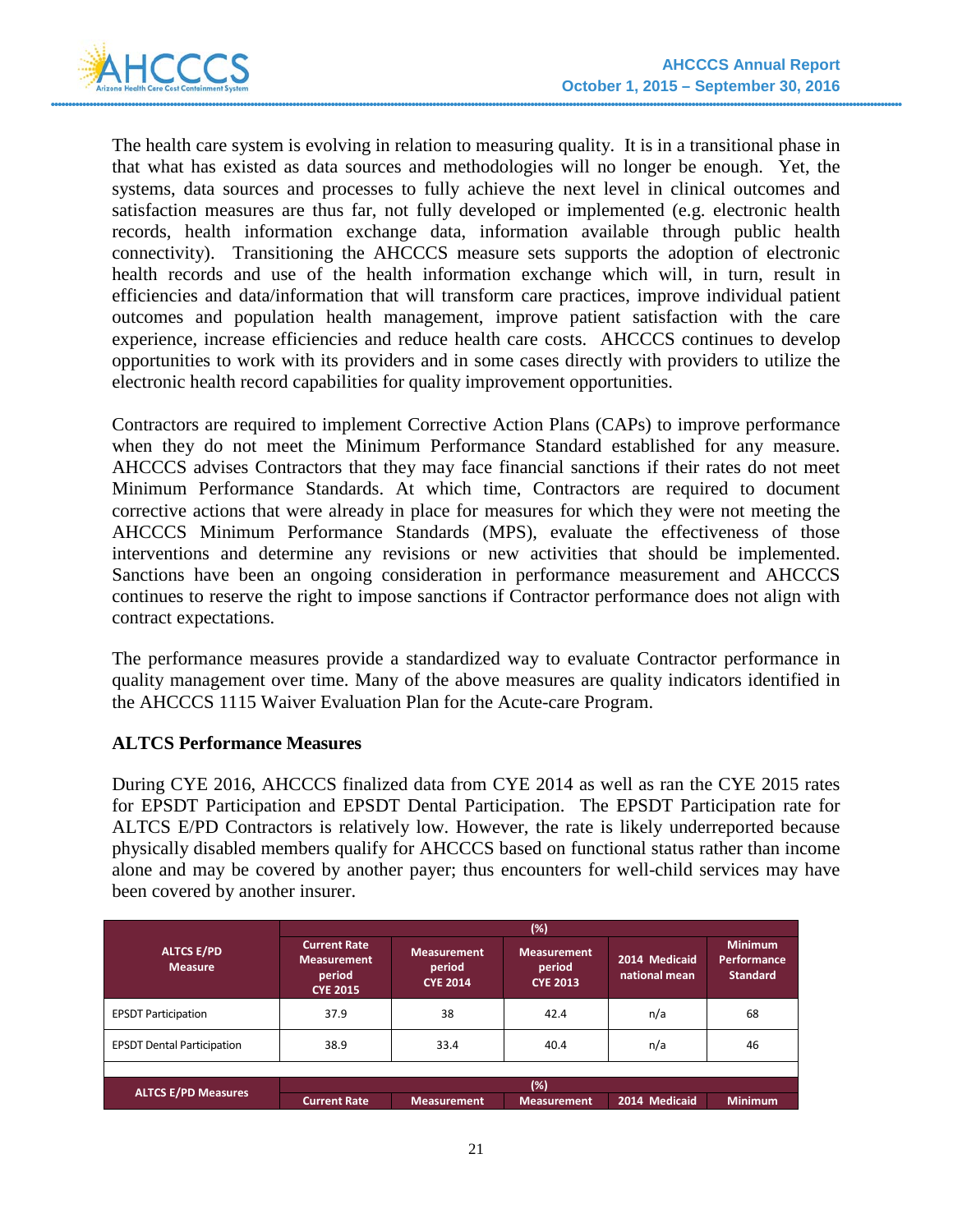The health care system is evolving in relation to measuring quality. It is in a transitional phase in that what has existed as data sources and methodologies will no longer be enough. Yet, the systems, data sources and processes to fully achieve the next level in clinical outcomes and satisfaction measures are thus far, not fully developed or implemented (e.g. electronic health records, health information exchange data, information available through public health connectivity). Transitioning the AHCCCS measure sets supports the adoption of electronic health records and use of the health information exchange which will, in turn, result in efficiencies and data/information that will transform care practices, improve individual patient outcomes and population health management, improve patient satisfaction with the care experience, increase efficiencies and reduce health care costs. AHCCCS continues to develop opportunities to work with its providers and in some cases directly with providers to utilize the electronic health record capabilities for quality improvement opportunities.

Contractors are required to implement Corrective Action Plans (CAPs) to improve performance when they do not meet the Minimum Performance Standard established for any measure. AHCCCS advises Contractors that they may face financial sanctions if their rates do not meet Minimum Performance Standards. At which time, Contractors are required to document corrective actions that were already in place for measures for which they were not meeting the AHCCCS Minimum Performance Standards (MPS), evaluate the effectiveness of those interventions and determine any revisions or new activities that should be implemented. Sanctions have been an ongoing consideration in performance measurement and AHCCCS continues to reserve the right to impose sanctions if Contractor performance does not align with contract expectations.

The performance measures provide a standardized way to evaluate Contractor performance in quality management over time. Many of the above measures are quality indicators identified in the AHCCCS 1115 Waiver Evaluation Plan for the Acute-care Program.

**ALTCS Performance Measures**

During CYE 2016, AHCCCS finalized data from CYE 2014 as well as ran the CYE 2015 rates for EPSDT Participation and EPSDT Dental Participation. The EPSDT Participation rate for ALTCS E/PD Contractors is relatively low. However, the rate is likely underreported because physically disabled members qualify for AHCCCS based on functional status rather than income alone and may be covered by another payer; thus encounters for well-child services may have been covered by another insurer.

| ALTCS E/PD Measure | (%) | | | | |
|---|---|---|---|---|---|
| | Current Rate Measurement period CYE 2015 | Measurement period CYE 2014 | Measurement period CYE 2013 | 2014 Medicaid national mean | Minimum Performance Standard |
| EPSDT Participation | 37.9 | 38 | 42.4 | n/a | 68 |
| EPSDT Dental Participation | 38.9 | 33.4 | 40.4 | n/a | 46 |

| ALTCS E/PD Measures | (%) | | | | |
|---|---|---|---|---|---|
| | Current Rate | Measurement | Measurement | 2014 Medicaid | Minimum |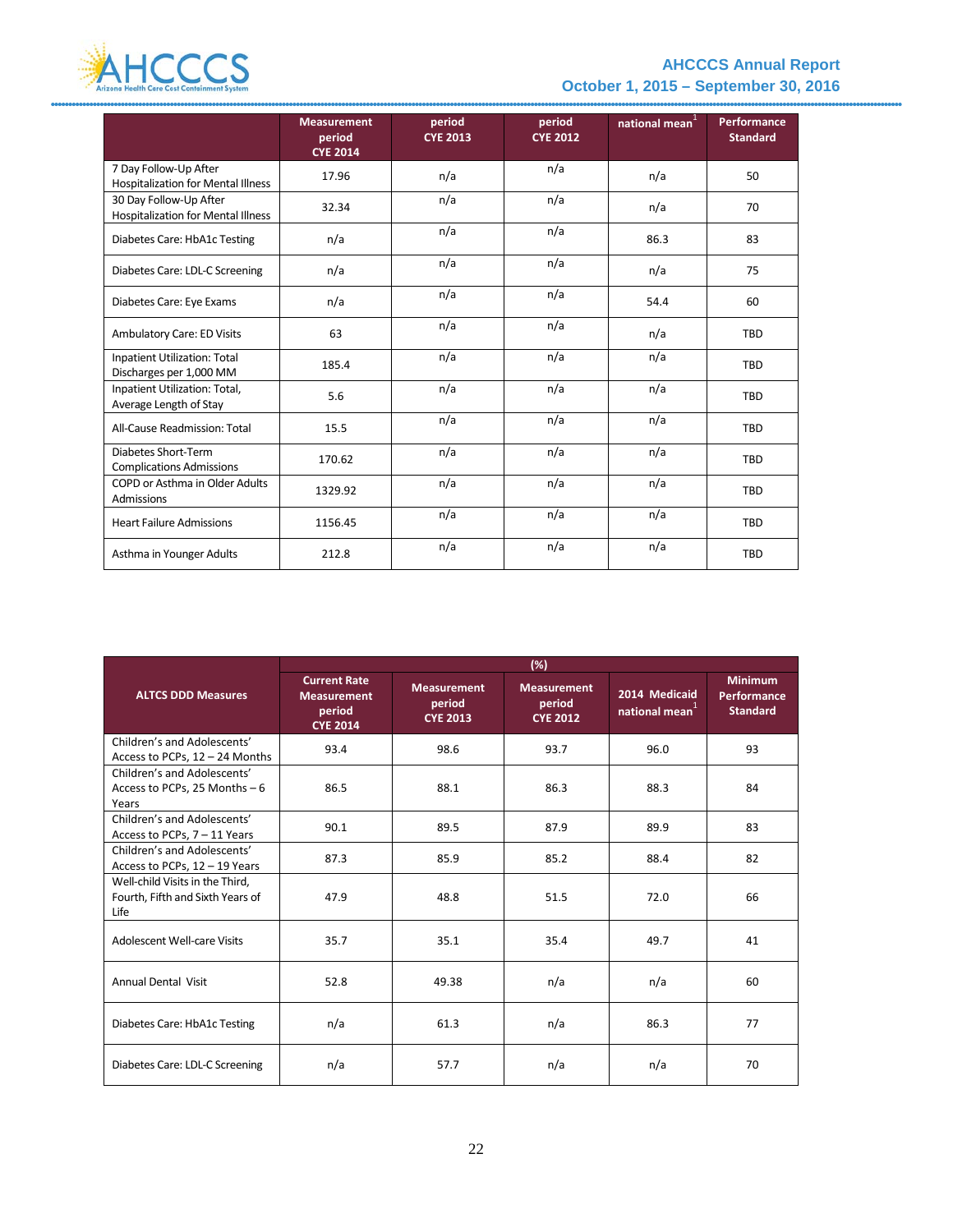| | Measurement period CYE 2014 | period CYE 2013 | period CYE 2012 | national mean[1] | Performance Standard |
|---|---|---|---|---|---|
| 7 Day Follow-Up After Hospitalization for Mental Illness | 17.96 | n/a | n/a | n/a | 50 |
| 30 Day Follow-Up After Hospitalization for Mental Illness | 32.34 | n/a | n/a | n/a | 70 |
| Diabetes Care: HbA1c Testing | n/a | n/a | n/a | 86.3 | 83 |
| Diabetes Care: LDL-C Screening | n/a | n/a | n/a | n/a | 75 |
| Diabetes Care: Eye Exams | n/a | n/a | n/a | 54.4 | 60 |
| Ambulatory Care: ED Visits | 63 | n/a | n/a | n/a | TBD |
| Inpatient Utilization: Total Discharges per 1,000 MM | 185.4 | n/a | n/a | n/a | TBD |
| Inpatient Utilization: Total, Average Length of Stay | 5.6 | n/a | n/a | n/a | TBD |
| All-Cause Readmission: Total | 15.5 | n/a | n/a | n/a | TBD |
| Diabetes Short-Term Complications Admissions | 170.62 | n/a | n/a | n/a | TBD |
| COPD or Asthma in Older Adults Admissions | 1329.92 | n/a | n/a | n/a | TBD |
| Heart Failure Admissions | 1156.45 | n/a | n/a | n/a | TBD |
| Asthma in Younger Adults | 212.8 | n/a | n/a | n/a | TBD |

| ALTCS DDD Measures | (%) | | | | |
|---|---|---|---|---|---|
| | Current Rate Measurement period CYE 2014 | Measurement period CYE 2013 | Measurement period CYE 2012 | 2014 Medicaid national mean[1] | Minimum Performance Standard |
| Children's and Adolescents' Access to PCPs, 12 – 24 Months | 93.4 | 98.6 | 93.7 | 96.0 | 93 |
| Children's and Adolescents' Access to PCPs, 25 Months – 6 Years | 86.5 | 88.1 | 86.3 | 88.3 | 84 |
| Children's and Adolescents' Access to PCPs, 7 – 11 Years | 90.1 | 89.5 | 87.9 | 89.9 | 83 |
| Children's and Adolescents' Access to PCPs, 12 – 19 Years | 87.3 | 85.9 | 85.2 | 88.4 | 82 |
| Well-child Visits in the Third, Fourth, Fifth and Sixth Years of Life | 47.9 | 48.8 | 51.5 | 72.0 | 66 |
| Adolescent Well-care Visits | 35.7 | 35.1 | 35.4 | 49.7 | 41 |
| Annual Dental Visit | 52.8 | 49.38 | n/a | n/a | 60 |
| Diabetes Care: HbA1c Testing | n/a | 61.3 | n/a | 86.3 | 77 |
| Diabetes Care: LDL-C Screening | n/a | 57.7 | n/a | n/a | 70 |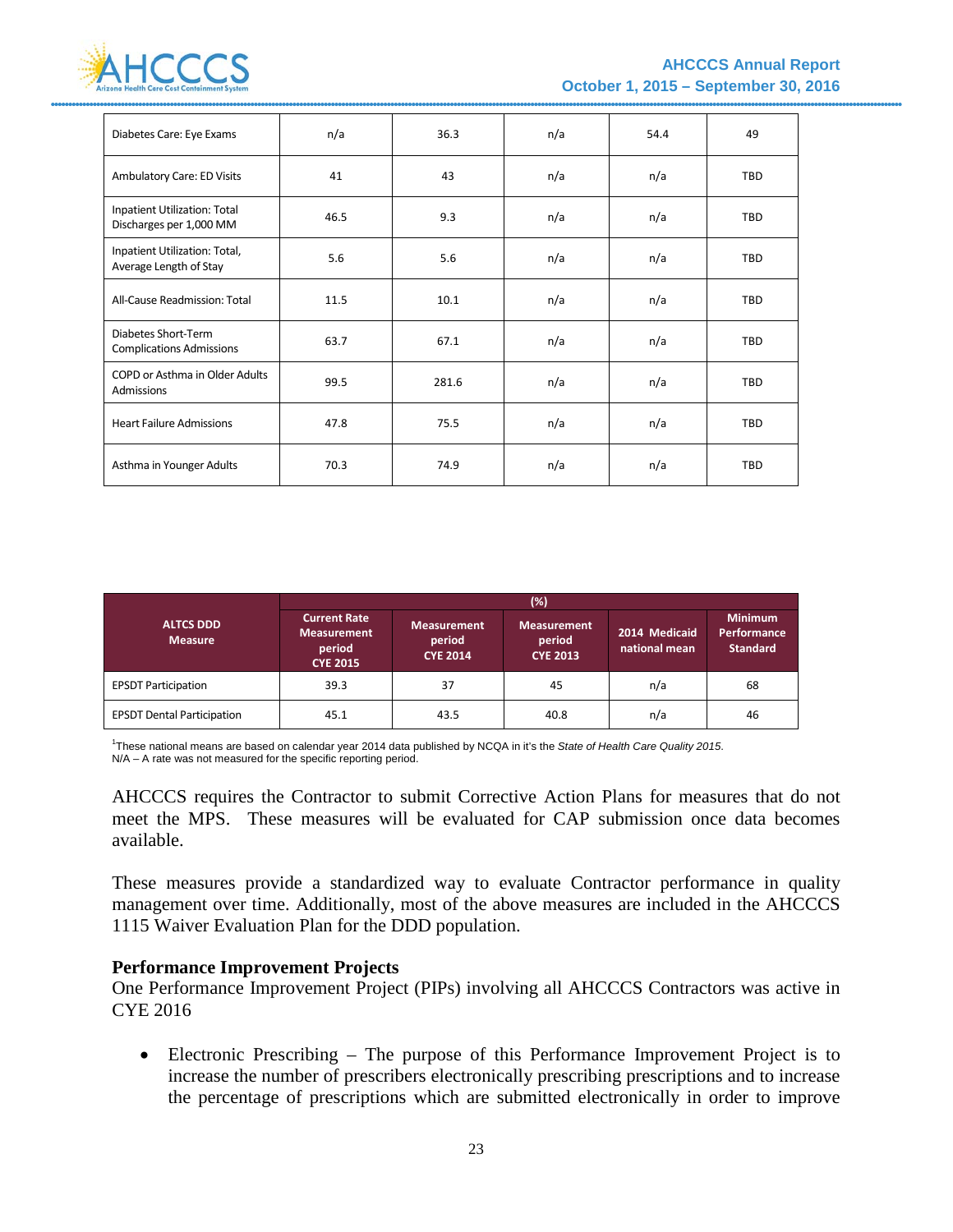| | | | | | |
|---|---|---|---|---|---|
| Diabetes Care: Eye Exams | n/a | 36.3 | n/a | 54.4 | 49 |
| Ambulatory Care: ED Visits | 41 | 43 | n/a | n/a | TBD |
| Inpatient Utilization: Total Discharges per 1,000 MM | 46.5 | 9.3 | n/a | n/a | TBD |
| Inpatient Utilization: Total, Average Length of Stay | 5.6 | 5.6 | n/a | n/a | TBD |
| All-Cause Readmission: Total | 11.5 | 10.1 | n/a | n/a | TBD |
| Diabetes Short-Term Complications Admissions | 63.7 | 67.1 | n/a | n/a | TBD |
| COPD or Asthma in Older Adults Admissions | 99.5 | 281.6 | n/a | n/a | TBD |
| Heart Failure Admissions | 47.8 | 75.5 | n/a | n/a | TBD |
| Asthma in Younger Adults | 70.3 | 74.9 | n/a | n/a | TBD |

| ALTCS DDD Measure | (%) | | | | |
|---|---|---|---|---|---|
| | Current Rate Measurement period CYE 2015 | Measurement period CYE 2014 | Measurement period CYE 2013 | 2014 Medicaid national mean | Minimum Performance Standard |
| EPSDT Participation | 39.3 | 37 | 45 | n/a | 68 |
| EPSDT Dental Participation | 45.1 | 43.5 | 40.8 | n/a | 46 |

[1]These national means are based on calendar year 2014 data published by NCQA in it's the *State of Health Care Quality 2015*.
N/A – A rate was not measured for the specific reporting period.

AHCCCS requires the Contractor to submit Corrective Action Plans for measures that do not meet the MPS. These measures will be evaluated for CAP submission once data becomes available.

These measures provide a standardized way to evaluate Contractor performance in quality management over time. Additionally, most of the above measures are included in the AHCCCS 1115 Waiver Evaluation Plan for the DDD population.

**Performance Improvement Projects**

One Performance Improvement Project (PIPs) involving all AHCCCS Contractors was active in CYE 2016

- Electronic Prescribing – The purpose of this Performance Improvement Project is to increase the number of prescribers electronically prescribing prescriptions and to increase the percentage of prescriptions which are submitted electronically in order to improve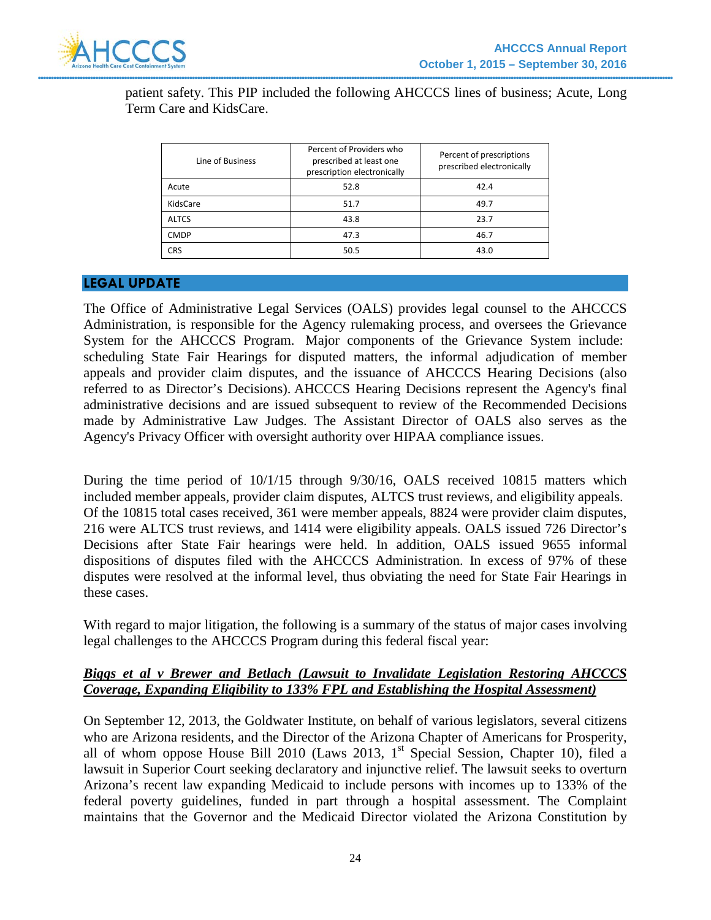patient safety. This PIP included the following AHCCCS lines of business; Acute, Long Term Care and KidsCare.

| Line of Business | Percent of Providers who prescribed at least one prescription electronically | Percent of prescriptions prescribed electronically |
|---|---|---|
| Acute | 52.8 | 42.4 |
| KidsCare | 51.7 | 49.7 |
| ALTCS | 43.8 | 23.7 |
| CMDP | 47.3 | 46.7 |
| CRS | 50.5 | 43.0 |

## LEGAL UPDATE

The Office of Administrative Legal Services (OALS) provides legal counsel to the AHCCCS Administration, is responsible for the Agency rulemaking process, and oversees the Grievance System for the AHCCCS Program. Major components of the Grievance System include: scheduling State Fair Hearings for disputed matters, the informal adjudication of member appeals and provider claim disputes, and the issuance of AHCCCS Hearing Decisions (also referred to as Director's Decisions). AHCCCS Hearing Decisions represent the Agency's final administrative decisions and are issued subsequent to review of the Recommended Decisions made by Administrative Law Judges. The Assistant Director of OALS also serves as the Agency's Privacy Officer with oversight authority over HIPAA compliance issues.

During the time period of 10/1/15 through 9/30/16, OALS received 10815 matters which included member appeals, provider claim disputes, ALTCS trust reviews, and eligibility appeals. Of the 10815 total cases received, 361 were member appeals, 8824 were provider claim disputes, 216 were ALTCS trust reviews, and 1414 were eligibility appeals. OALS issued 726 Director's Decisions after State Fair hearings were held. In addition, OALS issued 9655 informal dispositions of disputes filed with the AHCCCS Administration. In excess of 97% of these disputes were resolved at the informal level, thus obviating the need for State Fair Hearings in these cases.

With regard to major litigation, the following is a summary of the status of major cases involving legal challenges to the AHCCCS Program during this federal fiscal year:

***Biggs et al v Brewer and Betlach (Lawsuit to Invalidate Legislation Restoring AHCCCS Coverage, Expanding Eligibility to 133% FPL and Establishing the Hospital Assessment)***

On September 12, 2013, the Goldwater Institute, on behalf of various legislators, several citizens who are Arizona residents, and the Director of the Arizona Chapter of Americans for Prosperity, all of whom oppose House Bill 2010 (Laws 2013, 1st Special Session, Chapter 10), filed a lawsuit in Superior Court seeking declaratory and injunctive relief. The lawsuit seeks to overturn Arizona's recent law expanding Medicaid to include persons with incomes up to 133% of the federal poverty guidelines, funded in part through a hospital assessment. The Complaint maintains that the Governor and the Medicaid Director violated the Arizona Constitution by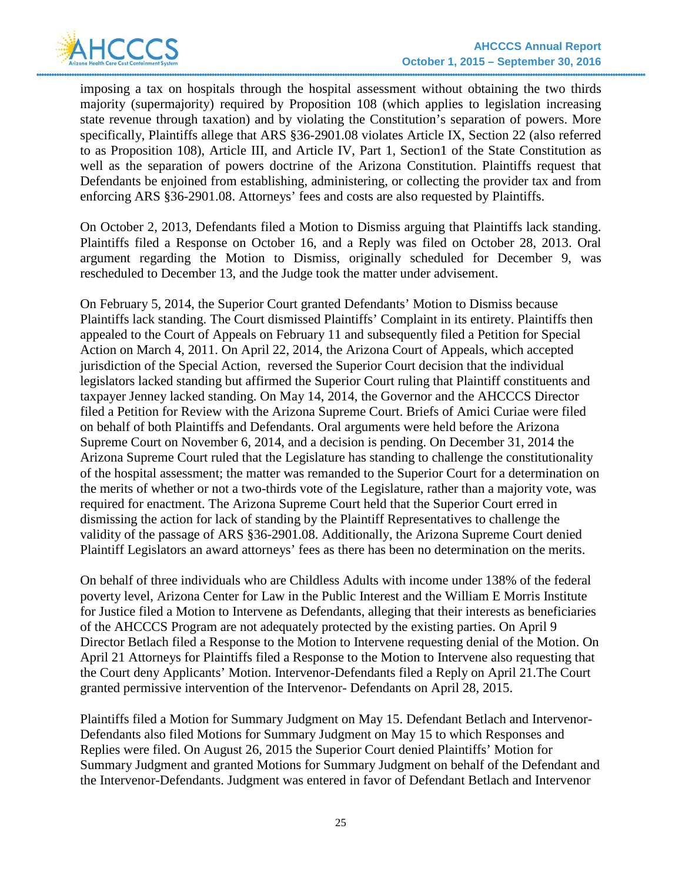imposing a tax on hospitals through the hospital assessment without obtaining the two thirds majority (supermajority) required by Proposition 108 (which applies to legislation increasing state revenue through taxation) and by violating the Constitution's separation of powers. More specifically, Plaintiffs allege that ARS §36-2901.08 violates Article IX, Section 22 (also referred to as Proposition 108), Article III, and Article IV, Part 1, Section1 of the State Constitution as well as the separation of powers doctrine of the Arizona Constitution. Plaintiffs request that Defendants be enjoined from establishing, administering, or collecting the provider tax and from enforcing ARS §36-2901.08. Attorneys' fees and costs are also requested by Plaintiffs.

On October 2, 2013, Defendants filed a Motion to Dismiss arguing that Plaintiffs lack standing. Plaintiffs filed a Response on October 16, and a Reply was filed on October 28, 2013. Oral argument regarding the Motion to Dismiss, originally scheduled for December 9, was rescheduled to December 13, and the Judge took the matter under advisement.

On February 5, 2014, the Superior Court granted Defendants' Motion to Dismiss because Plaintiffs lack standing. The Court dismissed Plaintiffs' Complaint in its entirety. Plaintiffs then appealed to the Court of Appeals on February 11 and subsequently filed a Petition for Special Action on March 4, 2011. On April 22, 2014, the Arizona Court of Appeals, which accepted jurisdiction of the Special Action, reversed the Superior Court decision that the individual legislators lacked standing but affirmed the Superior Court ruling that Plaintiff constituents and taxpayer Jenney lacked standing. On May 14, 2014, the Governor and the AHCCCS Director filed a Petition for Review with the Arizona Supreme Court. Briefs of Amici Curiae were filed on behalf of both Plaintiffs and Defendants. Oral arguments were held before the Arizona Supreme Court on November 6, 2014, and a decision is pending. On December 31, 2014 the Arizona Supreme Court ruled that the Legislature has standing to challenge the constitutionality of the hospital assessment; the matter was remanded to the Superior Court for a determination on the merits of whether or not a two-thirds vote of the Legislature, rather than a majority vote, was required for enactment. The Arizona Supreme Court held that the Superior Court erred in dismissing the action for lack of standing by the Plaintiff Representatives to challenge the validity of the passage of ARS §36-2901.08. Additionally, the Arizona Supreme Court denied Plaintiff Legislators an award attorneys' fees as there has been no determination on the merits.

On behalf of three individuals who are Childless Adults with income under 138% of the federal poverty level, Arizona Center for Law in the Public Interest and the William E Morris Institute for Justice filed a Motion to Intervene as Defendants, alleging that their interests as beneficiaries of the AHCCCS Program are not adequately protected by the existing parties. On April 9 Director Betlach filed a Response to the Motion to Intervene requesting denial of the Motion. On April 21 Attorneys for Plaintiffs filed a Response to the Motion to Intervene also requesting that the Court deny Applicants' Motion. Intervenor-Defendants filed a Reply on April 21.The Court granted permissive intervention of the Intervenor- Defendants on April 28, 2015.

Plaintiffs filed a Motion for Summary Judgment on May 15. Defendant Betlach and Intervenor-Defendants also filed Motions for Summary Judgment on May 15 to which Responses and Replies were filed. On August 26, 2015 the Superior Court denied Plaintiffs' Motion for Summary Judgment and granted Motions for Summary Judgment on behalf of the Defendant and the Intervenor-Defendants. Judgment was entered in favor of Defendant Betlach and Intervenor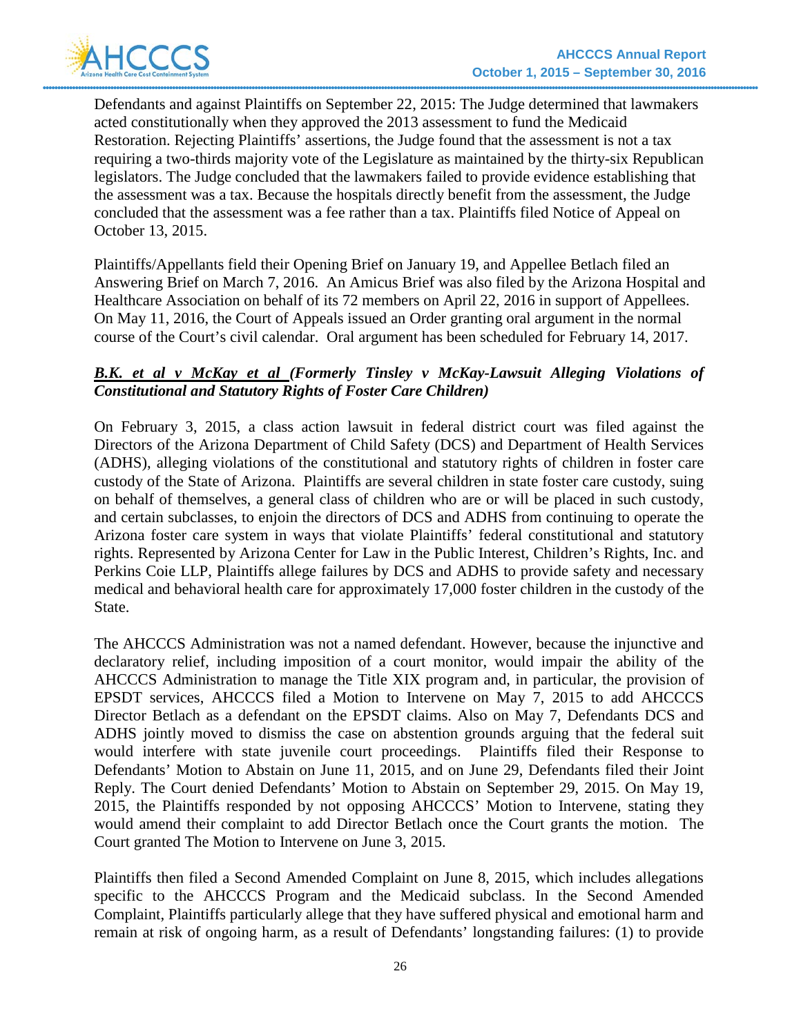Defendants and against Plaintiffs on September 22, 2015: The Judge determined that lawmakers acted constitutionally when they approved the 2013 assessment to fund the Medicaid Restoration. Rejecting Plaintiffs' assertions, the Judge found that the assessment is not a tax requiring a two-thirds majority vote of the Legislature as maintained by the thirty-six Republican legislators. The Judge concluded that the lawmakers failed to provide evidence establishing that the assessment was a tax. Because the hospitals directly benefit from the assessment, the Judge concluded that the assessment was a fee rather than a tax. Plaintiffs filed Notice of Appeal on October 13, 2015.

Plaintiffs/Appellants field their Opening Brief on January 19, and Appellee Betlach filed an Answering Brief on March 7, 2016. An Amicus Brief was also filed by the Arizona Hospital and Healthcare Association on behalf of its 72 members on April 22, 2016 in support of Appellees. On May 11, 2016, the Court of Appeals issued an Order granting oral argument in the normal course of the Court's civil calendar. Oral argument has been scheduled for February 14, 2017.

***B.K. et al v McKay et al (Formerly Tinsley v McKay-Lawsuit Alleging Violations of Constitutional and Statutory Rights of Foster Care Children)***

On February 3, 2015, a class action lawsuit in federal district court was filed against the Directors of the Arizona Department of Child Safety (DCS) and Department of Health Services (ADHS), alleging violations of the constitutional and statutory rights of children in foster care custody of the State of Arizona. Plaintiffs are several children in state foster care custody, suing on behalf of themselves, a general class of children who are or will be placed in such custody, and certain subclasses, to enjoin the directors of DCS and ADHS from continuing to operate the Arizona foster care system in ways that violate Plaintiffs' federal constitutional and statutory rights. Represented by Arizona Center for Law in the Public Interest, Children's Rights, Inc. and Perkins Coie LLP, Plaintiffs allege failures by DCS and ADHS to provide safety and necessary medical and behavioral health care for approximately 17,000 foster children in the custody of the State.

The AHCCCS Administration was not a named defendant. However, because the injunctive and declaratory relief, including imposition of a court monitor, would impair the ability of the AHCCCS Administration to manage the Title XIX program and, in particular, the provision of EPSDT services, AHCCCS filed a Motion to Intervene on May 7, 2015 to add AHCCCS Director Betlach as a defendant on the EPSDT claims. Also on May 7, Defendants DCS and ADHS jointly moved to dismiss the case on abstention grounds arguing that the federal suit would interfere with state juvenile court proceedings. Plaintiffs filed their Response to Defendants' Motion to Abstain on June 11, 2015, and on June 29, Defendants filed their Joint Reply. The Court denied Defendants' Motion to Abstain on September 29, 2015. On May 19, 2015, the Plaintiffs responded by not opposing AHCCCS' Motion to Intervene, stating they would amend their complaint to add Director Betlach once the Court grants the motion. The Court granted The Motion to Intervene on June 3, 2015.

Plaintiffs then filed a Second Amended Complaint on June 8, 2015, which includes allegations specific to the AHCCCS Program and the Medicaid subclass. In the Second Amended Complaint, Plaintiffs particularly allege that they have suffered physical and emotional harm and remain at risk of ongoing harm, as a result of Defendants' longstanding failures: (1) to provide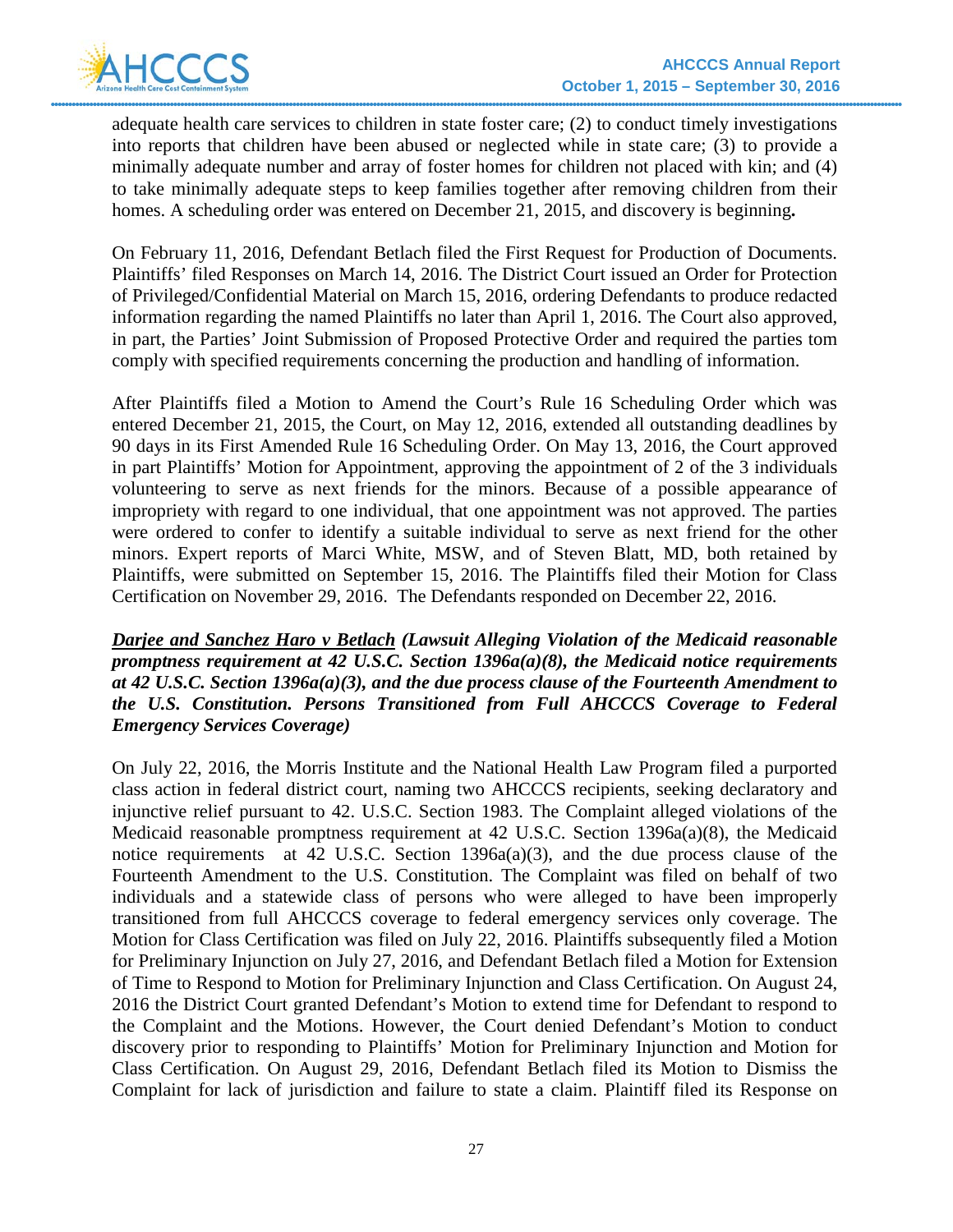adequate health care services to children in state foster care; (2) to conduct timely investigations into reports that children have been abused or neglected while in state care; (3) to provide a minimally adequate number and array of foster homes for children not placed with kin; and (4) to take minimally adequate steps to keep families together after removing children from their homes. A scheduling order was entered on December 21, 2015, and discovery is beginning**.**

On February 11, 2016, Defendant Betlach filed the First Request for Production of Documents. Plaintiffs' filed Responses on March 14, 2016. The District Court issued an Order for Protection of Privileged/Confidential Material on March 15, 2016, ordering Defendants to produce redacted information regarding the named Plaintiffs no later than April 1, 2016. The Court also approved, in part, the Parties' Joint Submission of Proposed Protective Order and required the parties tom comply with specified requirements concerning the production and handling of information.

After Plaintiffs filed a Motion to Amend the Court's Rule 16 Scheduling Order which was entered December 21, 2015, the Court, on May 12, 2016, extended all outstanding deadlines by 90 days in its First Amended Rule 16 Scheduling Order. On May 13, 2016, the Court approved in part Plaintiffs' Motion for Appointment, approving the appointment of 2 of the 3 individuals volunteering to serve as next friends for the minors. Because of a possible appearance of impropriety with regard to one individual, that one appointment was not approved. The parties were ordered to confer to identify a suitable individual to serve as next friend for the other minors. Expert reports of Marci White, MSW, and of Steven Blatt, MD, both retained by Plaintiffs, were submitted on September 15, 2016. The Plaintiffs filed their Motion for Class Certification on November 29, 2016. The Defendants responded on December 22, 2016.

***Darjee and Sanchez Haro v Betlach* (Lawsuit Alleging Violation of the Medicaid reasonable promptness requirement at 42 U.S.C. Section 1396a(a)(8), the Medicaid notice requirements at 42 U.S.C. Section 1396a(a)(3), and the due process clause of the Fourteenth Amendment to the U.S. Constitution. Persons Transitioned from Full AHCCCS Coverage to Federal Emergency Services Coverage)**

On July 22, 2016, the Morris Institute and the National Health Law Program filed a purported class action in federal district court, naming two AHCCCS recipients, seeking declaratory and injunctive relief pursuant to 42. U.S.C. Section 1983. The Complaint alleged violations of the Medicaid reasonable promptness requirement at 42 U.S.C. Section 1396a(a)(8), the Medicaid notice requirements at 42 U.S.C. Section 1396a(a)(3), and the due process clause of the Fourteenth Amendment to the U.S. Constitution. The Complaint was filed on behalf of two individuals and a statewide class of persons who were alleged to have been improperly transitioned from full AHCCCS coverage to federal emergency services only coverage. The Motion for Class Certification was filed on July 22, 2016. Plaintiffs subsequently filed a Motion for Preliminary Injunction on July 27, 2016, and Defendant Betlach filed a Motion for Extension of Time to Respond to Motion for Preliminary Injunction and Class Certification. On August 24, 2016 the District Court granted Defendant's Motion to extend time for Defendant to respond to the Complaint and the Motions. However, the Court denied Defendant's Motion to conduct discovery prior to responding to Plaintiffs' Motion for Preliminary Injunction and Motion for Class Certification. On August 29, 2016, Defendant Betlach filed its Motion to Dismiss the Complaint for lack of jurisdiction and failure to state a claim. Plaintiff filed its Response on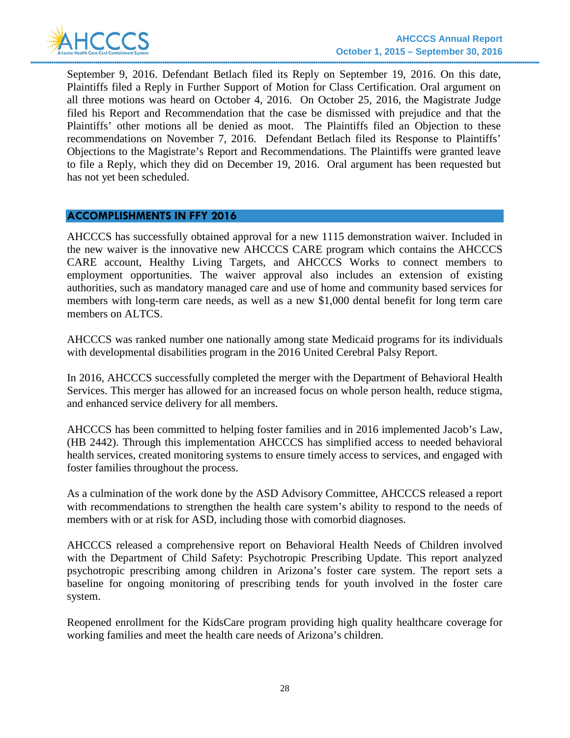September 9, 2016. Defendant Betlach filed its Reply on September 19, 2016. On this date, Plaintiffs filed a Reply in Further Support of Motion for Class Certification. Oral argument on all three motions was heard on October 4, 2016. On October 25, 2016, the Magistrate Judge filed his Report and Recommendation that the case be dismissed with prejudice and that the Plaintiffs' other motions all be denied as moot. The Plaintiffs filed an Objection to these recommendations on November 7, 2016. Defendant Betlach filed its Response to Plaintiffs' Objections to the Magistrate's Report and Recommendations. The Plaintiffs were granted leave to file a Reply, which they did on December 19, 2016. Oral argument has been requested but has not yet been scheduled.

## ACCOMPLISHMENTS IN FFY 2016

AHCCCS has successfully obtained approval for a new 1115 demonstration waiver. Included in the new waiver is the innovative new AHCCCS CARE program which contains the AHCCCS CARE account, Healthy Living Targets, and AHCCCS Works to connect members to employment opportunities. The waiver approval also includes an extension of existing authorities, such as mandatory managed care and use of home and community based services for members with long-term care needs, as well as a new $1,000 dental benefit for long term care members on ALTCS.

AHCCCS was ranked number one nationally among state Medicaid programs for its individuals with developmental disabilities program in the 2016 United Cerebral Palsy Report.

In 2016, AHCCCS successfully completed the merger with the Department of Behavioral Health Services. This merger has allowed for an increased focus on whole person health, reduce stigma, and enhanced service delivery for all members.

AHCCCS has been committed to helping foster families and in 2016 implemented Jacob's Law, (HB 2442). Through this implementation AHCCCS has simplified access to needed behavioral health services, created monitoring systems to ensure timely access to services, and engaged with foster families throughout the process.

As a culmination of the work done by the ASD Advisory Committee, AHCCCS released a report with recommendations to strengthen the health care system's ability to respond to the needs of members with or at risk for ASD, including those with comorbid diagnoses.

AHCCCS released a comprehensive report on Behavioral Health Needs of Children involved with the Department of Child Safety: Psychotropic Prescribing Update. This report analyzed psychotropic prescribing among children in Arizona's foster care system. The report sets a baseline for ongoing monitoring of prescribing tends for youth involved in the foster care system.

Reopened enrollment for the KidsCare program providing high quality healthcare coverage for working families and meet the health care needs of Arizona's children.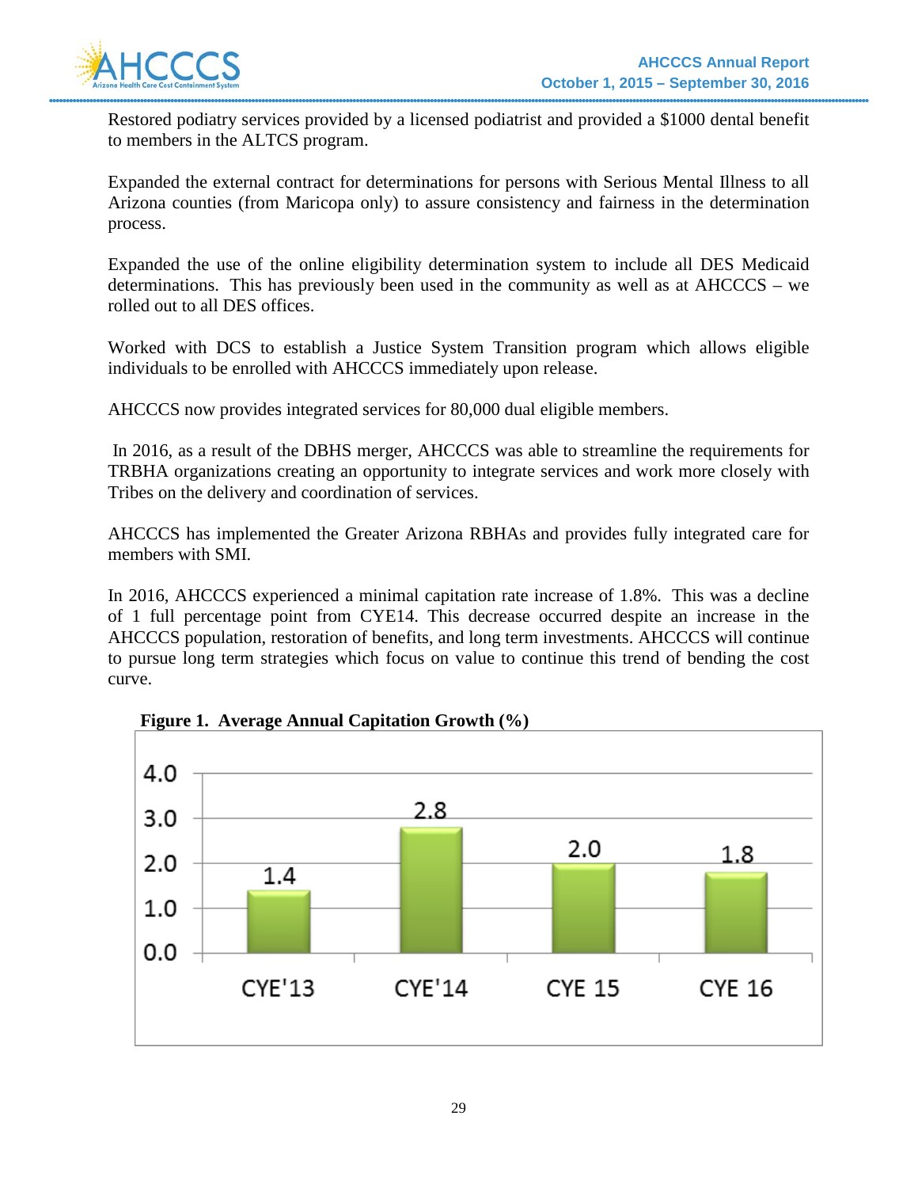Restored podiatry services provided by a licensed podiatrist and provided a $1000 dental benefit to members in the ALTCS program.

Expanded the external contract for determinations for persons with Serious Mental Illness to all Arizona counties (from Maricopa only) to assure consistency and fairness in the determination process.

Expanded the use of the online eligibility determination system to include all DES Medicaid determinations. This has previously been used in the community as well as at AHCCCS – we rolled out to all DES offices.

Worked with DCS to establish a Justice System Transition program which allows eligible individuals to be enrolled with AHCCCS immediately upon release.

AHCCCS now provides integrated services for 80,000 dual eligible members.

In 2016, as a result of the DBHS merger, AHCCCS was able to streamline the requirements for TRBHA organizations creating an opportunity to integrate services and work more closely with Tribes on the delivery and coordination of services.

AHCCCS has implemented the Greater Arizona RBHAs and provides fully integrated care for members with SMI.

In 2016, AHCCCS experienced a minimal capitation rate increase of 1.8%. This was a decline of 1 full percentage point from CYE14. This decrease occurred despite an increase in the AHCCCS population, restoration of benefits, and long term investments. AHCCCS will continue to pursue long term strategies which focus on value to continue this trend of bending the cost curve.

**Figure 1. Average Annual Capitation Growth (%)**

| Year | Capitation Growth (%) |
|---|---|
| CYE'13 | 1.4 |
| CYE'14 | 2.8 |
| CYE 15 | 2.0 |
| CYE 16 | 1.8 |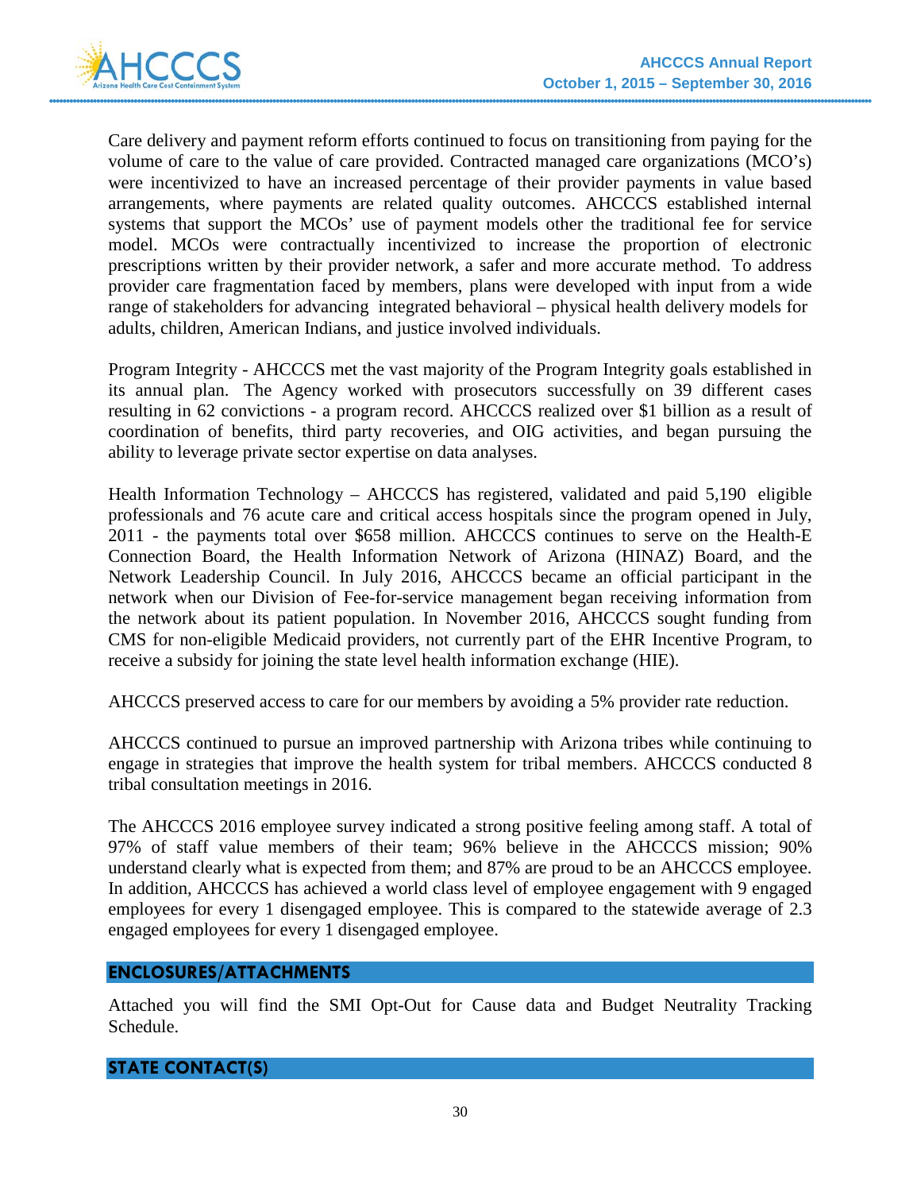Care delivery and payment reform efforts continued to focus on transitioning from paying for the volume of care to the value of care provided. Contracted managed care organizations (MCO's) were incentivized to have an increased percentage of their provider payments in value based arrangements, where payments are related quality outcomes. AHCCCS established internal systems that support the MCOs' use of payment models other the traditional fee for service model. MCOs were contractually incentivized to increase the proportion of electronic prescriptions written by their provider network, a safer and more accurate method. To address provider care fragmentation faced by members, plans were developed with input from a wide range of stakeholders for advancing integrated behavioral – physical health delivery models for adults, children, American Indians, and justice involved individuals.

Program Integrity - AHCCCS met the vast majority of the Program Integrity goals established in its annual plan. The Agency worked with prosecutors successfully on 39 different cases resulting in 62 convictions - a program record. AHCCCS realized over $1 billion as a result of coordination of benefits, third party recoveries, and OIG activities, and began pursuing the ability to leverage private sector expertise on data analyses.

Health Information Technology – AHCCCS has registered, validated and paid 5,190 eligible professionals and 76 acute care and critical access hospitals since the program opened in July, 2011 - the payments total over $658 million. AHCCCS continues to serve on the Health-E Connection Board, the Health Information Network of Arizona (HINAZ) Board, and the Network Leadership Council. In July 2016, AHCCCS became an official participant in the network when our Division of Fee-for-service management began receiving information from the network about its patient population. In November 2016, AHCCCS sought funding from CMS for non-eligible Medicaid providers, not currently part of the EHR Incentive Program, to receive a subsidy for joining the state level health information exchange (HIE).

AHCCCS preserved access to care for our members by avoiding a 5% provider rate reduction.

AHCCCS continued to pursue an improved partnership with Arizona tribes while continuing to engage in strategies that improve the health system for tribal members. AHCCCS conducted 8 tribal consultation meetings in 2016.

The AHCCCS 2016 employee survey indicated a strong positive feeling among staff. A total of 97% of staff value members of their team; 96% believe in the AHCCCS mission; 90% understand clearly what is expected from them; and 87% are proud to be an AHCCCS employee. In addition, AHCCCS has achieved a world class level of employee engagement with 9 engaged employees for every 1 disengaged employee. This is compared to the statewide average of 2.3 engaged employees for every 1 disengaged employee.

## ENCLOSURES/ATTACHMENTS

Attached you will find the SMI Opt-Out for Cause data and Budget Neutrality Tracking Schedule.

## STATE CONTACT(S)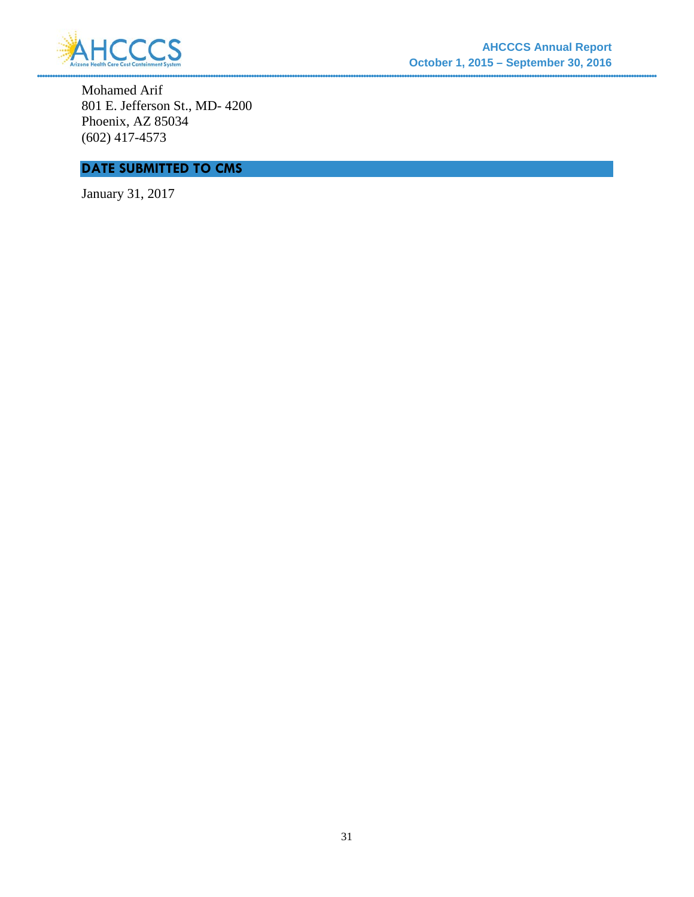Mohamed Arif
801 E. Jefferson St., MD- 4200
Phoenix, AZ 85034
(602) 417-4573

## DATE SUBMITTED TO CMS

January 31, 2017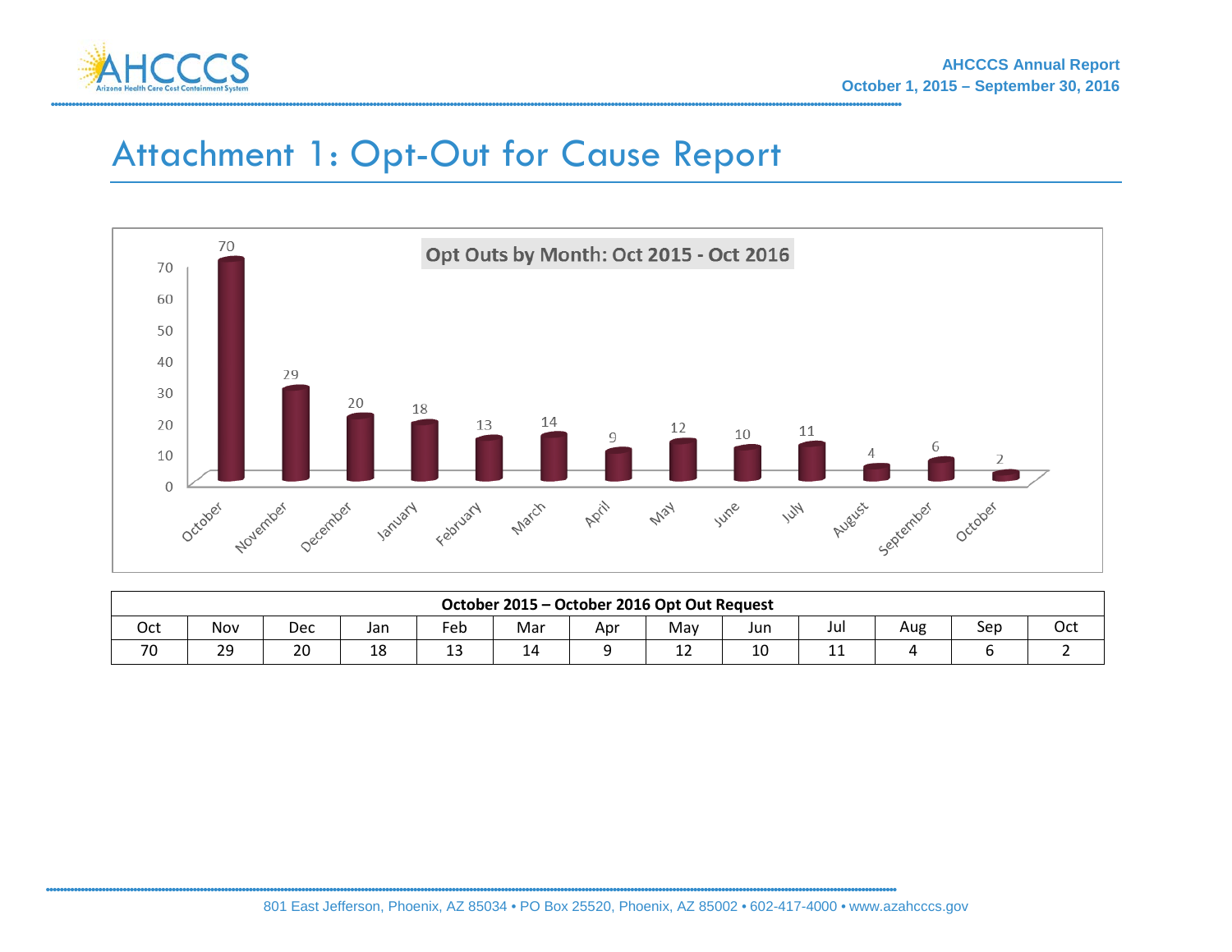# Attachment 1: Opt-Out for Cause Report

Opt Outs by Month: Oct 2015 - Oct 2016

| October 2015 – October 2016 Opt Out Request | | | | | | | | | | | | |
|---|---|---|---|---|---|---|---|---|---|---|---|---|
| Oct | Nov | Dec | Jan | Feb | Mar | Apr | May | Jun | Jul | Aug | Sep | Oct |
| 70 | 29 | 20 | 18 | 13 | 14 | 9 | 12 | 10 | 11 | 4 | 6 | 2 |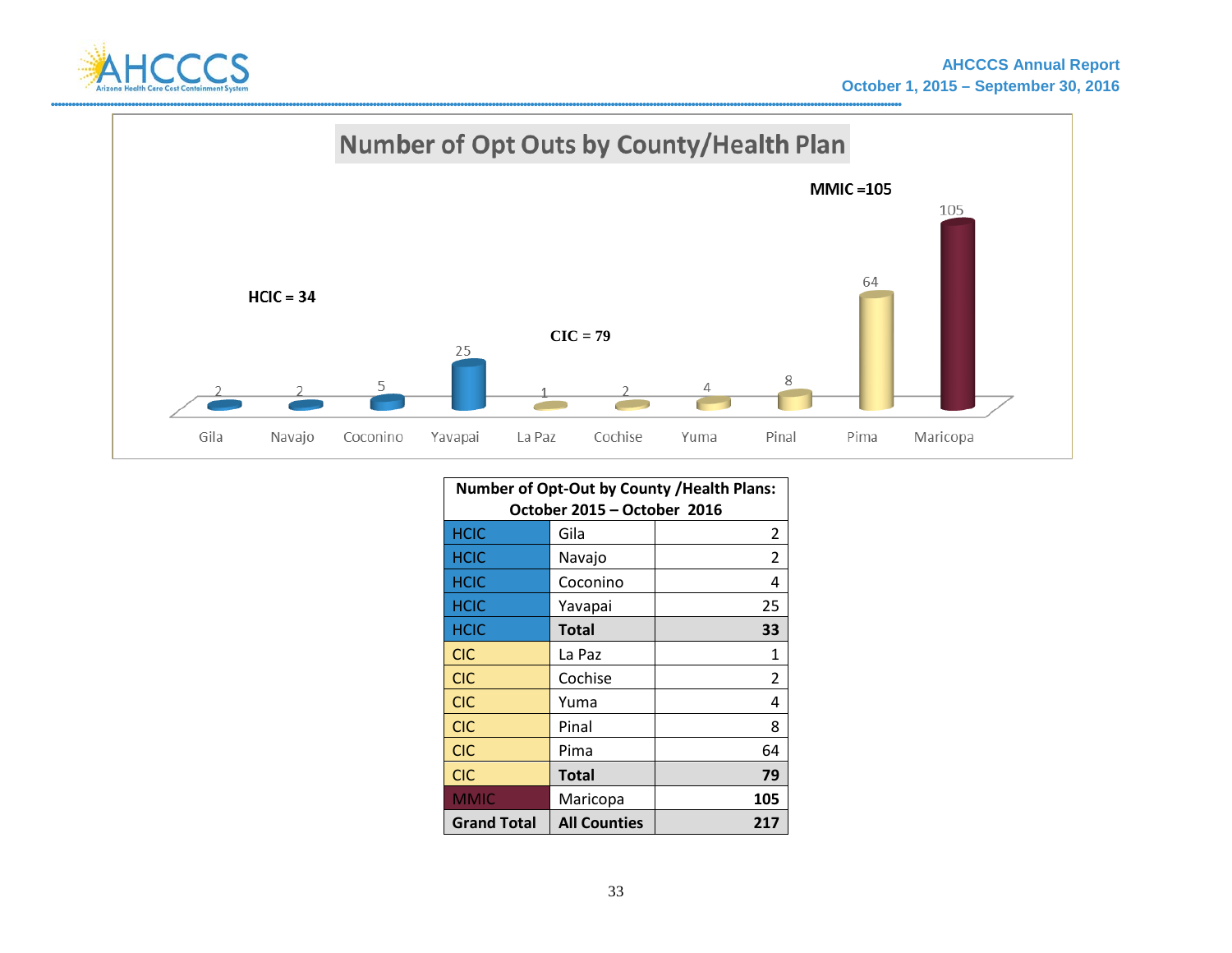## Number of Opt Outs by County/Health Plan

HCIC = 34

CIC = 79

MMIC =105

| County | Opt Outs |
|---|---|
| Gila | 2 |
| Navajo | 2 |
| Coconino | 5 |
| Yavapai | 25 |
| La Paz | 1 |
| Cochise | 2 |
| Yuma | 4 |
| Pinal | 8 |
| Pima | 64 |
| Maricopa | 105 |

| Number of Opt-Out by County /Health Plans: October 2015 – October 2016 | | |
|---|---|---|
| HCIC | Gila | 2 |
| HCIC | Navajo | 2 |
| HCIC | Coconino | 4 |
| HCIC | Yavapai | 25 |
| HCIC | **Total** | **33** |
| CIC | La Paz | 1 |
| CIC | Cochise | 2 |
| CIC | Yuma | 4 |
| CIC | Pinal | 8 |
| CIC | Pima | 64 |
| CIC | **Total** | **79** |
| MMIC | Maricopa | **105** |
| **Grand Total** | **All Counties** | **217** |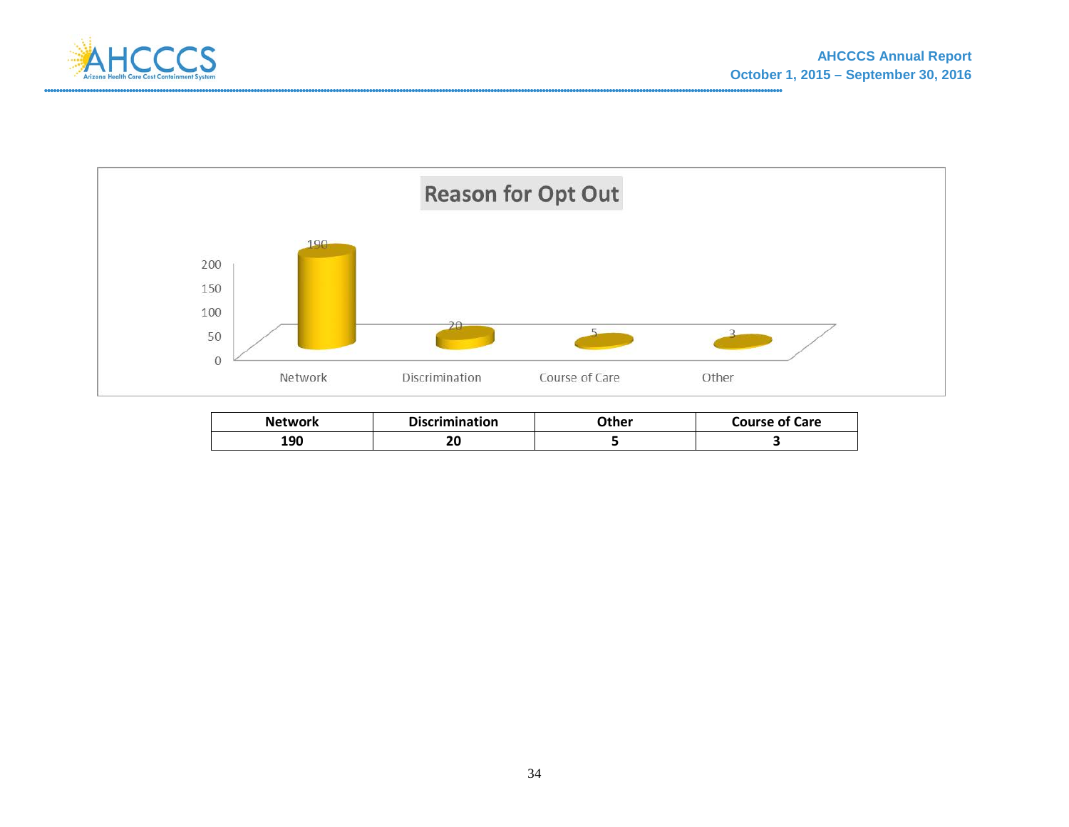Reason for Opt Out

| Network | Discrimination | Other | Course of Care |
|---|---|---|---|
| 190 | 20 | 5 | 3 |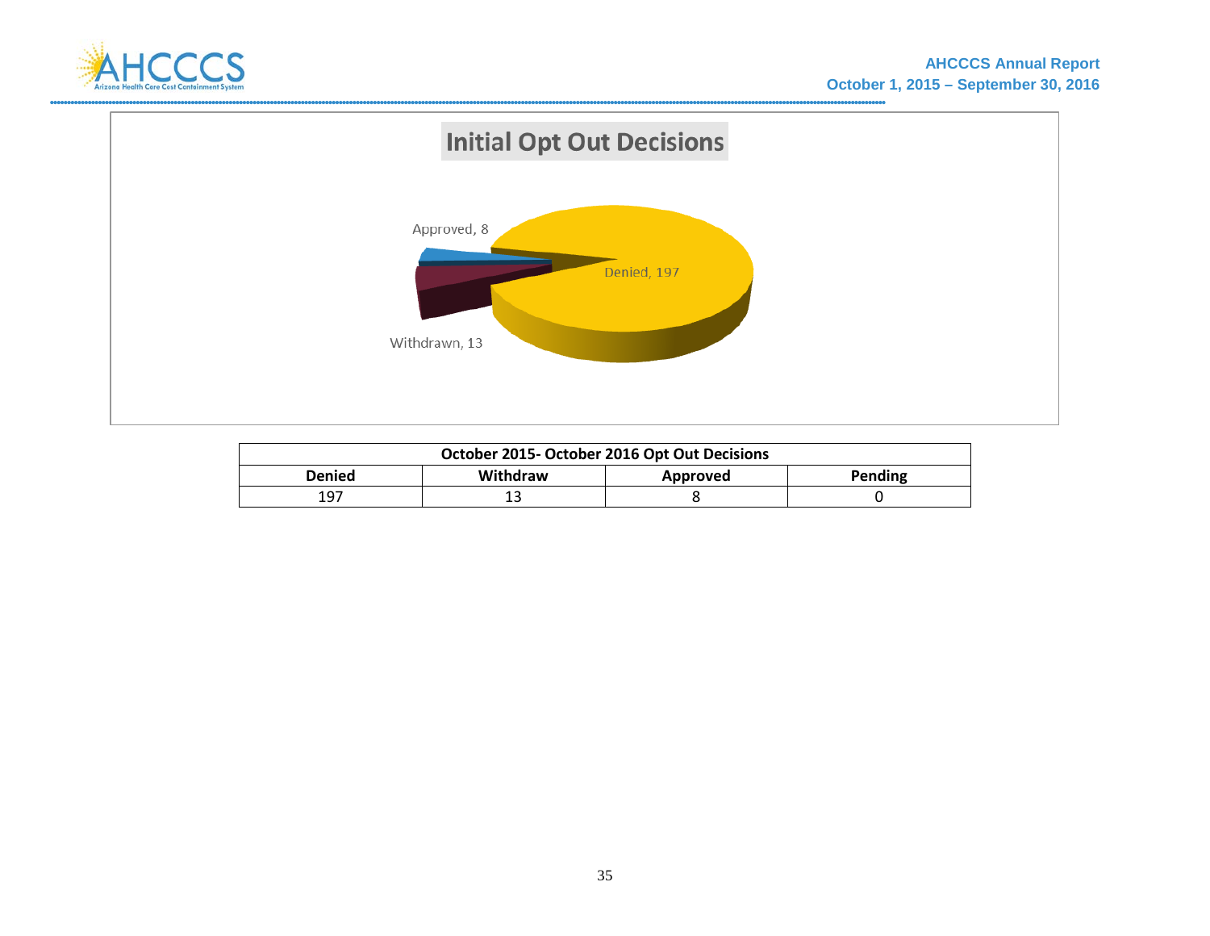## Initial Opt Out Decisions

Approved, 8

Denied, 197

Withdrawn, 13

| October 2015- October 2016 Opt Out Decisions | | | |
|---|---|---|---|
| **Denied** | **Withdraw** | **Approved** | **Pending** |
| 197 | 13 | 8 | 0 |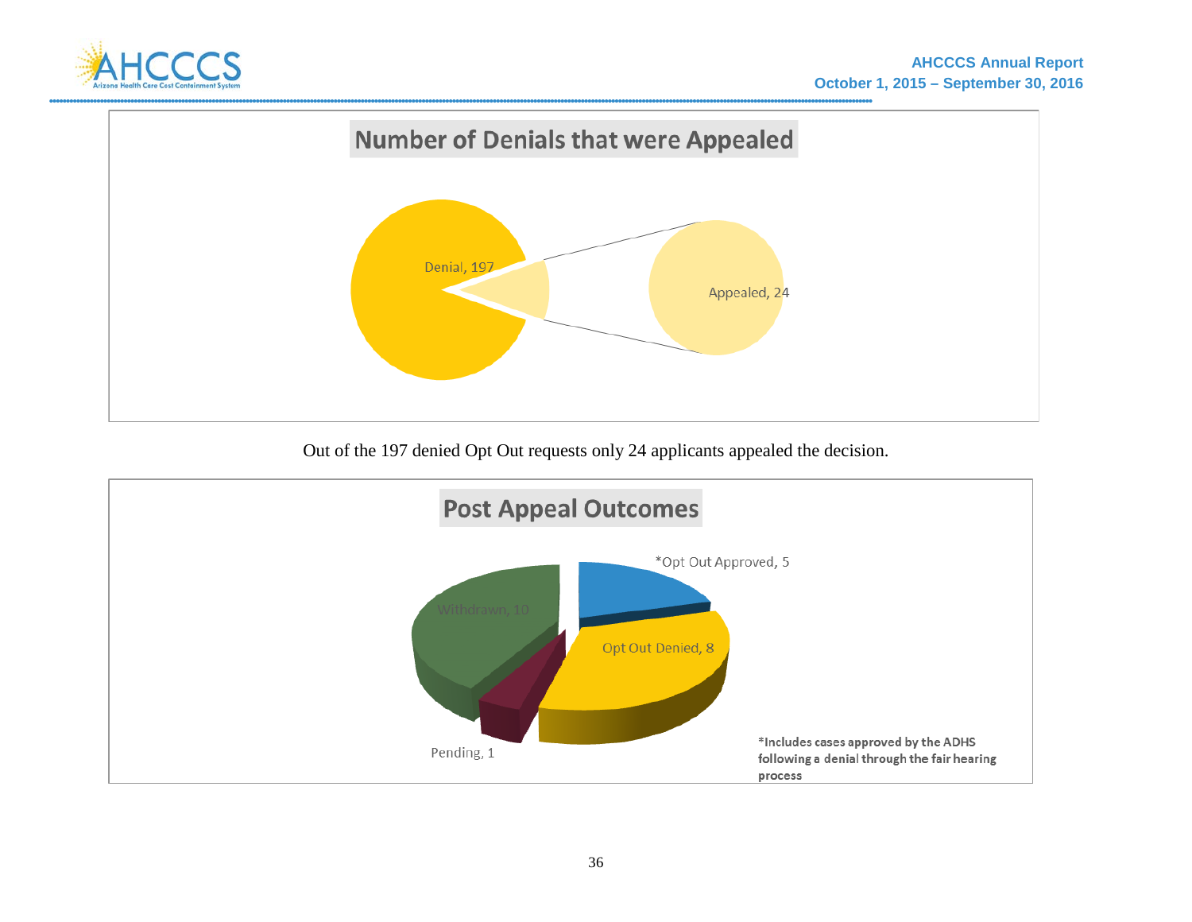## Number of Denials that were Appealed

Denial, 197

Appealed, 24

Out of the 197 denied Opt Out requests only 24 applicants appealed the decision.

## Post Appeal Outcomes

*Opt Out Approved, 5

Opt Out Denied, 8

Withdrawn, 10

Pending, 1

*Includes cases approved by the ADHS following a denial through the fair hearing process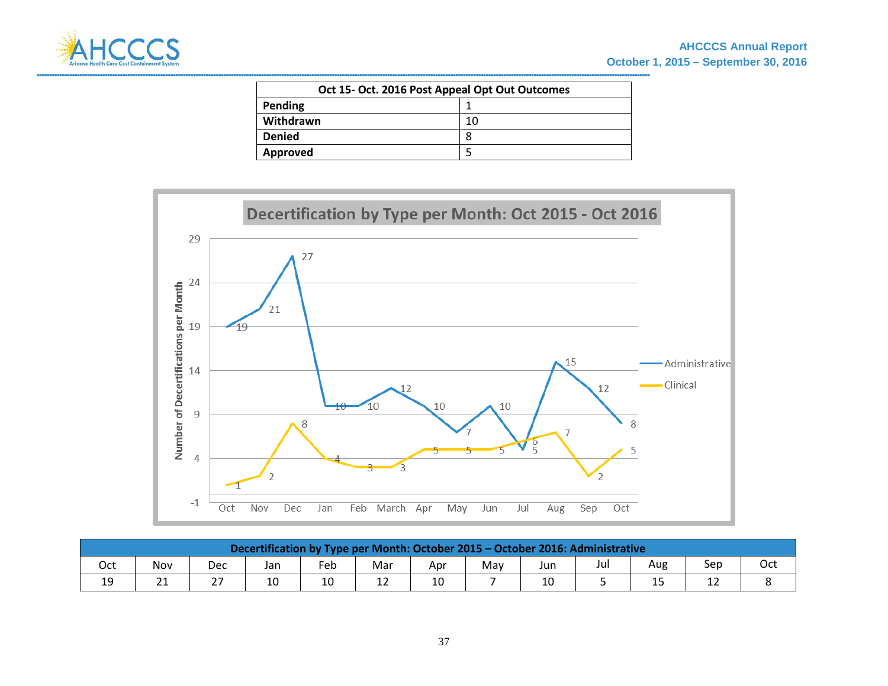| Oct 15- Oct. 2016 Post Appeal Opt Out Outcomes | |
|---|---|
| **Pending** | 1 |
| **Withdrawn** | 10 |
| **Denied** | 8 |
| **Approved** | 5 |

**Decertification by Type per Month: Oct 2015 - Oct 2016**

| Number of Decertifications per Month | Oct | Nov | Dec | Jan | Feb | March | Apr | May | Jun | Jul | Aug | Sep | Oct |
|---|---|---|---|---|---|---|---|---|---|---|---|---|---|
| Administrative | 19 | 21 | 27 | 10 | 10 | 12 | 10 | 7 | 10 | 5 | 15 | 12 | 8 |
| Clinical | 1 | 2 | 8 | 4 | 3 | 3 | 5 | 5 | 5 | 6 | 7 | 2 | 5 |

| Decertification by Type per Month: October 2015 – October 2016: Administrative | | | | | | | | | | | | |
|---|---|---|---|---|---|---|---|---|---|---|---|---|
| Oct | Nov | Dec | Jan | Feb | Mar | Apr | May | Jun | Jul | Aug | Sep | Oct |
| 19 | 21 | 27 | 10 | 10 | 12 | 10 | 7 | 10 | 5 | 15 | 12 | 8 |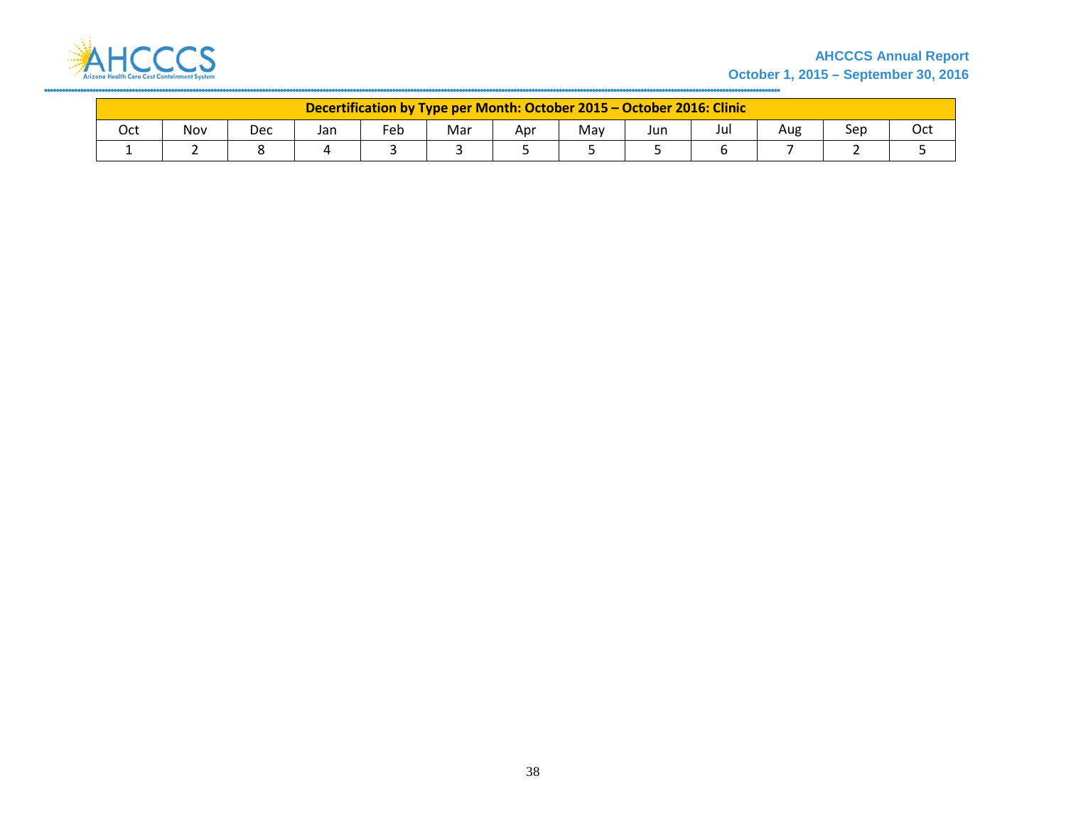| Decertification by Type per Month: October 2015 – October 2016: Clinic | | | | | | | | | | | | |
|---|---|---|---|---|---|---|---|---|---|---|---|---|
| Oct | Nov | Dec | Jan | Feb | Mar | Apr | May | Jun | Jul | Aug | Sep | Oct |
| 1 | 2 | 8 | 4 | 3 | 3 | 5 | 5 | 5 | 6 | 7 | 2 | 5 |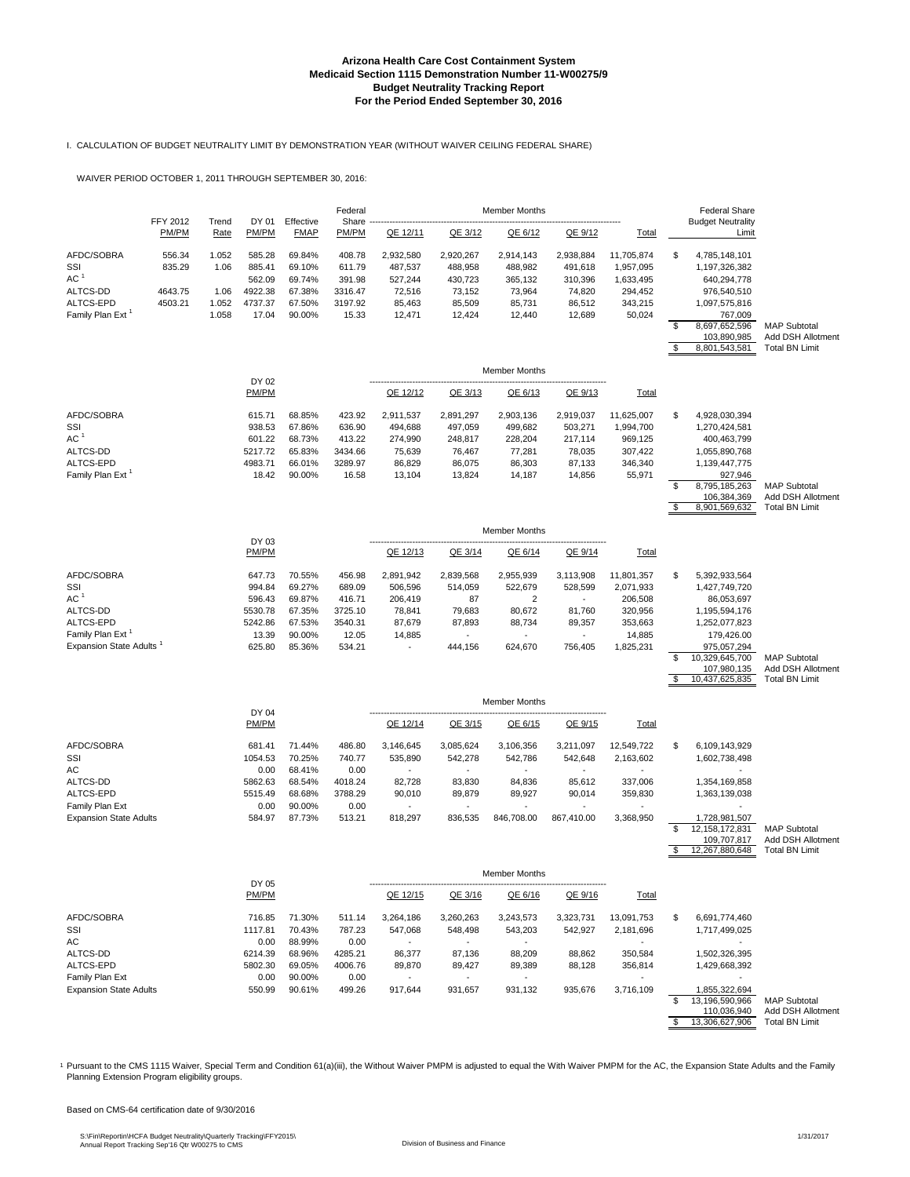# Arizona Health Care Cost Containment System
## Medicaid Section 1115 Demonstration Number 11-W00275/9
## Budget Neutrality Tracking Report
## For the Period Ended September 30, 2016

I. CALCULATION OF BUDGET NEUTRALITY LIMIT BY DEMONSTRATION YEAR (WITHOUT WAIVER CEILING FEDERAL SHARE)

WAIVER PERIOD OCTOBER 1, 2011 THROUGH SEPTEMBER 30, 2016:

| | FFY 2012 PM/PM | Trend Rate | DY 01 PM/PM | Effective FMAP | Federal Share PM/PM | Member Months QE 12/11 | QE 3/12 | QE 6/12 | QE 9/12 | Total | Federal Share Budget Neutrality Limit | |
|---|---|---|---|---|---|---|---|---|---|---|---|---|
| AFDC/SOBRA | 556.34 | 1.052 | 585.28 | 69.84% | 408.78 | 2,932,580 | 2,920,267 | 2,914,143 | 2,938,884 | 11,705,874 | $ 4,785,148,101 | |
| SSI | 835.29 | 1.06 | 885.41 | 69.10% | 611.79 | 487,537 | 488,958 | 488,982 | 491,618 | 1,957,095 | 1,197,326,382 | |
| AC [1] | | | 562.09 | 69.74% | 391.98 | 527,244 | 430,723 | 365,132 | 310,396 | 1,633,495 | 640,294,778 | |
| ALTCS-DD | 4643.75 | 1.06 | 4922.38 | 67.38% | 3316.47 | 72,516 | 73,152 | 73,964 | 74,820 | 294,452 | 976,540,510 | |
| ALTCS-EPD | 4503.21 | 1.052 | 4737.37 | 67.50% | 3197.92 | 85,463 | 85,509 | 85,731 | 86,512 | 343,215 | 1,097,575,816 | |
| Family Plan Ext [1] | | 1.058 | 17.04 | 90.00% | 15.33 | 12,471 | 12,424 | 12,440 | 12,689 | 50,024 | 767,009 | |
| | | | | | | | | | | | $ 8,697,652,596 | MAP Subtotal |
| | | | | | | | | | | | 103,890,985 | Add DSH Allotment |
| | | | | | | | | | | | $ 8,801,543,581 | Total BN Limit |

| | DY 02 PM/PM | | | Member Months QE 12/12 | QE 3/13 | QE 6/13 | QE 9/13 | Total | | |
|---|---|---|---|---|---|---|---|---|---|---|
| AFDC/SOBRA | 615.71 | 68.85% | 423.92 | 2,911,537 | 2,891,297 | 2,903,136 | 2,919,037 | 11,625,007 | $ 4,928,030,394 | |
| SSI | 938.53 | 67.86% | 636.90 | 494,688 | 497,059 | 499,682 | 503,271 | 1,994,700 | 1,270,424,581 | |
| AC [1] | 601.22 | 68.73% | 413.22 | 274,990 | 248,817 | 228,204 | 217,114 | 969,125 | 400,463,799 | |
| ALTCS-DD | 5217.72 | 65.83% | 3434.66 | 75,639 | 76,467 | 77,281 | 78,035 | 307,422 | 1,055,890,768 | |
| ALTCS-EPD | 4983.71 | 66.01% | 3289.97 | 86,829 | 86,075 | 86,303 | 87,133 | 346,340 | 1,139,447,775 | |
| Family Plan Ext [1] | 18.42 | 90.00% | 16.58 | 13,104 | 13,824 | 14,187 | 14,856 | 55,971 | 927,946 | |
| | | | | | | | | | $ 8,795,185,263 | MAP Subtotal |
| | | | | | | | | | 106,384,369 | Add DSH Allotment |
| | | | | | | | | | $ 8,901,569,632 | Total BN Limit |

| | DY 03 PM/PM | | | Member Months QE 12/13 | QE 3/14 | QE 6/14 | QE 9/14 | Total | | |
|---|---|---|---|---|---|---|---|---|---|---|
| AFDC/SOBRA | 647.73 | 70.55% | 456.98 | 2,891,942 | 2,839,568 | 2,955,939 | 3,113,908 | 11,801,357 | $ 5,392,933,564 | |
| SSI | 994.84 | 69.27% | 689.09 | 506,596 | 514,059 | 522,679 | 528,599 | 2,071,933 | 1,427,749,720 | |
| AC [1] | 596.43 | 69.87% | 416.71 | 206,419 | 87 | 2 | - | 206,508 | 86,053,697 | |
| ALTCS-DD | 5530.78 | 67.35% | 3725.10 | 78,841 | 79,683 | 80,672 | 81,760 | 320,956 | 1,195,594,176 | |
| ALTCS-EPD | 5242.86 | 67.53% | 3540.31 | 87,679 | 87,893 | 88,734 | 89,357 | 353,663 | 1,252,077,823 | |
| Family Plan Ext [1] | 13.39 | 90.00% | 12.05 | 14,885 | - | - | - | 14,885 | 179,426.00 | |
| Expansion State Adults [1] | 625.80 | 85.36% | 534.21 | - | 444,156 | 624,670 | 756,405 | 1,825,231 | 975,057,294 | |
| | | | | | | | | | $ 10,329,645,700 | MAP Subtotal |
| | | | | | | | | | 107,980,135 | Add DSH Allotment |
| | | | | | | | | | $ 10,437,625,835 | Total BN Limit |

| | DY 04 PM/PM | | | Member Months QE 12/14 | QE 3/15 | QE 6/15 | QE 9/15 | Total | | |
|---|---|---|---|---|---|---|---|---|---|---|
| AFDC/SOBRA | 681.41 | 71.44% | 486.80 | 3,146,645 | 3,085,624 | 3,106,356 | 3,211,097 | 12,549,722 | $ 6,109,143,929 | |
| SSI | 1054.53 | 70.25% | 740.77 | 535,890 | 542,278 | 542,786 | 542,648 | 2,163,602 | 1,602,738,498 | |
| AC | 0.00 | 68.41% | 0.00 | - | - | - | - | - | - | |
| ALTCS-DD | 5862.63 | 68.54% | 4018.24 | 82,728 | 83,830 | 84,836 | 85,612 | 337,006 | 1,354,169,858 | |
| ALTCS-EPD | 5515.49 | 68.68% | 3788.29 | 90,010 | 89,879 | 89,927 | 90,014 | 359,830 | 1,363,139,038 | |
| Family Plan Ext | 0.00 | 90.00% | 0.00 | - | - | - | - | - | - | |
| Expansion State Adults | 584.97 | 87.73% | 513.21 | 818,297 | 836,535 | 846,708.00 | 867,410.00 | 3,368,950 | 1,728,981,507 | |
| | | | | | | | | | $ 12,158,172,831 | MAP Subtotal |
| | | | | | | | | | 109,707,817 | Add DSH Allotment |
| | | | | | | | | | $ 12,267,880,648 | Total BN Limit |

| | DY 05 PM/PM | | | Member Months QE 12/15 | QE 3/16 | QE 6/16 | QE 9/16 | Total | | |
|---|---|---|---|---|---|---|---|---|---|---|
| AFDC/SOBRA | 716.85 | 71.30% | 511.14 | 3,264,186 | 3,260,263 | 3,243,573 | 3,323,731 | 13,091,753 | $ 6,691,774,460 | |
| SSI | 1117.81 | 70.43% | 787.23 | 547,068 | 548,498 | 543,203 | 542,927 | 2,181,696 | 1,717,499,025 | |
| AC | 0.00 | 88.99% | 0.00 | - | - | - | - | - | - | |
| ALTCS-DD | 6214.39 | 68.96% | 4285.21 | 86,377 | 87,136 | 88,209 | 88,862 | 350,584 | 1,502,326,395 | |
| ALTCS-EPD | 5802.30 | 69.05% | 4006.76 | 89,870 | 89,427 | 89,389 | 88,128 | 356,814 | 1,429,668,392 | |
| Family Plan Ext | 0.00 | 90.00% | 0.00 | - | - | - | - | - | - | |
| Expansion State Adults | 550.99 | 90.61% | 499.26 | 917,644 | 931,657 | 931,132 | 935,676 | 3,716,109 | 1,855,322,694 | |
| | | | | | | | | | $ 13,196,590,966 | MAP Subtotal |
| | | | | | | | | | 110,036,940 | Add DSH Allotment |
| | | | | | | | | | $ 13,306,627,906 | Total BN Limit |

[1] Pursuant to the CMS 1115 Waiver, Special Term and Condition 61(a)(iii), the Without Waiver PMPM is adjusted to equal the With Waiver PMPM for the AC, the Expansion State Adults and the Family Planning Extension Program eligibility groups.

Based on CMS-64 certification date of 9/30/2016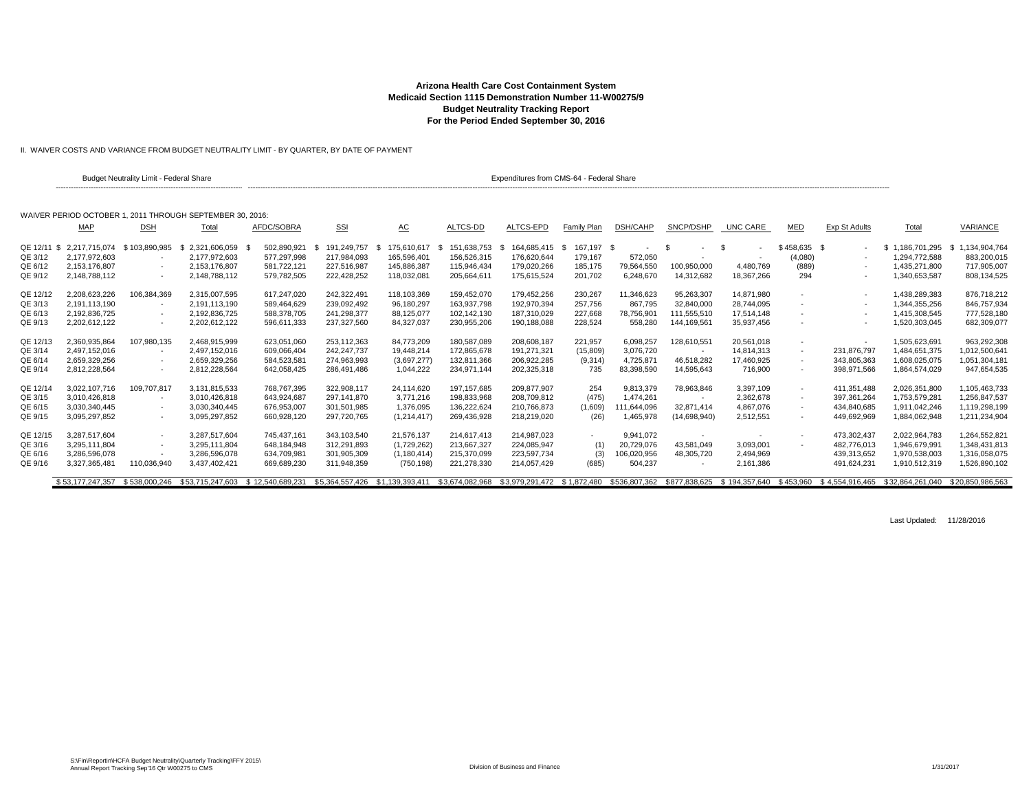**Arizona Health Care Cost Containment System**
**Medicaid Section 1115 Demonstration Number 11-W00275/9**
**Budget Neutrality Tracking Report**
**For the Period Ended September 30, 2016**

II. WAIVER COSTS AND VARIANCE FROM BUDGET NEUTRALITY LIMIT - BY QUARTER, BY DATE OF PAYMENT

WAIVER PERIOD OCTOBER 1, 2011 THROUGH SEPTEMBER 30, 2016:

| | Budget Neutrality Limit - Federal Share | | | Expenditures from CMS-64 - Federal Share | | | | | | | | | | | | | |
|---|---|---|---|---|---|---|---|---|---|---|---|---|---|---|---|---|---|
| | MAP | DSH | Total | AFDC/SOBRA | SSI | AC | ALTCS-DD | ALTCS-EPD | Family Plan | DSH/CAHP | SNCP/DSHP | UNC CARE | MED | Exp St Adults | Total | VARIANCE |
| QE 12/11 | $ 2,217,715,074 | $ 103,890,985 | $ 2,321,606,059 | $ 502,890,921 | $ 191,249,757 | $ 175,610,617 | $ 151,638,753 | $ 164,685,415 | $ 167,197 | $ - | $ - | $ - | $ 458,635 | $ - | $ 1,186,701,295 | $ 1,134,904,764 |
| QE 3/12 | 2,177,972,603 | - | 2,177,972,603 | 577,297,998 | 217,984,093 | 165,596,401 | 156,526,315 | 176,620,644 | 179,167 | 572,050 | - | - | (4,080) | - | 1,294,772,588 | 883,200,015 |
| QE 6/12 | 2,153,176,807 | - | 2,153,176,807 | 581,722,121 | 227,516,987 | 145,886,387 | 115,946,434 | 179,020,266 | 185,175 | 79,564,550 | 100,950,000 | 4,480,769 | (889) | - | 1,435,271,800 | 717,905,007 |
| QE 9/12 | 2,148,788,112 | - | 2,148,788,112 | 579,782,505 | 222,428,252 | 118,032,081 | 205,664,611 | 175,615,524 | 201,702 | 6,248,670 | 14,312,682 | 18,367,266 | 294 | - | 1,340,653,587 | 808,134,525 |
| QE 12/12 | 2,208,623,226 | 106,384,369 | 2,315,007,595 | 617,247,020 | 242,322,491 | 118,103,369 | 159,452,070 | 179,452,256 | 230,267 | 11,346,623 | 95,263,307 | 14,871,980 | - | - | 1,438,289,383 | 876,718,212 |
| QE 3/13 | 2,191,113,190 | - | 2,191,113,190 | 589,464,629 | 239,092,492 | 96,180,297 | 163,937,798 | 192,970,394 | 257,756 | 867,795 | 32,840,000 | 28,744,095 | - | - | 1,344,355,256 | 846,757,934 |
| QE 6/13 | 2,192,836,725 | - | 2,192,836,725 | 588,378,705 | 241,298,377 | 88,125,077 | 102,142,130 | 187,310,029 | 227,668 | 78,756,901 | 111,555,510 | 17,514,148 | - | - | 1,415,308,545 | 777,528,180 |
| QE 9/13 | 2,202,612,122 | - | 2,202,612,122 | 596,611,333 | 237,327,560 | 84,327,037 | 230,955,206 | 190,188,088 | 228,524 | 558,280 | 144,169,561 | 35,937,456 | - | - | 1,520,303,045 | 682,309,077 |
| QE 12/13 | 2,360,935,864 | 107,980,135 | 2,468,915,999 | 623,051,060 | 253,112,363 | 84,773,209 | 180,587,089 | 208,608,187 | 221,957 | 6,098,257 | 128,610,551 | 20,561,018 | - | - | 1,505,623,691 | 963,292,308 |
| QE 3/14 | 2,497,152,016 | - | 2,497,152,016 | 609,066,404 | 242,247,737 | 19,448,214 | 172,865,678 | 191,271,321 | (15,809) | 3,076,720 | - | 14,814,313 | - | 231,876,797 | 1,484,651,375 | 1,012,500,641 |
| QE 6/14 | 2,659,329,256 | - | 2,659,329,256 | 584,523,581 | 274,963,993 | (3,697,277) | 132,811,366 | 206,922,285 | (9,314) | 4,725,871 | 46,518,282 | 17,460,925 | - | 343,805,363 | 1,608,025,075 | 1,051,304,181 |
| QE 9/14 | 2,812,228,564 | - | 2,812,228,564 | 642,058,425 | 286,491,486 | 1,044,222 | 234,971,144 | 202,325,318 | 735 | 83,398,590 | 14,595,643 | 716,900 | - | 398,971,566 | 1,864,574,029 | 947,654,535 |
| QE 12/14 | 3,022,107,716 | 109,707,817 | 3,131,815,533 | 768,767,395 | 322,908,117 | 24,114,620 | 197,157,685 | 209,877,907 | 254 | 9,813,379 | 78,963,846 | 3,397,109 | - | 411,351,488 | 2,026,351,800 | 1,105,463,733 |
| QE 3/15 | 3,010,426,818 | - | 3,010,426,818 | 643,924,687 | 297,141,870 | 3,771,216 | 198,833,968 | 208,709,812 | (475) | 1,474,261 | - | 2,362,678 | - | 397,361,264 | 1,753,579,281 | 1,256,847,537 |
| QE 6/15 | 3,030,340,445 | - | 3,030,340,445 | 676,953,007 | 301,501,985 | 1,376,095 | 136,222,624 | 210,766,873 | (1,609) | 111,644,096 | 32,871,414 | 4,867,076 | - | 434,840,685 | 1,911,042,246 | 1,119,298,199 |
| QE 9/15 | 3,095,297,852 | - | 3,095,297,852 | 660,928,120 | 297,720,765 | (1,214,417) | 269,436,928 | 218,219,020 | (26) | 1,465,978 | (14,698,940) | 2,512,551 | - | 449,692,969 | 1,884,062,948 | 1,211,234,904 |
| QE 12/15 | 3,287,517,604 | - | 3,287,517,604 | 745,437,161 | 343,103,540 | 21,576,137 | 214,617,413 | 214,987,023 | - | 9,941,072 | - | - | - | 473,302,437 | 2,022,964,783 | 1,264,552,821 |
| QE 3/16 | 3,295,111,804 | - | 3,295,111,804 | 648,184,948 | 312,291,893 | (1,729,262) | 213,667,327 | 224,085,947 | (1) | 20,729,076 | 43,581,049 | 3,093,001 | - | 482,776,013 | 1,946,679,991 | 1,348,431,813 |
| QE 6/16 | 3,286,596,078 | - | 3,286,596,078 | 634,709,981 | 301,905,309 | (1,180,414) | 215,370,099 | 223,597,734 | (3) | 106,020,956 | 48,305,720 | 2,494,969 | | 439,313,652 | 1,970,538,003 | 1,316,058,075 |
| QE 9/16 | 3,327,365,481 | 110,036,940 | 3,437,402,421 | 669,689,230 | 311,948,359 | (750,198) | 221,278,330 | 214,057,429 | (685) | 504,237 | - | 2,161,386 | | 491,624,231 | 1,910,512,319 | 1,526,890,102 |
| | $ 53,177,247,357 | $ 538,000,246 | $ 53,715,247,603 | $ 12,540,689,231 | $ 5,364,557,426 | $ 1,139,393,411 | $ 3,674,082,968 | $ 3,979,291,472 | $ 1,872,480 | $ 536,807,362 | $ 877,838,625 | $ 194,357,640 | $ 453,960 | $ 4,554,916,465 | $ 32,864,261,040 | $ 20,850,986,563 |

Last Updated: 11/28/2016

S:\Fin\Reportin\HCFA Budget Neutrality\Quarterly Tracking\FFY 2015\
Annual Report Tracking Sep'16 Qtr W00275 to CMS

Division of Business and Finance

1/31/2017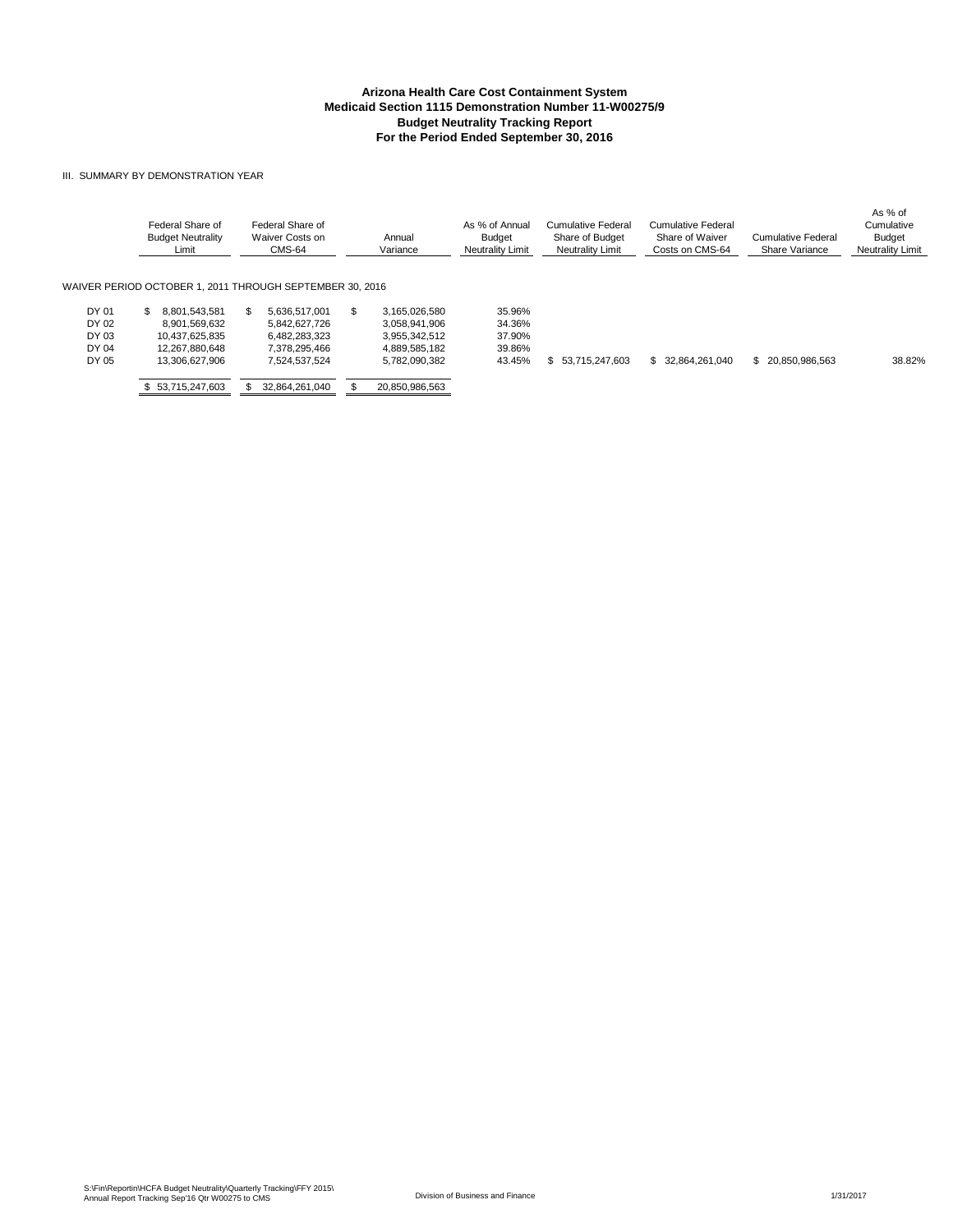**Arizona Health Care Cost Containment System**
**Medicaid Section 1115 Demonstration Number 11-W00275/9**
**Budget Neutrality Tracking Report**
**For the Period Ended September 30, 2016**

III. SUMMARY BY DEMONSTRATION YEAR

| | Federal Share of Budget Neutrality Limit | Federal Share of Waiver Costs on CMS-64 | Annual Variance | As % of Annual Budget Neutrality Limit | Cumulative Federal Share of Budget Neutrality Limit | Cumulative Federal Share of Waiver Costs on CMS-64 | Cumulative Federal Share Variance | As % of Cumulative Budget Neutrality Limit |
|---|---|---|---|---|---|---|---|---|
| WAIVER PERIOD OCTOBER 1, 2011 THROUGH SEPTEMBER 30, 2016 | | | | | | | | |
| DY 01 | $ 8,801,543,581 | $ 5,636,517,001 | $ 3,165,026,580 | 35.96% | | | | |
| DY 02 | 8,901,569,632 | 5,842,627,726 | 3,058,941,906 | 34.36% | | | | |
| DY 03 | 10,437,625,835 | 6,482,283,323 | 3,955,342,512 | 37.90% | | | | |
| DY 04 | 12,267,880,648 | 7,378,295,466 | 4,889,585,182 | 39.86% | | | | |
| DY 05 | 13,306,627,906 | 7,524,537,524 | 5,782,090,382 | 43.45% | $ 53,715,247,603 | $ 32,864,261,040 | $ 20,850,986,563 | 38.82% |
| | $ 53,715,247,603 | $ 32,864,261,040 | $ 20,850,986,563 | | | | | |

S:\Fin\Reportin\HCFA Budget Neutrality\Quarterly Tracking\FFY 2015\ Annual Report Tracking Sep'16 Qtr W00275 to CMS    Division of Business and Finance    1/31/2017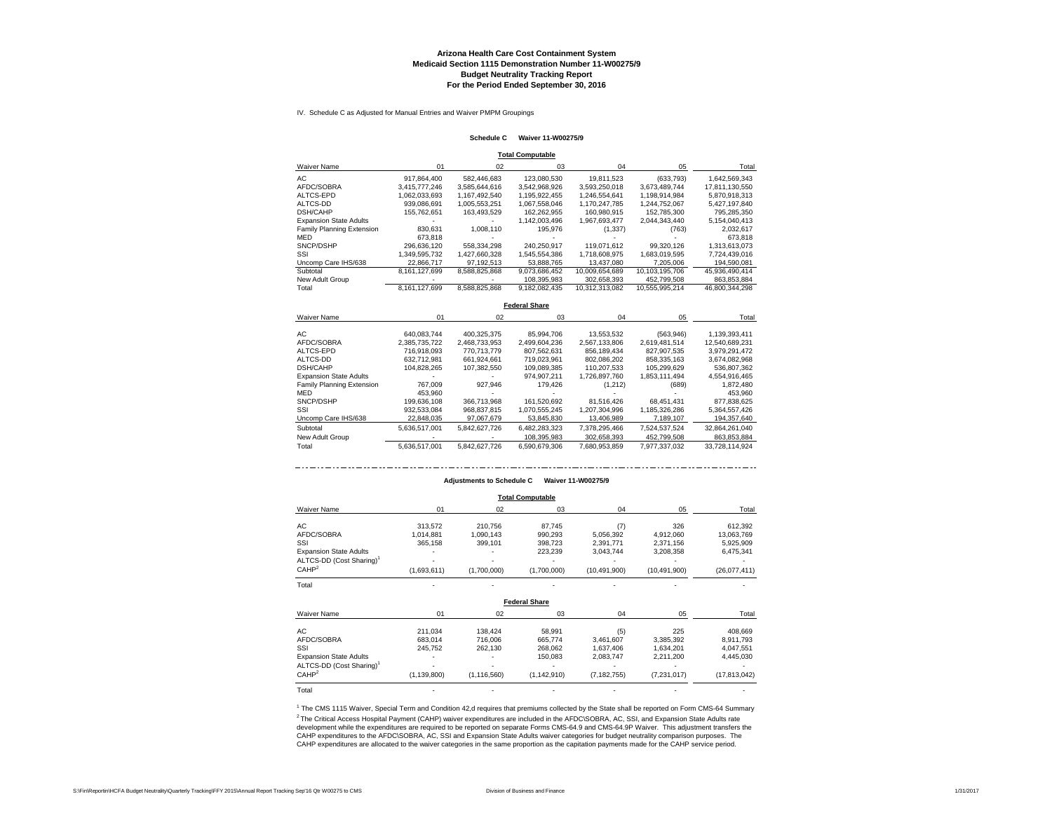**Arizona Health Care Cost Containment System**
**Medicaid Section 1115 Demonstration Number 11-W00275/9**
**Budget Neutrality Tracking Report**
**For the Period Ended September 30, 2016**

IV. Schedule C as Adjusted for Manual Entries and Waiver PMPM Groupings

**Schedule C Waiver 11-W00275/9**

**Total Computable**

| Waiver Name | 01 | 02 | 03 | 04 | 05 | Total |
|---|---|---|---|---|---|---|
| AC | 917,864,400 | 582,446,683 | 123,080,530 | 19,811,523 | (633,793) | 1,642,569,343 |
| AFDC/SOBRA | 3,415,777,246 | 3,585,644,616 | 3,542,968,926 | 3,593,250,018 | 3,673,489,744 | 17,811,130,550 |
| ALTCS-EPD | 1,062,033,693 | 1,167,492,540 | 1,195,922,455 | 1,246,554,641 | 1,198,914,984 | 5,870,918,313 |
| ALTCS-DD | 939,086,691 | 1,005,553,251 | 1,067,558,046 | 1,170,247,785 | 1,244,752,067 | 5,427,197,840 |
| DSH/CAHP | 155,762,651 | 163,493,529 | 162,262,955 | 160,980,915 | 152,785,300 | 795,285,350 |
| Expansion State Adults | - | - | 1,142,003,496 | 1,967,693,477 | 2,044,343,440 | 5,154,040,413 |
| Family Planning Extension | 830,631 | 1,008,110 | 195,976 | (1,337) | (763) | 2,032,617 |
| MED | 673,818 | - | - | - | - | 673,818 |
| SNCP/DSHP | 296,636,120 | 558,334,298 | 240,250,917 | 119,071,612 | 99,320,126 | 1,313,613,073 |
| SSI | 1,349,595,732 | 1,427,660,328 | 1,545,554,386 | 1,718,608,975 | 1,683,019,595 | 7,724,439,016 |
| Uncomp Care IHS/638 | 22,866,717 | 97,192,513 | 53,888,765 | 13,437,080 | 7,205,006 | 194,590,081 |
| Subtotal | 8,161,127,699 | 8,588,825,868 | 9,073,686,452 | 10,009,654,689 | 10,103,195,706 | 45,936,490,414 |
| New Adult Group | - | - | 108,395,983 | 302,658,393 | 452,799,508 | 863,853,884 |
| Total | 8,161,127,699 | 8,588,825,868 | 9,182,082,435 | 10,312,313,082 | 10,555,995,214 | 46,800,344,298 |

**Federal Share**

| Waiver Name | 01 | 02 | 03 | 04 | 05 | Total |
|---|---|---|---|---|---|---|
| AC | 640,083,744 | 400,325,375 | 85,994,706 | 13,553,532 | (563,946) | 1,139,393,411 |
| AFDC/SOBRA | 2,385,735,722 | 2,468,733,953 | 2,499,604,236 | 2,567,133,806 | 2,619,481,514 | 12,540,689,231 |
| ALTCS-EPD | 716,018,093 | 770,713,779 | 807,562,631 | 856,189,434 | 827,907,535 | 3,979,291,472 |
| ALTCS-DD | 632,712,981 | 661,924,661 | 719,023,961 | 802,086,202 | 858,335,163 | 3,674,082,968 |
| DSH/CAHP | 104,828,265 | 107,382,550 | 109,089,385 | 110,207,533 | 105,299,629 | 536,807,362 |
| Expansion State Adults | - | - | 974,907,211 | 1,726,897,760 | 1,853,111,494 | 4,554,916,465 |
| Family Planning Extension | 767,009 | 927,946 | 179,426 | (1,212) | (689) | 1,872,480 |
| MED | 453,960 | - | - | - | - | 453,960 |
| SNCP/DSHP | 199,636,108 | 366,713,968 | 161,520,692 | 81,516,426 | 68,451,431 | 877,838,625 |
| SSI | 932,533,084 | 968,837,815 | 1,070,555,245 | 1,207,304,996 | 1,185,326,286 | 5,364,557,426 |
| Uncomp Care IHS/638 | 22,848,035 | 97,067,679 | 53,845,830 | 13,406,989 | 7,189,107 | 194,357,640 |
| Subtotal | 5,636,517,001 | 5,842,627,726 | 6,482,283,323 | 7,378,295,466 | 7,524,537,524 | 32,864,261,040 |
| New Adult Group | - | - | 108,395,983 | 302,658,393 | 452,799,508 | 863,853,884 |
| Total | 5,636,517,001 | 5,842,627,726 | 6,590,679,306 | 7,680,953,859 | 7,977,337,032 | 33,728,114,924 |

**Adjustments to Schedule C Waiver 11-W00275/9**

**Total Computable**

| Waiver Name | 01 | 02 | 03 | 04 | 05 | Total |
|---|---|---|---|---|---|---|
| AC | 313,572 | 210,756 | 87,745 | (7) | 326 | 612,392 |
| AFDC/SOBRA | 1,014,881 | 1,090,143 | 990,293 | 5,056,392 | 4,912,060 | 13,063,769 |
| SSI | 365,158 | 399,101 | 398,723 | 2,391,771 | 2,371,156 | 5,925,909 |
| Expansion State Adults | - | - | 223,239 | 3,043,744 | 3,208,358 | 6,475,341 |
| ALTCS-DD (Cost Sharing)[1] | - | - | - | - | - | - |
| CAHP[2] | (1,693,611) | (1,700,000) | (1,700,000) | (10,491,900) | (10,491,900) | (26,077,411) |
| Total | - | - | - | - | - | - |

**Federal Share**

| Waiver Name | 01 | 02 | 03 | 04 | 05 | Total |
|---|---|---|---|---|---|---|
| AC | 211,034 | 138,424 | 58,991 | (5) | 225 | 408,669 |
| AFDC/SOBRA | 683,014 | 716,006 | 665,774 | 3,461,607 | 3,385,392 | 8,911,793 |
| SSI | 245,752 | 262,130 | 268,062 | 1,637,406 | 1,634,201 | 4,047,551 |
| Expansion State Adults | - | - | 150,083 | 2,083,747 | 2,211,200 | 4,445,030 |
| ALTCS-DD (Cost Sharing)[1] | - | - | - | - | - | - |
| CAHP[2] | (1,139,800) | (1,116,560) | (1,142,910) | (7,182,755) | (7,231,017) | (17,813,042) |
| Total | - | - | - | - | - | - |

[1] The CMS 1115 Waiver, Special Term and Condition 42,d requires that premiums collected by the State shall be reported on Form CMS-64 Summary

[2] The Critical Access Hospital Payment (CAHP) waiver expenditures are included in the AFDC\SOBRA, AC, SSI, and Expansion State Adults rate development while the expenditures are required to be reported on separate Forms CMS-64.9 and CMS-64.9P Waiver. This adjustment transfers the CAHP expenditures to the AFDC\SOBRA, AC, SSI and Expansion State Adults waiver categories for budget neutrality comparison purposes. The CAHP expenditures are allocated to the waiver categories in the same proportion as the capitation payments made for the CAHP service period.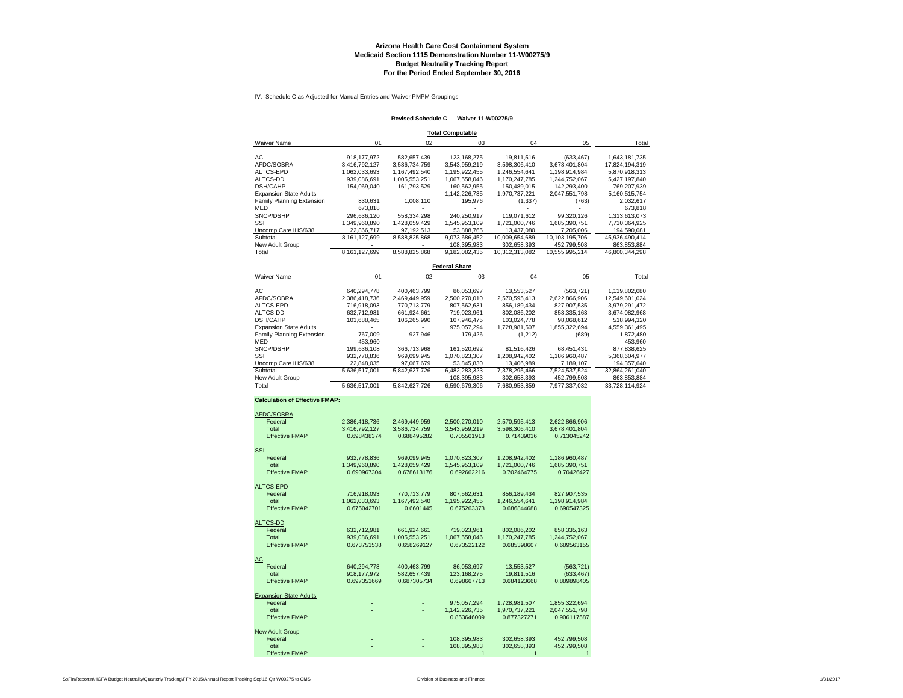# Arizona Health Care Cost Containment System
## Medicaid Section 1115 Demonstration Number 11-W00275/9
## Budget Neutrality Tracking Report
## For the Period Ended September 30, 2016

IV. Schedule C as Adjusted for Manual Entries and Waiver PMPM Groupings

**Revised Schedule C Waiver 11-W00275/9**

**Total Computable**

| Waiver Name | 01 | 02 | 03 | 04 | 05 | Total |
|---|---|---|---|---|---|---|
| AC | 918,177,972 | 582,657,439 | 123,168,275 | 19,811,516 | (633,467) | 1,643,181,735 |
| AFDC/SOBRA | 3,416,792,127 | 3,586,734,759 | 3,543,959,219 | 3,598,306,410 | 3,678,401,804 | 17,824,194,319 |
| ALTCS-EPD | 1,062,033,693 | 1,167,492,540 | 1,195,922,455 | 1,246,554,641 | 1,198,914,984 | 5,870,918,313 |
| ALTCS-DD | 939,086,691 | 1,005,553,251 | 1,067,558,046 | 1,170,247,785 | 1,244,752,067 | 5,427,197,840 |
| DSH/CAHP | 154,069,040 | 161,793,529 | 160,562,955 | 150,489,015 | 142,293,400 | 769,207,939 |
| Expansion State Adults | - | - | 1,142,226,735 | 1,970,737,221 | 2,047,551,798 | 5,160,515,754 |
| Family Planning Extension | 830,631 | 1,008,110 | 195,976 | (1,337) | (763) | 2,032,617 |
| MED | 673,818 | - | - | - | - | 673,818 |
| SNCP/DSHP | 296,636,120 | 558,334,298 | 240,250,917 | 119,071,612 | 99,320,126 | 1,313,613,073 |
| SSI | 1,349,960,890 | 1,428,059,429 | 1,545,953,109 | 1,721,000,746 | 1,685,390,751 | 7,730,364,925 |
| Uncomp Care IHS/638 | 22,866,717 | 97,192,513 | 53,888,765 | 13,437,080 | 7,205,006 | 194,590,081 |
| Subtotal | 8,161,127,699 | 8,588,825,868 | 9,073,686,452 | 10,009,654,689 | 10,103,195,706 | 45,936,490,414 |
| New Adult Group | - | - | 108,395,983 | 302,658,393 | 452,799,508 | 863,853,884 |
| Total | 8,161,127,699 | 8,588,825,868 | 9,182,082,435 | 10,312,313,082 | 10,555,995,214 | 46,800,344,298 |

**Federal Share**

| Waiver Name | 01 | 02 | 03 | 04 | 05 | Total |
|---|---|---|---|---|---|---|
| AC | 640,294,778 | 400,463,799 | 86,053,697 | 13,553,527 | (563,721) | 1,139,802,080 |
| AFDC/SOBRA | 2,386,418,736 | 2,469,449,959 | 2,500,270,010 | 2,570,595,413 | 2,622,866,906 | 12,549,601,024 |
| ALTCS-EPD | 716,918,093 | 770,713,779 | 807,562,631 | 856,189,434 | 827,907,535 | 3,979,291,472 |
| ALTCS-DD | 632,712,981 | 661,924,661 | 719,023,961 | 802,086,202 | 858,335,163 | 3,674,082,968 |
| DSH/CAHP | 103,688,465 | 106,265,990 | 107,946,475 | 103,024,778 | 98,068,612 | 518,994,320 |
| Expansion State Adults | - | - | 975,057,294 | 1,728,981,507 | 1,855,322,694 | 4,559,361,495 |
| Family Planning Extension | 767,009 | 927,946 | 179,426 | (1,212) | (689) | 1,872,480 |
| MED | 453,960 | - | - | - | - | 453,960 |
| SNCP/DSHP | 199,636,108 | 366,713,968 | 161,520,692 | 81,516,426 | 68,451,431 | 877,838,625 |
| SSI | 932,778,836 | 969,099,945 | 1,070,823,307 | 1,208,942,402 | 1,186,960,487 | 5,368,604,977 |
| Uncomp Care IHS/638 | 22,848,035 | 97,067,679 | 53,845,830 | 13,406,989 | 7,189,107 | 194,357,640 |
| Subtotal | 5,636,517,001 | 5,842,627,726 | 6,482,283,323 | 7,378,295,466 | 7,524,537,524 | 32,864,261,040 |
| New Adult Group | - | - | 108,395,983 | 302,658,393 | 452,799,508 | 863,853,884 |
| Total | 5,636,517,001 | 5,842,627,726 | 6,590,679,306 | 7,680,953,859 | 7,977,337,032 | 33,728,114,924 |

**Calculation of Effective FMAP:**

| | 01 | 02 | 03 | 04 | 05 |
|---|---|---|---|---|---|
| **AFDC/SOBRA** | | | | | |
| Federal | 2,386,418,736 | 2,469,449,959 | 2,500,270,010 | 2,570,595,413 | 2,622,866,906 |
| Total | 3,416,792,127 | 3,586,734,759 | 3,543,959,219 | 3,598,306,410 | 3,678,401,804 |
| Effective FMAP | 0.698438374 | 0.688495282 | 0.705501913 | 0.71439036 | 0.713045242 |
| **SSI** | | | | | |
| Federal | 932,778,836 | 969,099,945 | 1,070,823,307 | 1,208,942,402 | 1,186,960,487 |
| Total | 1,349,960,890 | 1,428,059,429 | 1,545,953,109 | 1,721,000,746 | 1,685,390,751 |
| Effective FMAP | 0.690967304 | 0.678613176 | 0.692662216 | 0.702464775 | 0.70426427 |
| **ALTCS-EPD** | | | | | |
| Federal | 716,918,093 | 770,713,779 | 807,562,631 | 856,189,434 | 827,907,535 |
| Total | 1,062,033,693 | 1,167,492,540 | 1,195,922,455 | 1,246,554,641 | 1,198,914,984 |
| Effective FMAP | 0.675042701 | 0.6601445 | 0.675263373 | 0.686844688 | 0.690547325 |
| **ALTCS-DD** | | | | | |
| Federal | 632,712,981 | 661,924,661 | 719,023,961 | 802,086,202 | 858,335,163 |
| Total | 939,086,691 | 1,005,553,251 | 1,067,558,046 | 1,170,247,785 | 1,244,752,067 |
| Effective FMAP | 0.673753538 | 0.658269127 | 0.673522122 | 0.685398607 | 0.689563155 |
| **AC** | | | | | |
| Federal | 640,294,778 | 400,463,799 | 86,053,697 | 13,553,527 | (563,721) |
| Total | 918,177,972 | 582,657,439 | 123,168,275 | 19,811,516 | (633,467) |
| Effective FMAP | 0.697353669 | 0.687305734 | 0.698667713 | 0.684123668 | 0.889898405 |
| **Expansion State Adults** | | | | | |
| Federal | - | - | 975,057,294 | 1,728,981,507 | 1,855,322,694 |
| Total | - | - | 1,142,226,735 | 1,970,737,221 | 2,047,551,798 |
| Effective FMAP | | | 0.853646009 | 0.877327271 | 0.906117587 |
| **New Adult Group** | | | | | |
| Federal | - | - | 108,395,983 | 302,658,393 | 452,799,508 |
| Total | - | - | 108,395,983 | 302,658,393 | 452,799,508 |
| Effective FMAP | | | 1 | 1 | 1 |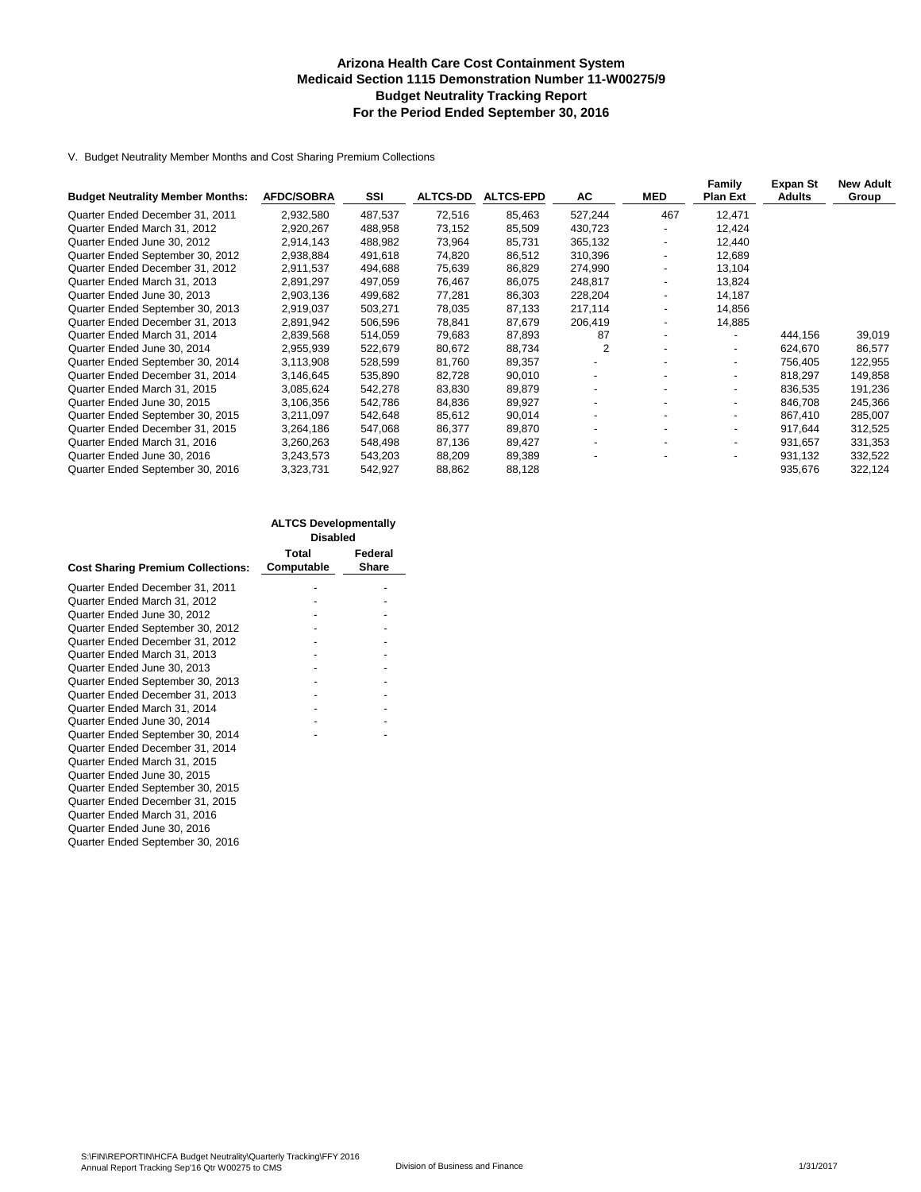# Arizona Health Care Cost Containment System
## Medicaid Section 1115 Demonstration Number 11-W00275/9
## Budget Neutrality Tracking Report
## For the Period Ended September 30, 2016

V. Budget Neutrality Member Months and Cost Sharing Premium Collections

| Budget Neutrality Member Months: | AFDC/SOBRA | SSI | ALTCS-DD | ALTCS-EPD | AC | MED | Family Plan Ext | Expan St Adults | New Adult Group |
|---|---|---|---|---|---|---|---|---|---|
| Quarter Ended December 31, 2011 | 2,932,580 | 487,537 | 72,516 | 85,463 | 527,244 | 467 | 12,471 | | |
| Quarter Ended March 31, 2012 | 2,920,267 | 488,958 | 73,152 | 85,509 | 430,723 | - | 12,424 | | |
| Quarter Ended June 30, 2012 | 2,914,143 | 488,982 | 73,964 | 85,731 | 365,132 | - | 12,440 | | |
| Quarter Ended September 30, 2012 | 2,938,884 | 491,618 | 74,820 | 86,512 | 310,396 | - | 12,689 | | |
| Quarter Ended December 31, 2012 | 2,911,537 | 494,688 | 75,639 | 86,829 | 274,990 | - | 13,104 | | |
| Quarter Ended March 31, 2013 | 2,891,297 | 497,059 | 76,467 | 86,075 | 248,817 | - | 13,824 | | |
| Quarter Ended June 30, 2013 | 2,903,136 | 499,682 | 77,281 | 86,303 | 228,204 | - | 14,187 | | |
| Quarter Ended September 30, 2013 | 2,919,037 | 503,271 | 78,035 | 87,133 | 217,114 | - | 14,856 | | |
| Quarter Ended December 31, 2013 | 2,891,942 | 506,596 | 78,841 | 87,679 | 206,419 | - | 14,885 | | |
| Quarter Ended March 31, 2014 | 2,839,568 | 514,059 | 79,683 | 87,893 | 87 | - | - | 444,156 | 39,019 |
| Quarter Ended June 30, 2014 | 2,955,939 | 522,679 | 80,672 | 88,734 | 2 | - | - | 624,670 | 86,577 |
| Quarter Ended September 30, 2014 | 3,113,908 | 528,599 | 81,760 | 89,357 | - | - | - | 756,405 | 122,955 |
| Quarter Ended December 31, 2014 | 3,146,645 | 535,890 | 82,728 | 90,010 | - | - | - | 818,297 | 149,858 |
| Quarter Ended March 31, 2015 | 3,085,624 | 542,278 | 83,830 | 89,879 | - | - | - | 836,535 | 191,236 |
| Quarter Ended June 30, 2015 | 3,106,356 | 542,786 | 84,836 | 89,927 | - | - | - | 846,708 | 245,366 |
| Quarter Ended September 30, 2015 | 3,211,097 | 542,648 | 85,612 | 90,014 | - | - | - | 867,410 | 285,007 |
| Quarter Ended December 31, 2015 | 3,264,186 | 547,068 | 86,377 | 89,870 | - | - | - | 917,644 | 312,525 |
| Quarter Ended March 31, 2016 | 3,260,263 | 548,498 | 87,136 | 89,427 | - | - | - | 931,657 | 331,353 |
| Quarter Ended June 30, 2016 | 3,243,573 | 543,203 | 88,209 | 89,389 | - | - | - | 931,132 | 332,522 |
| Quarter Ended September 30, 2016 | 3,323,731 | 542,927 | 88,862 | 88,128 | | | | 935,676 | 322,124 |

| | ALTCS Developmentally Disabled | |
|---|---|---|
| **Cost Sharing Premium Collections:** | **Total Computable** | **Federal Share** |
| Quarter Ended December 31, 2011 | - | - |
| Quarter Ended March 31, 2012 | - | - |
| Quarter Ended June 30, 2012 | - | - |
| Quarter Ended September 30, 2012 | - | - |
| Quarter Ended December 31, 2012 | - | - |
| Quarter Ended March 31, 2013 | - | - |
| Quarter Ended June 30, 2013 | - | - |
| Quarter Ended September 30, 2013 | - | - |
| Quarter Ended December 31, 2013 | - | - |
| Quarter Ended March 31, 2014 | - | - |
| Quarter Ended June 30, 2014 | - | - |
| Quarter Ended September 30, 2014 | - | - |
| Quarter Ended December 31, 2014 | | |
| Quarter Ended March 31, 2015 | | |
| Quarter Ended June 30, 2015 | | |
| Quarter Ended September 30, 2015 | | |
| Quarter Ended December 31, 2015 | | |
| Quarter Ended March 31, 2016 | | |
| Quarter Ended June 30, 2016 | | |
| Quarter Ended September 30, 2016 | | |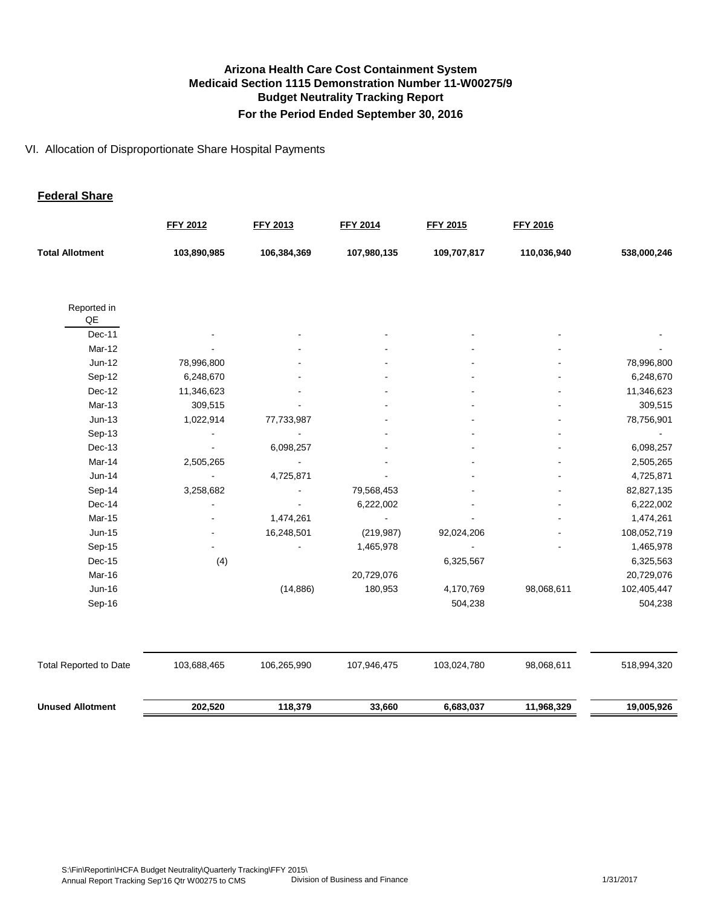# Arizona Health Care Cost Containment System
## Medicaid Section 1115 Demonstration Number 11-W00275/9
## Budget Neutrality Tracking Report
## For the Period Ended September 30, 2016

VI. Allocation of Disproportionate Share Hospital Payments

**Federal Share**

| | FFY 2012 | FFY 2013 | FFY 2014 | FFY 2015 | FFY 2016 | |
|---|---|---|---|---|---|---|
| **Total Allotment** | **103,890,985** | **106,384,369** | **107,980,135** | **109,707,817** | **110,036,940** | **538,000,246** |
| Reported in QE | | | | | | |
| Dec-11 | - | - | - | - | - | - |
| Mar-12 | - | - | - | - | - | - |
| Jun-12 | 78,996,800 | - | - | - | - | 78,996,800 |
| Sep-12 | 6,248,670 | - | - | - | - | 6,248,670 |
| Dec-12 | 11,346,623 | - | - | - | - | 11,346,623 |
| Mar-13 | 309,515 | - | - | - | - | 309,515 |
| Jun-13 | 1,022,914 | 77,733,987 | - | - | - | 78,756,901 |
| Sep-13 | - | - | - | - | - | - |
| Dec-13 | - | 6,098,257 | - | - | - | 6,098,257 |
| Mar-14 | 2,505,265 | - | - | - | - | 2,505,265 |
| Jun-14 | - | 4,725,871 | - | - | - | 4,725,871 |
| Sep-14 | 3,258,682 | - | 79,568,453 | - | - | 82,827,135 |
| Dec-14 | - | - | 6,222,002 | - | - | 6,222,002 |
| Mar-15 | - | 1,474,261 | - | - | - | 1,474,261 |
| Jun-15 | - | 16,248,501 | (219,987) | 92,024,206 | - | 108,052,719 |
| Sep-15 | - | - | 1,465,978 | - | - | 1,465,978 |
| Dec-15 | (4) | | | 6,325,567 | | 6,325,563 |
| Mar-16 | | | 20,729,076 | | | 20,729,076 |
| Jun-16 | | (14,886) | 180,953 | 4,170,769 | 98,068,611 | 102,405,447 |
| Sep-16 | | | | 504,238 | | 504,238 |
| Total Reported to Date | 103,688,465 | 106,265,990 | 107,946,475 | 103,024,780 | 98,068,611 | 518,994,320 |
| **Unused Allotment** | **202,520** | **118,379** | **33,660** | **6,683,037** | **11,968,329** | **19,005,926** |

S:\Fin\Reportin\HCFA Budget Neutrality\Quarterly Tracking\FFY 2015\
Annual Report Tracking Sep'16 Qtr W00275 to CMS — Division of Business and Finance — 1/31/2017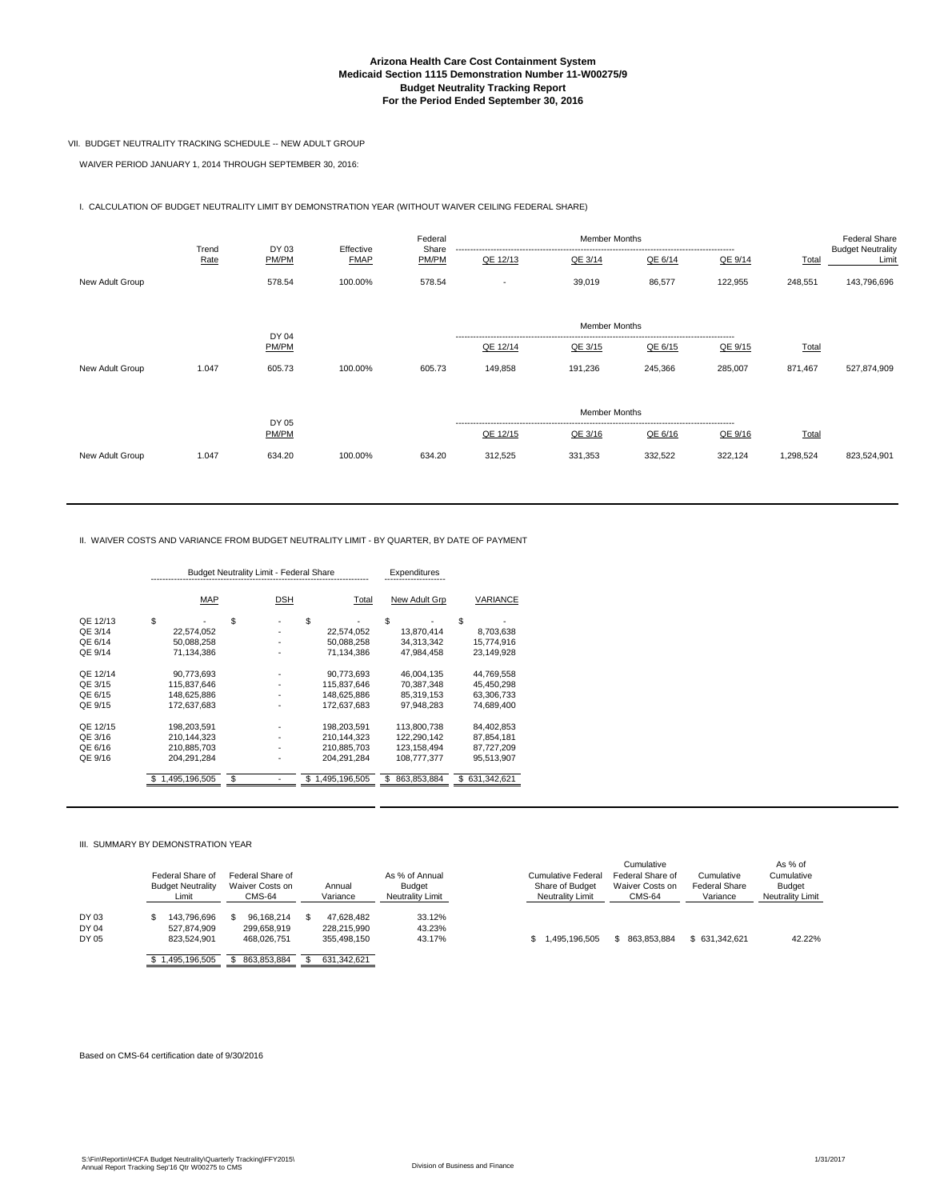# Arizona Health Care Cost Containment System
## Medicaid Section 1115 Demonstration Number 11-W00275/9
## Budget Neutrality Tracking Report
## For the Period Ended September 30, 2016

VII. BUDGET NEUTRALITY TRACKING SCHEDULE -- NEW ADULT GROUP

WAIVER PERIOD JANUARY 1, 2014 THROUGH SEPTEMBER 30, 2016:

I. CALCULATION OF BUDGET NEUTRALITY LIMIT BY DEMONSTRATION YEAR (WITHOUT WAIVER CEILING FEDERAL SHARE)

| | Trend Rate | DY 03 PM/PM | Effective FMAP | Federal Share PM/PM | Member Months QE 12/13 | QE 3/14 | QE 6/14 | QE 9/14 | Total | Federal Share Budget Neutrality Limit |
|---|---|---|---|---|---|---|---|---|---|---|
| New Adult Group | | 578.54 | 100.00% | 578.54 | - | 39,019 | 86,577 | 122,955 | 248,551 | 143,796,696 |

| | Trend Rate | DY 04 PM/PM | Effective FMAP | Federal Share PM/PM | Member Months QE 12/14 | QE 3/15 | QE 6/15 | QE 9/15 | Total | Federal Share Budget Neutrality Limit |
|---|---|---|---|---|---|---|---|---|---|---|
| New Adult Group | 1.047 | 605.73 | 100.00% | 605.73 | 149,858 | 191,236 | 245,366 | 285,007 | 871,467 | 527,874,909 |

| | Trend Rate | DY 05 PM/PM | Effective FMAP | Federal Share PM/PM | Member Months QE 12/15 | QE 3/16 | QE 6/16 | QE 9/16 | Total | Federal Share Budget Neutrality Limit |
|---|---|---|---|---|---|---|---|---|---|---|
| New Adult Group | 1.047 | 634.20 | 100.00% | 634.20 | 312,525 | 331,353 | 332,522 | 322,124 | 1,298,524 | 823,524,901 |

II. WAIVER COSTS AND VARIANCE FROM BUDGET NEUTRALITY LIMIT - BY QUARTER, BY DATE OF PAYMENT

| | Budget Neutrality Limit - Federal Share | | | Expenditures | |
|---|---|---|---|---|---|
| | MAP | DSH | Total | New Adult Grp | VARIANCE |
| QE 12/13 | $ - | $ - | $ - | $ - | $ - |
| QE 3/14 | 22,574,052 | - | 22,574,052 | 13,870,414 | 8,703,638 |
| QE 6/14 | 50,088,258 | - | 50,088,258 | 34,313,342 | 15,774,916 |
| QE 9/14 | 71,134,386 | - | 71,134,386 | 47,984,458 | 23,149,928 |
| QE 12/14 | 90,773,693 | - | 90,773,693 | 46,004,135 | 44,769,558 |
| QE 3/15 | 115,837,646 | - | 115,837,646 | 70,387,348 | 45,450,298 |
| QE 6/15 | 148,625,886 | - | 148,625,886 | 85,319,153 | 63,306,733 |
| QE 9/15 | 172,637,683 | - | 172,637,683 | 97,948,283 | 74,689,400 |
| QE 12/15 | 198,203,591 | - | 198,203,591 | 113,800,738 | 84,402,853 |
| QE 3/16 | 210,144,323 | - | 210,144,323 | 122,290,142 | 87,854,181 |
| QE 6/16 | 210,885,703 | - | 210,885,703 | 123,158,494 | 87,727,209 |
| QE 9/16 | 204,291,284 | - | 204,291,284 | 108,777,377 | 95,513,907 |
| | $ 1,495,196,505 | $ - | $ 1,495,196,505 | $ 863,853,884 | $ 631,342,621 |

III. SUMMARY BY DEMONSTRATION YEAR

| | Federal Share of Budget Neutrality Limit | Federal Share of Waiver Costs on CMS-64 | Annual Variance | As % of Annual Budget Neutrality Limit | Cumulative Federal Share of Budget Neutrality Limit | Cumulative Federal Share of Waiver Costs on CMS-64 | Cumulative Federal Share Variance | As % of Cumulative Budget Neutrality Limit |
|---|---|---|---|---|---|---|---|---|
| DY 03 | $ 143,796,696 | $ 96,168,214 | $ 47,628,482 | 33.12% | | | | |
| DY 04 | 527,874,909 | 299,658,919 | 228,215,990 | 43.23% | | | | |
| DY 05 | 823,524,901 | 468,026,751 | 355,498,150 | 43.17% | $ 1,495,196,505 | $ 863,853,884 | $ 631,342,621 | 42.22% |
| | $ 1,495,196,505 | $ 863,853,884 | $ 631,342,621 | | | | | |

Based on CMS-64 certification date of 9/30/2016